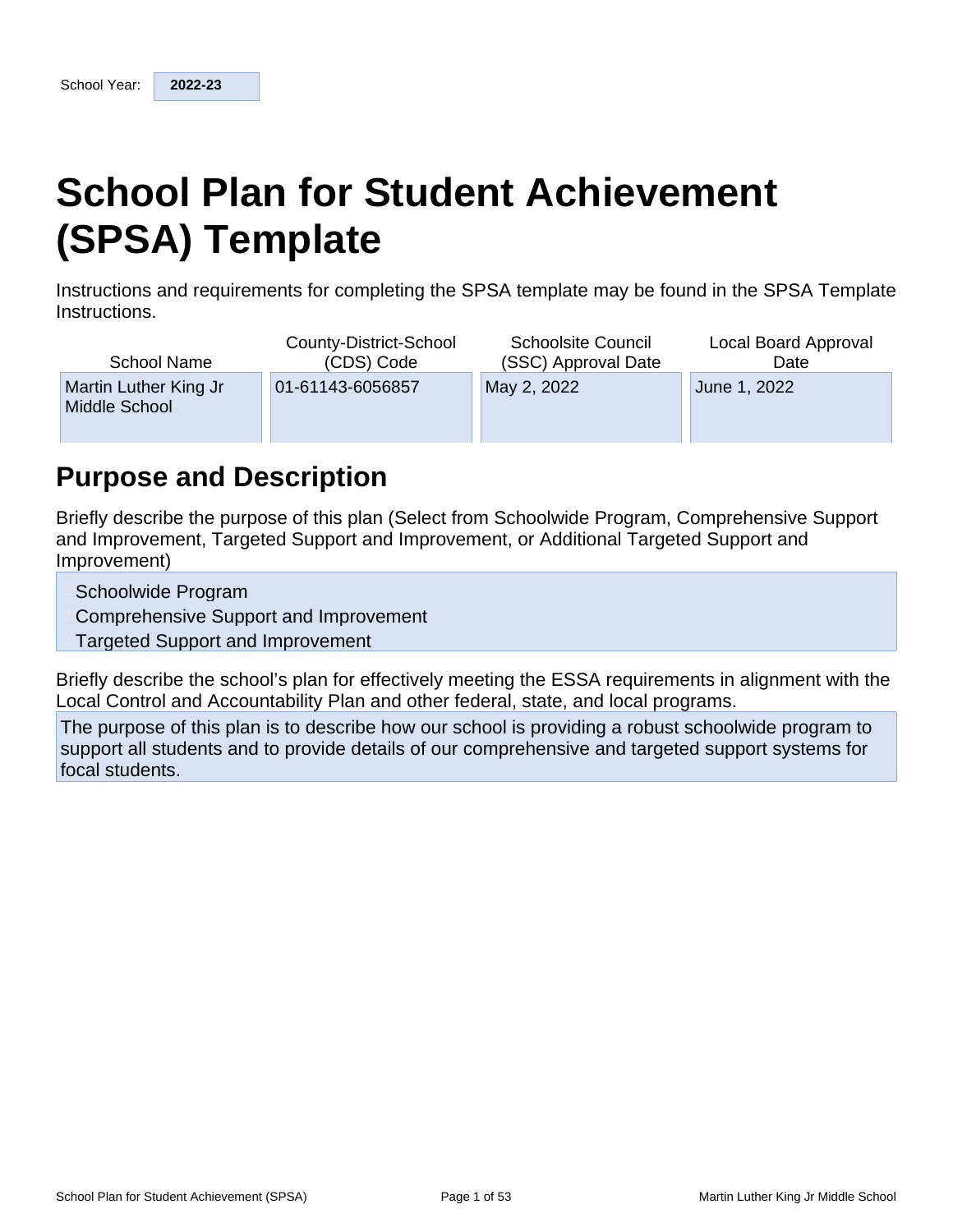School Year: **2022-23**

# School Plan for Student Achievement (SPSA) Template

Instructions and requirements for completing the SPSA template may be found in the SPSA Template Instructions.

| School Name | County-District-School (CDS) Code | Schoolsite Council (SSC) Approval Date | Local Board Approval Date |
| --- | --- | --- | --- |
| Martin Luther King Jr Middle School | 01-61143-6056857 | May 2, 2022 | June 1, 2022 |

## Purpose and Description

Briefly describe the purpose of this plan (Select from Schoolwide Program, Comprehensive Support and Improvement, Targeted Support and Improvement, or Additional Targeted Support and Improvement)

- Schoolwide Program
- Comprehensive Support and Improvement
- Targeted Support and Improvement

Briefly describe the school's plan for effectively meeting the ESSA requirements in alignment with the Local Control and Accountability Plan and other federal, state, and local programs.

The purpose of this plan is to describe how our school is providing a robust schoolwide program to support all students and to provide details of our comprehensive and targeted support systems for focal students.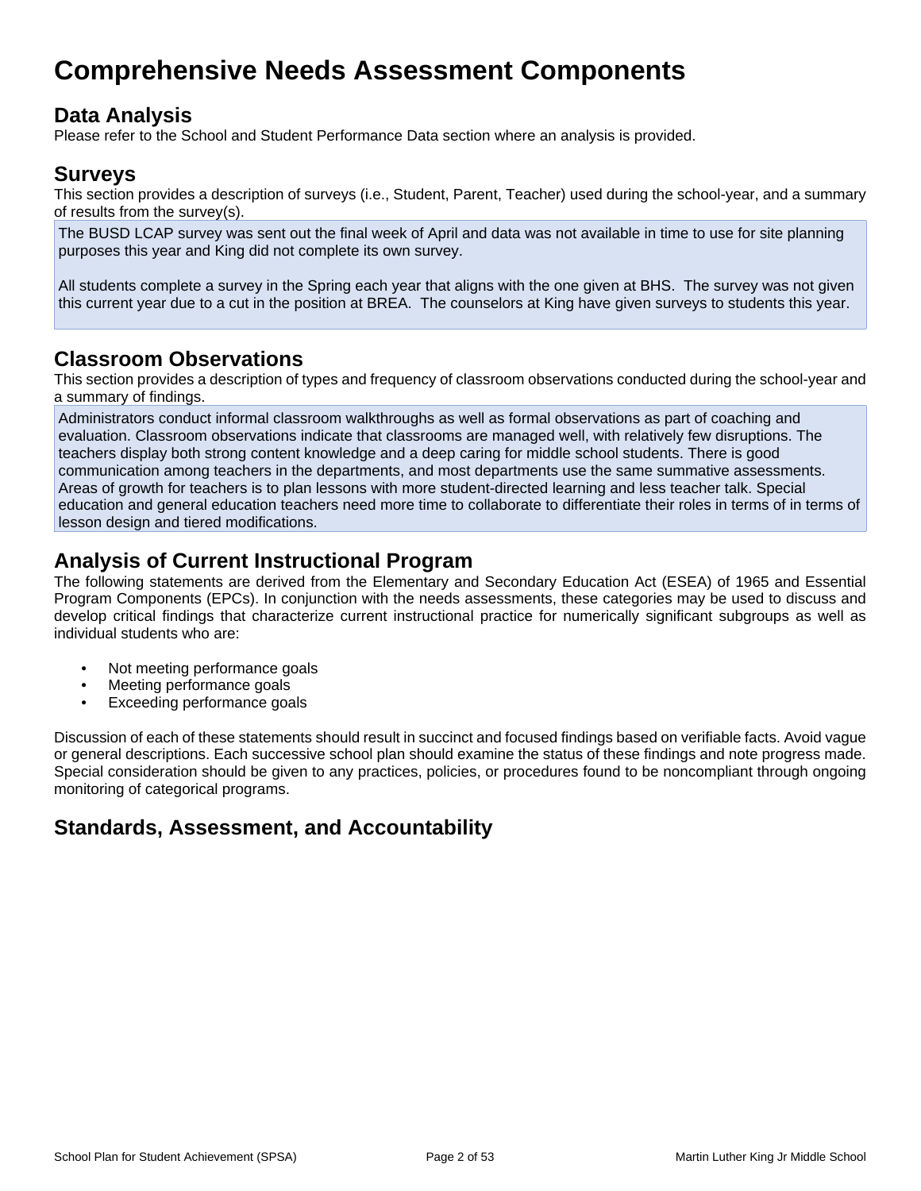# Comprehensive Needs Assessment Components

## Data Analysis

Please refer to the School and Student Performance Data section where an analysis is provided.

## Surveys

This section provides a description of surveys (i.e., Student, Parent, Teacher) used during the school-year, and a summary of results from the survey(s).

The BUSD LCAP survey was sent out the final week of April and data was not available in time to use for site planning purposes this year and King did not complete its own survey.

All students complete a survey in the Spring each year that aligns with the one given at BHS. The survey was not given this current year due to a cut in the position at BREA. The counselors at King have given surveys to students this year.

## Classroom Observations

This section provides a description of types and frequency of classroom observations conducted during the school-year and a summary of findings.

Administrators conduct informal classroom walkthroughs as well as formal observations as part of coaching and evaluation. Classroom observations indicate that classrooms are managed well, with relatively few disruptions. The teachers display both strong content knowledge and a deep caring for middle school students. There is good communication among teachers in the departments, and most departments use the same summative assessments. Areas of growth for teachers is to plan lessons with more student-directed learning and less teacher talk. Special education and general education teachers need more time to collaborate to differentiate their roles in terms of in terms of lesson design and tiered modifications.

## Analysis of Current Instructional Program

The following statements are derived from the Elementary and Secondary Education Act (ESEA) of 1965 and Essential Program Components (EPCs). In conjunction with the needs assessments, these categories may be used to discuss and develop critical findings that characterize current instructional practice for numerically significant subgroups as well as individual students who are:

- Not meeting performance goals
- Meeting performance goals
- Exceeding performance goals

Discussion of each of these statements should result in succinct and focused findings based on verifiable facts. Avoid vague or general descriptions. Each successive school plan should examine the status of these findings and note progress made. Special consideration should be given to any practices, policies, or procedures found to be noncompliant through ongoing monitoring of categorical programs.

## Standards, Assessment, and Accountability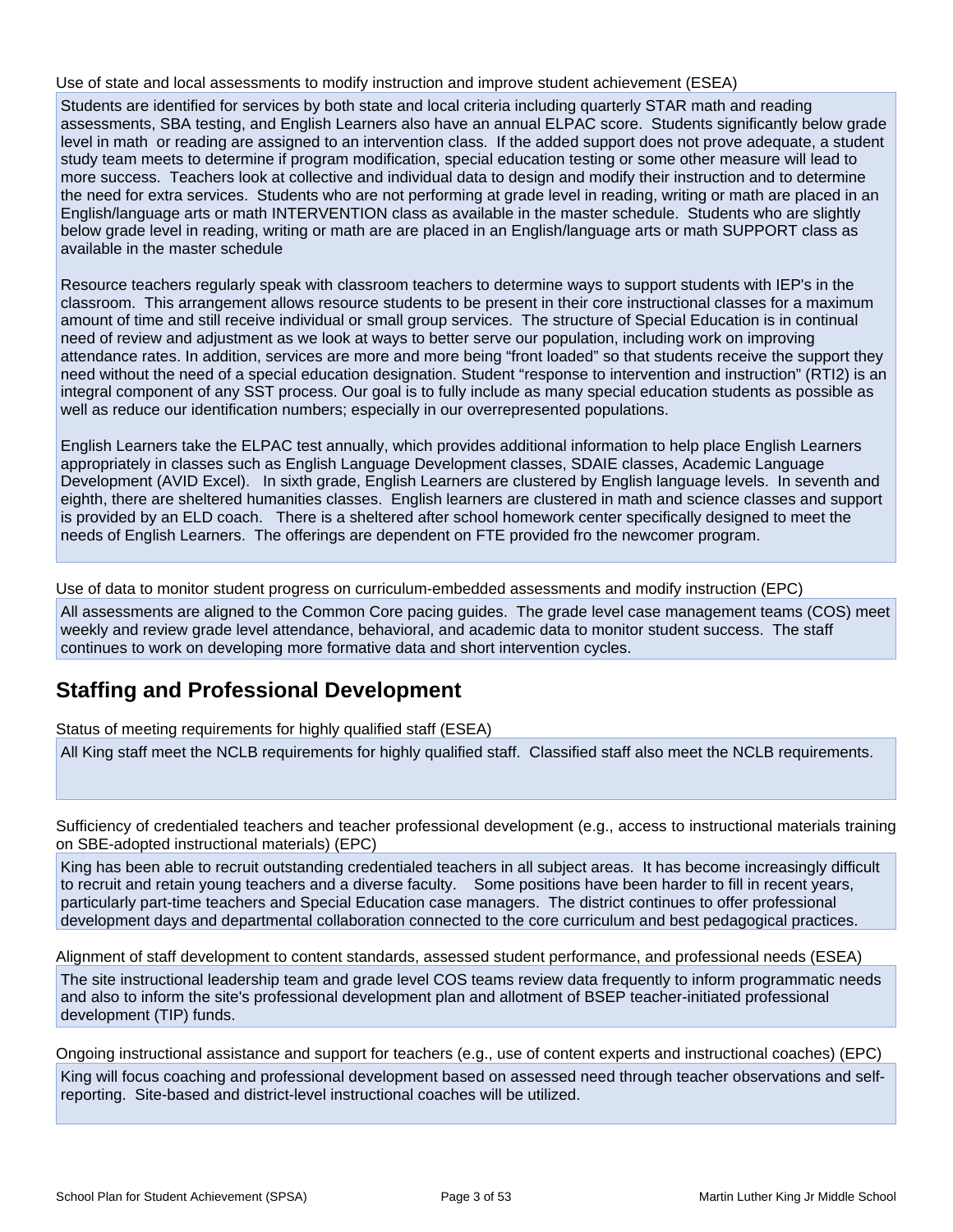Use of state and local assessments to modify instruction and improve student achievement (ESEA)

Students are identified for services by both state and local criteria including quarterly STAR math and reading assessments, SBA testing, and English Learners also have an annual ELPAC score. Students significantly below grade level in math or reading are assigned to an intervention class. If the added support does not prove adequate, a student study team meets to determine if program modification, special education testing or some other measure will lead to more success. Teachers look at collective and individual data to design and modify their instruction and to determine the need for extra services. Students who are not performing at grade level in reading, writing or math are placed in an English/language arts or math INTERVENTION class as available in the master schedule. Students who are slightly below grade level in reading, writing or math are are placed in an English/language arts or math SUPPORT class as available in the master schedule

Resource teachers regularly speak with classroom teachers to determine ways to support students with IEP's in the classroom. This arrangement allows resource students to be present in their core instructional classes for a maximum amount of time and still receive individual or small group services. The structure of Special Education is in continual need of review and adjustment as we look at ways to better serve our population, including work on improving attendance rates. In addition, services are more and more being "front loaded" so that students receive the support they need without the need of a special education designation. Student "response to intervention and instruction" (RTI2) is an integral component of any SST process. Our goal is to fully include as many special education students as possible as well as reduce our identification numbers; especially in our overrepresented populations.

English Learners take the ELPAC test annually, which provides additional information to help place English Learners appropriately in classes such as English Language Development classes, SDAIE classes, Academic Language Development (AVID Excel). In sixth grade, English Learners are clustered by English language levels. In seventh and eighth, there are sheltered humanities classes. English learners are clustered in math and science classes and support is provided by an ELD coach. There is a sheltered after school homework center specifically designed to meet the needs of English Learners. The offerings are dependent on FTE provided fro the newcomer program.

Use of data to monitor student progress on curriculum-embedded assessments and modify instruction (EPC)

All assessments are aligned to the Common Core pacing guides. The grade level case management teams (COS) meet weekly and review grade level attendance, behavioral, and academic data to monitor student success. The staff continues to work on developing more formative data and short intervention cycles.

## Staffing and Professional Development

Status of meeting requirements for highly qualified staff (ESEA)

All King staff meet the NCLB requirements for highly qualified staff. Classified staff also meet the NCLB requirements.

Sufficiency of credentialed teachers and teacher professional development (e.g., access to instructional materials training on SBE-adopted instructional materials) (EPC)

King has been able to recruit outstanding credentialed teachers in all subject areas. It has become increasingly difficult to recruit and retain young teachers and a diverse faculty. Some positions have been harder to fill in recent years, particularly part-time teachers and Special Education case managers. The district continues to offer professional development days and departmental collaboration connected to the core curriculum and best pedagogical practices.

Alignment of staff development to content standards, assessed student performance, and professional needs (ESEA)

The site instructional leadership team and grade level COS teams review data frequently to inform programmatic needs and also to inform the site's professional development plan and allotment of BSEP teacher-initiated professional development (TIP) funds.

Ongoing instructional assistance and support for teachers (e.g., use of content experts and instructional coaches) (EPC)

King will focus coaching and professional development based on assessed need through teacher observations and self-reporting. Site-based and district-level instructional coaches will be utilized.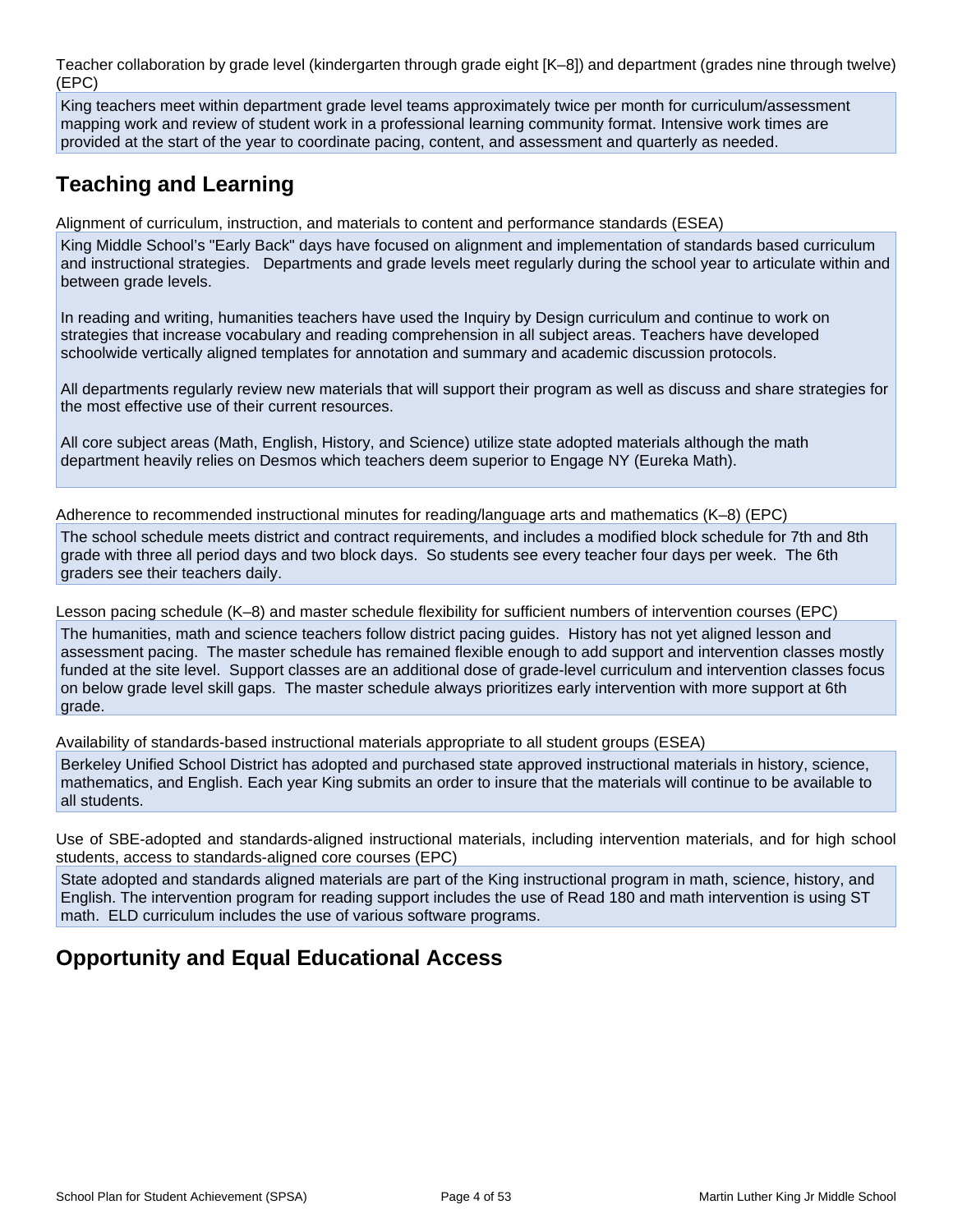Teacher collaboration by grade level (kindergarten through grade eight [K–8]) and department (grades nine through twelve) (EPC)

King teachers meet within department grade level teams approximately twice per month for curriculum/assessment mapping work and review of student work in a professional learning community format. Intensive work times are provided at the start of the year to coordinate pacing, content, and assessment and quarterly as needed.

## Teaching and Learning

Alignment of curriculum, instruction, and materials to content and performance standards (ESEA)

King Middle School's "Early Back" days have focused on alignment and implementation of standards based curriculum and instructional strategies. Departments and grade levels meet regularly during the school year to articulate within and between grade levels.

In reading and writing, humanities teachers have used the Inquiry by Design curriculum and continue to work on strategies that increase vocabulary and reading comprehension in all subject areas. Teachers have developed schoolwide vertically aligned templates for annotation and summary and academic discussion protocols.

All departments regularly review new materials that will support their program as well as discuss and share strategies for the most effective use of their current resources.

All core subject areas (Math, English, History, and Science) utilize state adopted materials although the math department heavily relies on Desmos which teachers deem superior to Engage NY (Eureka Math).

Adherence to recommended instructional minutes for reading/language arts and mathematics (K–8) (EPC)

The school schedule meets district and contract requirements, and includes a modified block schedule for 7th and 8th grade with three all period days and two block days. So students see every teacher four days per week. The 6th graders see their teachers daily.

Lesson pacing schedule (K–8) and master schedule flexibility for sufficient numbers of intervention courses (EPC)

The humanities, math and science teachers follow district pacing guides. History has not yet aligned lesson and assessment pacing. The master schedule has remained flexible enough to add support and intervention classes mostly funded at the site level. Support classes are an additional dose of grade-level curriculum and intervention classes focus on below grade level skill gaps. The master schedule always prioritizes early intervention with more support at 6th grade.

Availability of standards-based instructional materials appropriate to all student groups (ESEA)

Berkeley Unified School District has adopted and purchased state approved instructional materials in history, science, mathematics, and English. Each year King submits an order to insure that the materials will continue to be available to all students.

Use of SBE-adopted and standards-aligned instructional materials, including intervention materials, and for high school students, access to standards-aligned core courses (EPC)

State adopted and standards aligned materials are part of the King instructional program in math, science, history, and English. The intervention program for reading support includes the use of Read 180 and math intervention is using ST math. ELD curriculum includes the use of various software programs.

## Opportunity and Equal Educational Access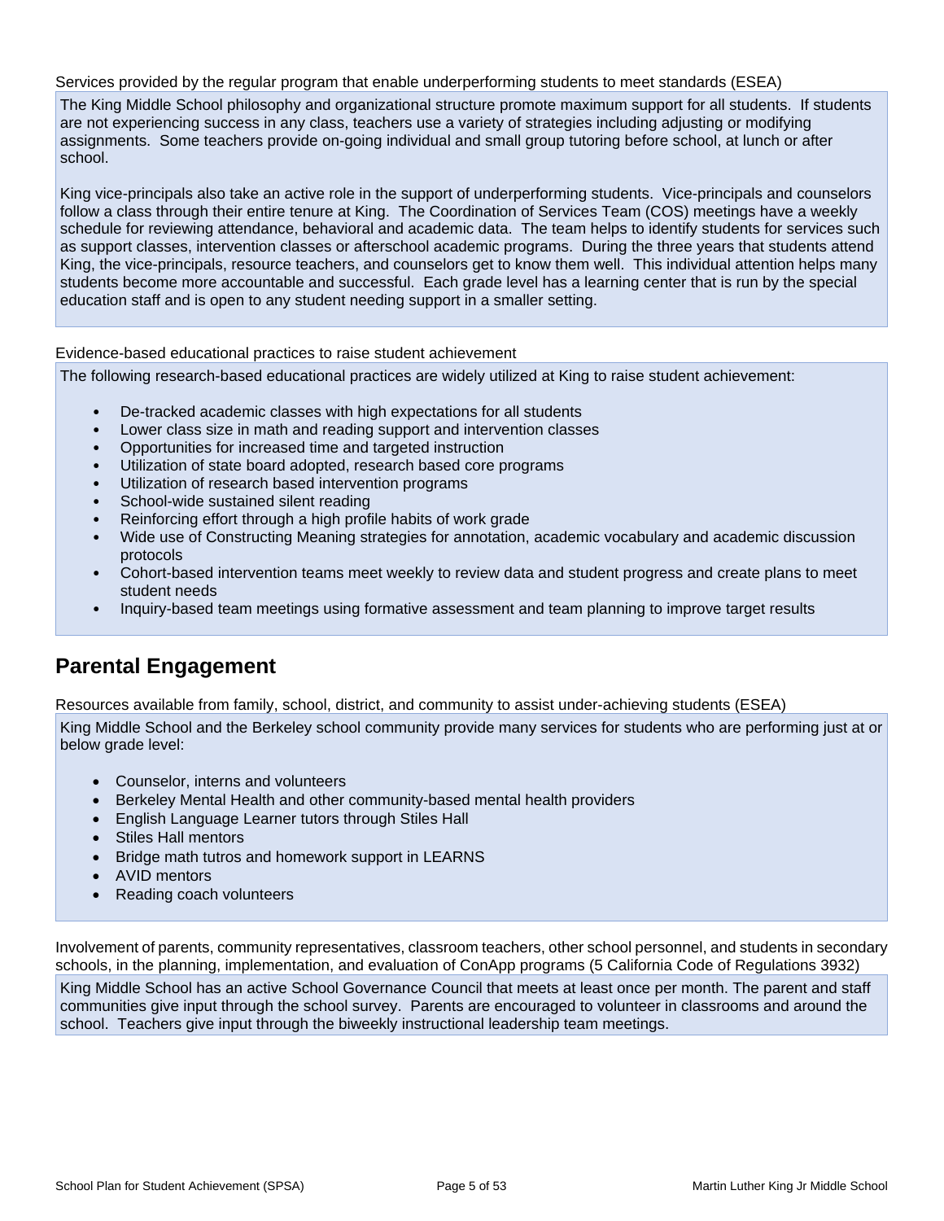Services provided by the regular program that enable underperforming students to meet standards (ESEA)

The King Middle School philosophy and organizational structure promote maximum support for all students. If students are not experiencing success in any class, teachers use a variety of strategies including adjusting or modifying assignments. Some teachers provide on-going individual and small group tutoring before school, at lunch or after school.

King vice-principals also take an active role in the support of underperforming students. Vice-principals and counselors follow a class through their entire tenure at King. The Coordination of Services Team (COS) meetings have a weekly schedule for reviewing attendance, behavioral and academic data. The team helps to identify students for services such as support classes, intervention classes or afterschool academic programs. During the three years that students attend King, the vice-principals, resource teachers, and counselors get to know them well. This individual attention helps many students become more accountable and successful. Each grade level has a learning center that is run by the special education staff and is open to any student needing support in a smaller setting.

Evidence-based educational practices to raise student achievement

The following research-based educational practices are widely utilized at King to raise student achievement:

- De-tracked academic classes with high expectations for all students
- Lower class size in math and reading support and intervention classes
- Opportunities for increased time and targeted instruction
- Utilization of state board adopted, research based core programs
- Utilization of research based intervention programs
- School-wide sustained silent reading
- Reinforcing effort through a high profile habits of work grade
- Wide use of Constructing Meaning strategies for annotation, academic vocabulary and academic discussion protocols
- Cohort-based intervention teams meet weekly to review data and student progress and create plans to meet student needs
- Inquiry-based team meetings using formative assessment and team planning to improve target results

## Parental Engagement

Resources available from family, school, district, and community to assist under-achieving students (ESEA)

King Middle School and the Berkeley school community provide many services for students who are performing just at or below grade level:

- Counselor, interns and volunteers
- Berkeley Mental Health and other community-based mental health providers
- English Language Learner tutors through Stiles Hall
- Stiles Hall mentors
- Bridge math tutros and homework support in LEARNS
- AVID mentors
- Reading coach volunteers

Involvement of parents, community representatives, classroom teachers, other school personnel, and students in secondary schools, in the planning, implementation, and evaluation of ConApp programs (5 California Code of Regulations 3932)

King Middle School has an active School Governance Council that meets at least once per month. The parent and staff communities give input through the school survey. Parents are encouraged to volunteer in classrooms and around the school. Teachers give input through the biweekly instructional leadership team meetings.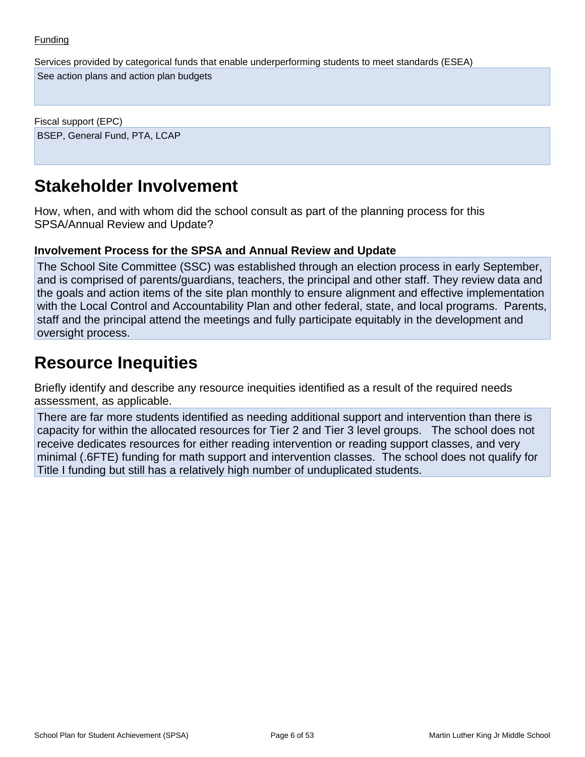Funding

Services provided by categorical funds that enable underperforming students to meet standards (ESEA)

See action plans and action plan budgets

Fiscal support (EPC)

BSEP, General Fund, PTA, LCAP

# Stakeholder Involvement

How, when, and with whom did the school consult as part of the planning process for this SPSA/Annual Review and Update?

### Involvement Process for the SPSA and Annual Review and Update

The School Site Committee (SSC) was established through an election process in early September, and is comprised of parents/guardians, teachers, the principal and other staff. They review data and the goals and action items of the site plan monthly to ensure alignment and effective implementation with the Local Control and Accountability Plan and other federal, state, and local programs. Parents, staff and the principal attend the meetings and fully participate equitably in the development and oversight process.

# Resource Inequities

Briefly identify and describe any resource inequities identified as a result of the required needs assessment, as applicable.

There are far more students identified as needing additional support and intervention than there is capacity for within the allocated resources for Tier 2 and Tier 3 level groups. The school does not receive dedicates resources for either reading intervention or reading support classes, and very minimal (.6FTE) funding for math support and intervention classes. The school does not qualify for Title I funding but still has a relatively high number of unduplicated students.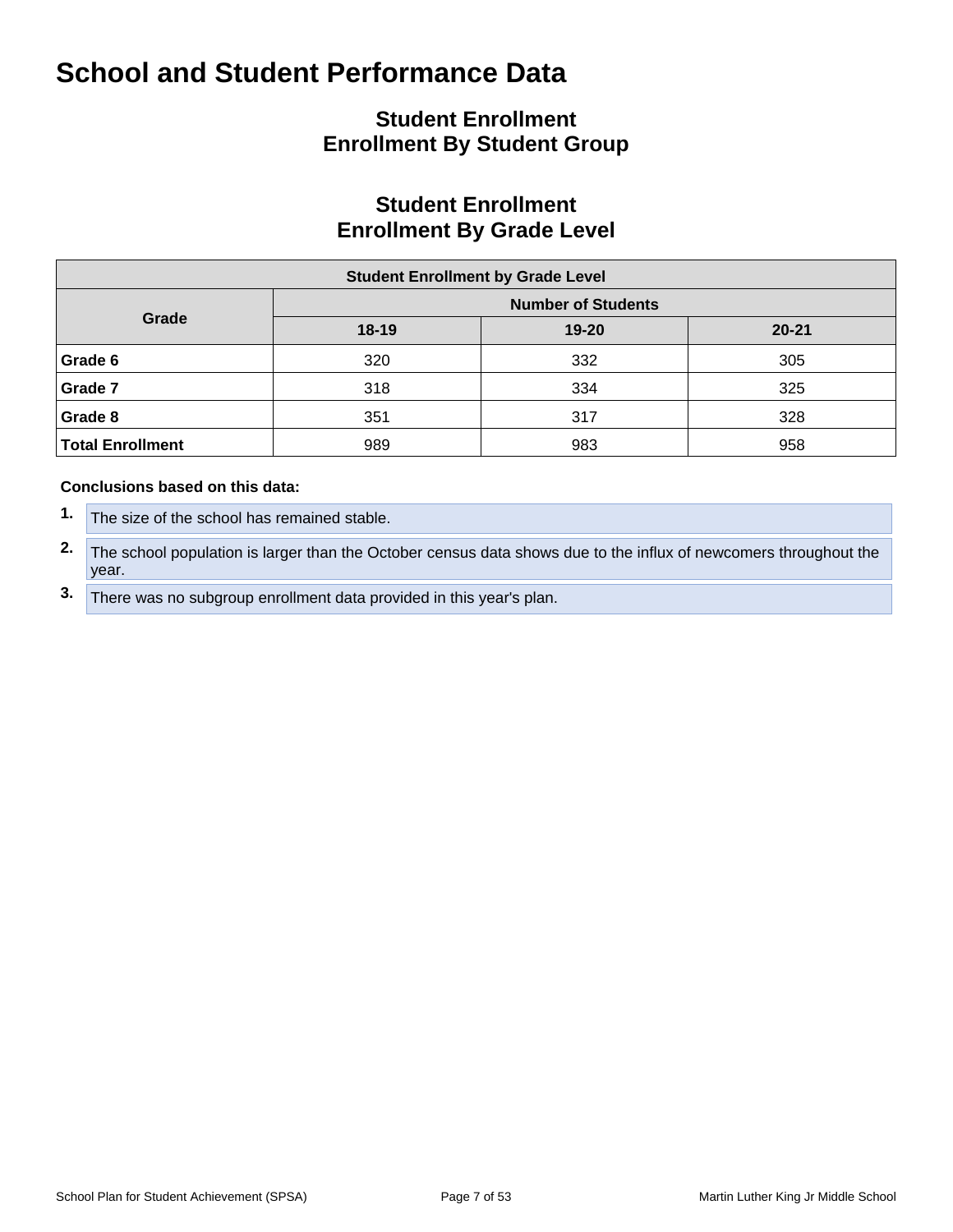# School and Student Performance Data

## Student Enrollment
## Enrollment By Student Group

## Student Enrollment
## Enrollment By Grade Level

| Student Enrollment by Grade Level | | | |
|---|---|---|---|
| **Grade** | **Number of Students** | | |
| | **18-19** | **19-20** | **20-21** |
| **Grade 6** | 320 | 332 | 305 |
| **Grade 7** | 318 | 334 | 325 |
| **Grade 8** | 351 | 317 | 328 |
| **Total Enrollment** | 989 | 983 | 958 |

**Conclusions based on this data:**

1. The size of the school has remained stable.
2. The school population is larger than the October census data shows due to the influx of newcomers throughout the year.
3. There was no subgroup enrollment data provided in this year's plan.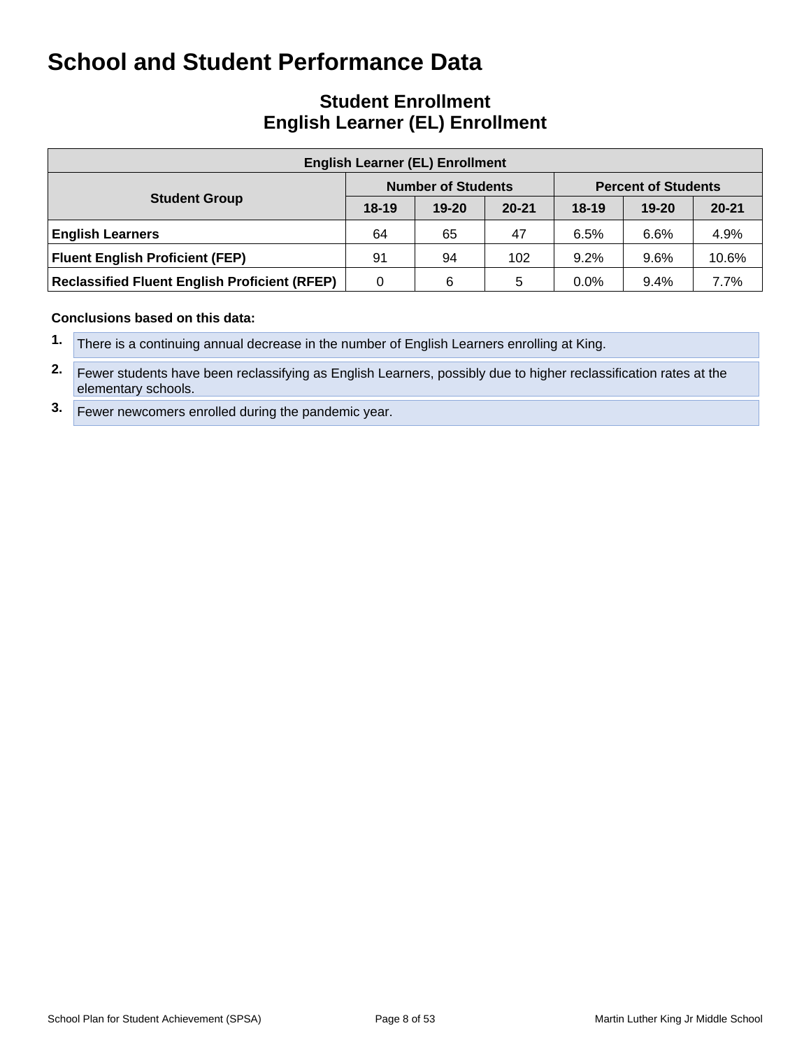# School and Student Performance Data

## Student Enrollment
## English Learner (EL) Enrollment

| English Learner (EL) Enrollment | | | | | | |
|---|---|---|---|---|---|---|
| **Student Group** | **Number of Students** | | | **Percent of Students** | | |
| | **18-19** | **19-20** | **20-21** | **18-19** | **19-20** | **20-21** |
| **English Learners** | 64 | 65 | 47 | 6.5% | 6.6% | 4.9% |
| **Fluent English Proficient (FEP)** | 91 | 94 | 102 | 9.2% | 9.6% | 10.6% |
| **Reclassified Fluent English Proficient (RFEP)** | 0 | 6 | 5 | 0.0% | 9.4% | 7.7% |

**Conclusions based on this data:**

1. There is a continuing annual decrease in the number of English Learners enrolling at King.
2. Fewer students have been reclassifying as English Learners, possibly due to higher reclassification rates at the elementary schools.
3. Fewer newcomers enrolled during the pandemic year.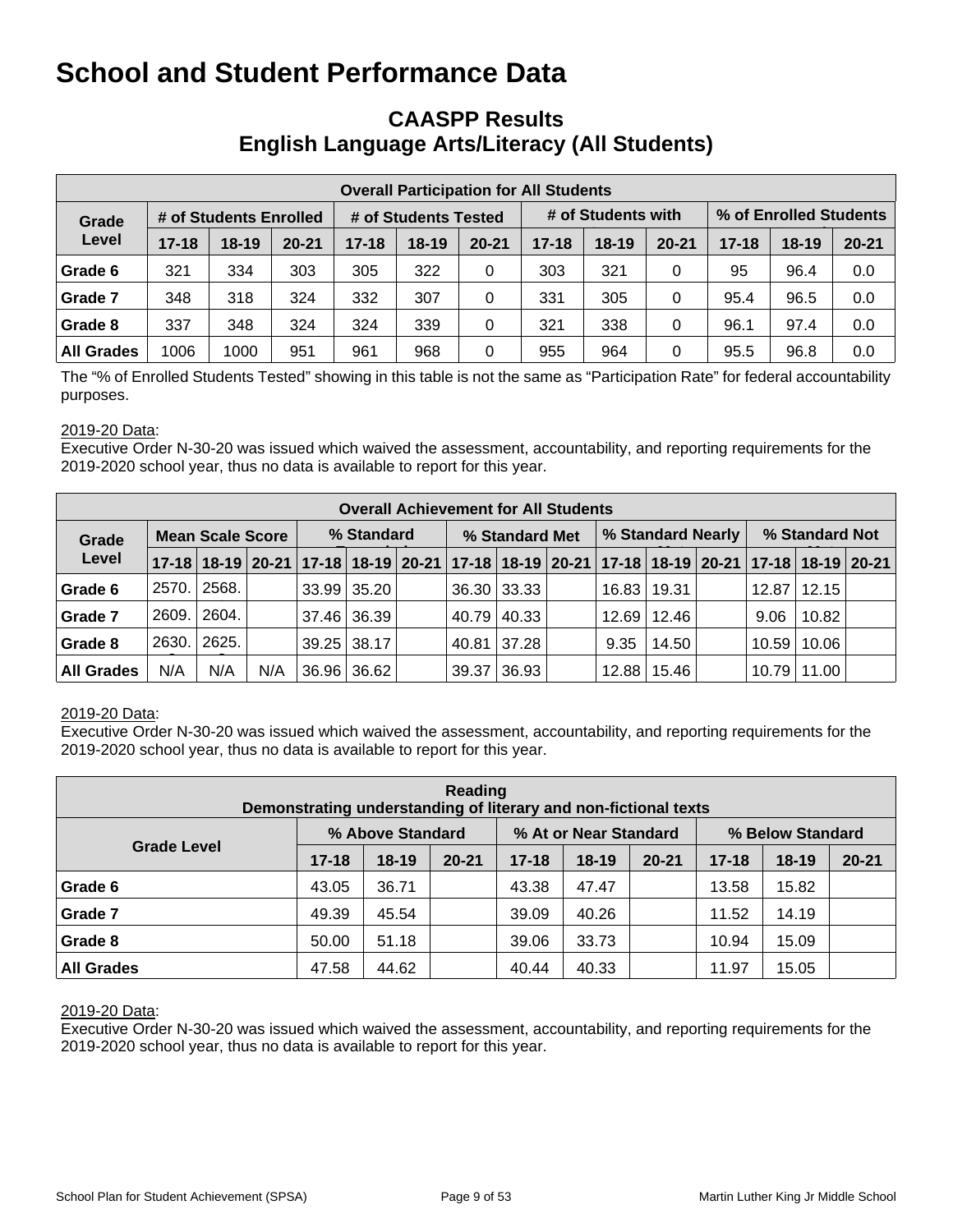# School and Student Performance Data

## CAASPP Results
## English Language Arts/Literacy (All Students)

| Overall Participation for All Students | | | | | | | | | | | | |
|---|---|---|---|---|---|---|---|---|---|---|---|---|
| Grade Level | # of Students Enrolled | | | # of Students Tested | | | # of Students with | | | % of Enrolled Students | | |
| | 17-18 | 18-19 | 20-21 | 17-18 | 18-19 | 20-21 | 17-18 | 18-19 | 20-21 | 17-18 | 18-19 | 20-21 |
| Grade 6 | 321 | 334 | 303 | 305 | 322 | 0 | 303 | 321 | 0 | 95 | 96.4 | 0.0 |
| Grade 7 | 348 | 318 | 324 | 332 | 307 | 0 | 331 | 305 | 0 | 95.4 | 96.5 | 0.0 |
| Grade 8 | 337 | 348 | 324 | 324 | 339 | 0 | 321 | 338 | 0 | 96.1 | 97.4 | 0.0 |
| All Grades | 1006 | 1000 | 951 | 961 | 968 | 0 | 955 | 964 | 0 | 95.5 | 96.8 | 0.0 |

The "% of Enrolled Students Tested" showing in this table is not the same as "Participation Rate" for federal accountability purposes.

2019-20 Data:
Executive Order N-30-20 was issued which waived the assessment, accountability, and reporting requirements for the 2019-2020 school year, thus no data is available to report for this year.

| Overall Achievement for All Students | | | | | | | | | | | | | | | |
|---|---|---|---|---|---|---|---|---|---|---|---|---|---|---|---|
| Grade Level | Mean Scale Score | | | % Standard | | | % Standard Met | | | % Standard Nearly | | | % Standard Not | | |
| | 17-18 | 18-19 | 20-21 | 17-18 | 18-19 | 20-21 | 17-18 | 18-19 | 20-21 | 17-18 | 18-19 | 20-21 | 17-18 | 18-19 | 20-21 |
| Grade 6 | 2570. | 2568. | | 33.99 | 35.20 | | 36.30 | 33.33 | | 16.83 | 19.31 | | 12.87 | 12.15 | |
| Grade 7 | 2609. | 2604. | | 37.46 | 36.39 | | 40.79 | 40.33 | | 12.69 | 12.46 | | 9.06 | 10.82 | |
| Grade 8 | 2630. | 2625. | | 39.25 | 38.17 | | 40.81 | 37.28 | | 9.35 | 14.50 | | 10.59 | 10.06 | |
| All Grades | N/A | N/A | N/A | 36.96 | 36.62 | | 39.37 | 36.93 | | 12.88 | 15.46 | | 10.79 | 11.00 | |

2019-20 Data:
Executive Order N-30-20 was issued which waived the assessment, accountability, and reporting requirements for the 2019-2020 school year, thus no data is available to report for this year.

| Reading<br>Demonstrating understanding of literary and non-fictional texts | | | | | | | | | |
|---|---|---|---|---|---|---|---|---|---|
| Grade Level | % Above Standard | | | % At or Near Standard | | | % Below Standard | | |
| | 17-18 | 18-19 | 20-21 | 17-18 | 18-19 | 20-21 | 17-18 | 18-19 | 20-21 |
| Grade 6 | 43.05 | 36.71 | | 43.38 | 47.47 | | 13.58 | 15.82 | |
| Grade 7 | 49.39 | 45.54 | | 39.09 | 40.26 | | 11.52 | 14.19 | |
| Grade 8 | 50.00 | 51.18 | | 39.06 | 33.73 | | 10.94 | 15.09 | |
| All Grades | 47.58 | 44.62 | | 40.44 | 40.33 | | 11.97 | 15.05 | |

2019-20 Data:
Executive Order N-30-20 was issued which waived the assessment, accountability, and reporting requirements for the 2019-2020 school year, thus no data is available to report for this year.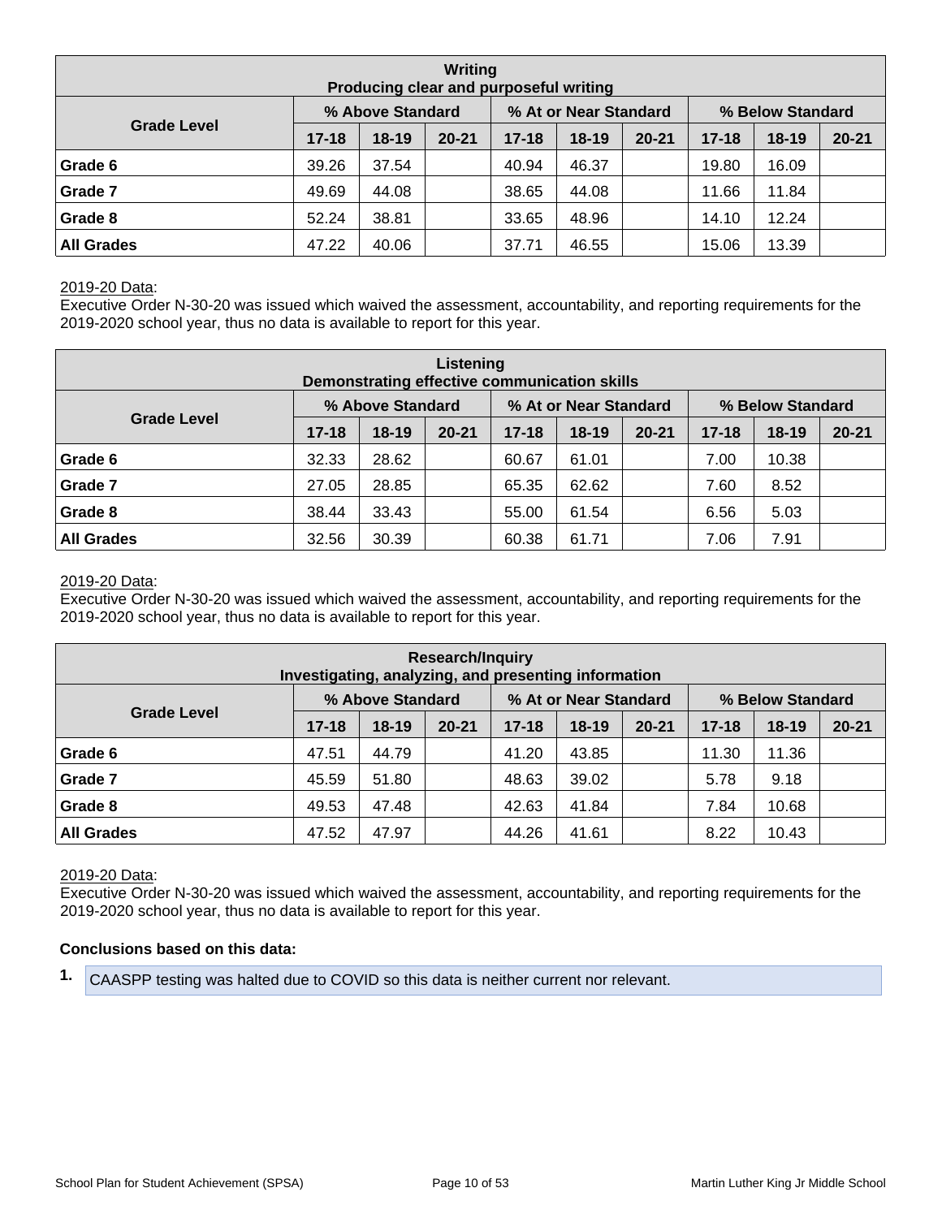| Writing<br>Producing clear and purposeful writing | | | | | | | | | |
|---|---|---|---|---|---|---|---|---|---|
| Grade Level | % Above Standard | | | % At or Near Standard | | | % Below Standard | | |
| | 17-18 | 18-19 | 20-21 | 17-18 | 18-19 | 20-21 | 17-18 | 18-19 | 20-21 |
| **Grade 6** | 39.26 | 37.54 | | 40.94 | 46.37 | | 19.80 | 16.09 | |
| **Grade 7** | 49.69 | 44.08 | | 38.65 | 44.08 | | 11.66 | 11.84 | |
| **Grade 8** | 52.24 | 38.81 | | 33.65 | 48.96 | | 14.10 | 12.24 | |
| **All Grades** | 47.22 | 40.06 | | 37.71 | 46.55 | | 15.06 | 13.39 | |

2019-20 Data:
Executive Order N-30-20 was issued which waived the assessment, accountability, and reporting requirements for the 2019-2020 school year, thus no data is available to report for this year.

| Listening<br>Demonstrating effective communication skills | | | | | | | | | |
|---|---|---|---|---|---|---|---|---|---|
| Grade Level | % Above Standard | | | % At or Near Standard | | | % Below Standard | | |
| | 17-18 | 18-19 | 20-21 | 17-18 | 18-19 | 20-21 | 17-18 | 18-19 | 20-21 |
| **Grade 6** | 32.33 | 28.62 | | 60.67 | 61.01 | | 7.00 | 10.38 | |
| **Grade 7** | 27.05 | 28.85 | | 65.35 | 62.62 | | 7.60 | 8.52 | |
| **Grade 8** | 38.44 | 33.43 | | 55.00 | 61.54 | | 6.56 | 5.03 | |
| **All Grades** | 32.56 | 30.39 | | 60.38 | 61.71 | | 7.06 | 7.91 | |

2019-20 Data:
Executive Order N-30-20 was issued which waived the assessment, accountability, and reporting requirements for the 2019-2020 school year, thus no data is available to report for this year.

| Research/Inquiry<br>Investigating, analyzing, and presenting information | | | | | | | | | |
|---|---|---|---|---|---|---|---|---|---|
| Grade Level | % Above Standard | | | % At or Near Standard | | | % Below Standard | | |
| | 17-18 | 18-19 | 20-21 | 17-18 | 18-19 | 20-21 | 17-18 | 18-19 | 20-21 |
| **Grade 6** | 47.51 | 44.79 | | 41.20 | 43.85 | | 11.30 | 11.36 | |
| **Grade 7** | 45.59 | 51.80 | | 48.63 | 39.02 | | 5.78 | 9.18 | |
| **Grade 8** | 49.53 | 47.48 | | 42.63 | 41.84 | | 7.84 | 10.68 | |
| **All Grades** | 47.52 | 47.97 | | 44.26 | 41.61 | | 8.22 | 10.43 | |

2019-20 Data:
Executive Order N-30-20 was issued which waived the assessment, accountability, and reporting requirements for the 2019-2020 school year, thus no data is available to report for this year.

**Conclusions based on this data:**

1. CAASPP testing was halted due to COVID so this data is neither current nor relevant.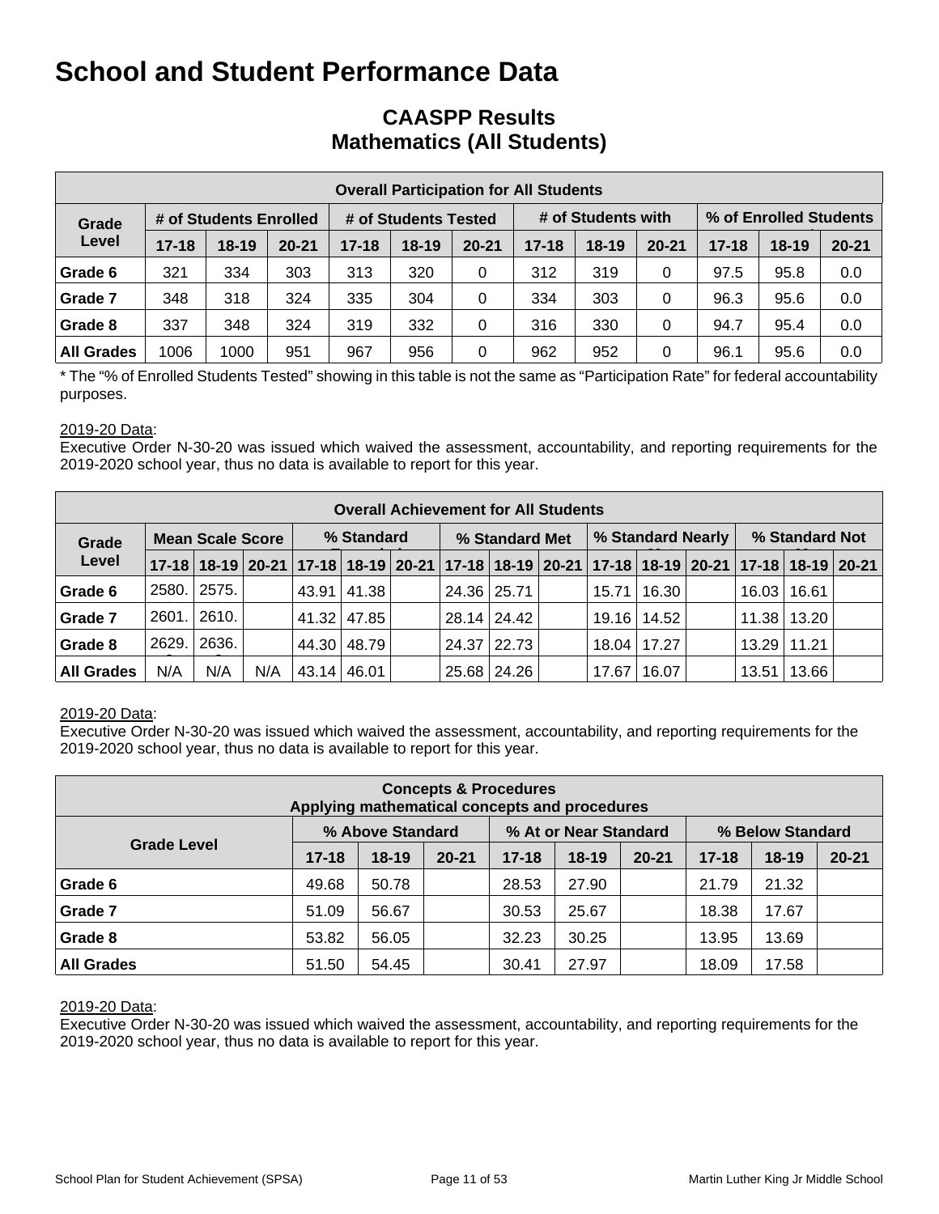# School and Student Performance Data

## CAASPP Results
## Mathematics (All Students)

| Overall Participation for All Students | | | | | | | | | | | | |
|---|---|---|---|---|---|---|---|---|---|---|---|---|
| Grade Level | # of Students Enrolled | | | # of Students Tested | | | # of Students with | | | % of Enrolled Students | | |
| | 17-18 | 18-19 | 20-21 | 17-18 | 18-19 | 20-21 | 17-18 | 18-19 | 20-21 | 17-18 | 18-19 | 20-21 |
| Grade 6 | 321 | 334 | 303 | 313 | 320 | 0 | 312 | 319 | 0 | 97.5 | 95.8 | 0.0 |
| Grade 7 | 348 | 318 | 324 | 335 | 304 | 0 | 334 | 303 | 0 | 96.3 | 95.6 | 0.0 |
| Grade 8 | 337 | 348 | 324 | 319 | 332 | 0 | 316 | 330 | 0 | 94.7 | 95.4 | 0.0 |
| All Grades | 1006 | 1000 | 951 | 967 | 956 | 0 | 962 | 952 | 0 | 96.1 | 95.6 | 0.0 |

* The "% of Enrolled Students Tested" showing in this table is not the same as "Participation Rate" for federal accountability purposes.

2019-20 Data:
Executive Order N-30-20 was issued which waived the assessment, accountability, and reporting requirements for the 2019-2020 school year, thus no data is available to report for this year.

| Overall Achievement for All Students | | | | | | | | | | | | | | | | |
|---|---|---|---|---|---|---|---|---|---|---|---|---|---|---|---|---|
| Grade Level | Mean Scale Score | | | % Standard | | | % Standard Met | | | % Standard Nearly | | | % Standard Not | | |
| | 17-18 | 18-19 | 20-21 | 17-18 | 18-19 | 20-21 | 17-18 | 18-19 | 20-21 | 17-18 | 18-19 | 20-21 | 17-18 | 18-19 | 20-21 |
| Grade 6 | 2580. | 2575. | | 43.91 | 41.38 | | 24.36 | 25.71 | | 15.71 | 16.30 | | 16.03 | 16.61 | |
| Grade 7 | 2601. | 2610. | | 41.32 | 47.85 | | 28.14 | 24.42 | | 19.16 | 14.52 | | 11.38 | 13.20 | |
| Grade 8 | 2629. | 2636. | | 44.30 | 48.79 | | 24.37 | 22.73 | | 18.04 | 17.27 | | 13.29 | 11.21 | |
| All Grades | N/A | N/A | N/A | 43.14 | 46.01 | | 25.68 | 24.26 | | 17.67 | 16.07 | | 13.51 | 13.66 | |

2019-20 Data:
Executive Order N-30-20 was issued which waived the assessment, accountability, and reporting requirements for the 2019-2020 school year, thus no data is available to report for this year.

| Concepts & Procedures<br>Applying mathematical concepts and procedures | | | | | | | | | |
|---|---|---|---|---|---|---|---|---|---|
| Grade Level | % Above Standard | | | % At or Near Standard | | | % Below Standard | | |
| | 17-18 | 18-19 | 20-21 | 17-18 | 18-19 | 20-21 | 17-18 | 18-19 | 20-21 |
| Grade 6 | 49.68 | 50.78 | | 28.53 | 27.90 | | 21.79 | 21.32 | |
| Grade 7 | 51.09 | 56.67 | | 30.53 | 25.67 | | 18.38 | 17.67 | |
| Grade 8 | 53.82 | 56.05 | | 32.23 | 30.25 | | 13.95 | 13.69 | |
| All Grades | 51.50 | 54.45 | | 30.41 | 27.97 | | 18.09 | 17.58 | |

2019-20 Data:
Executive Order N-30-20 was issued which waived the assessment, accountability, and reporting requirements for the 2019-2020 school year, thus no data is available to report for this year.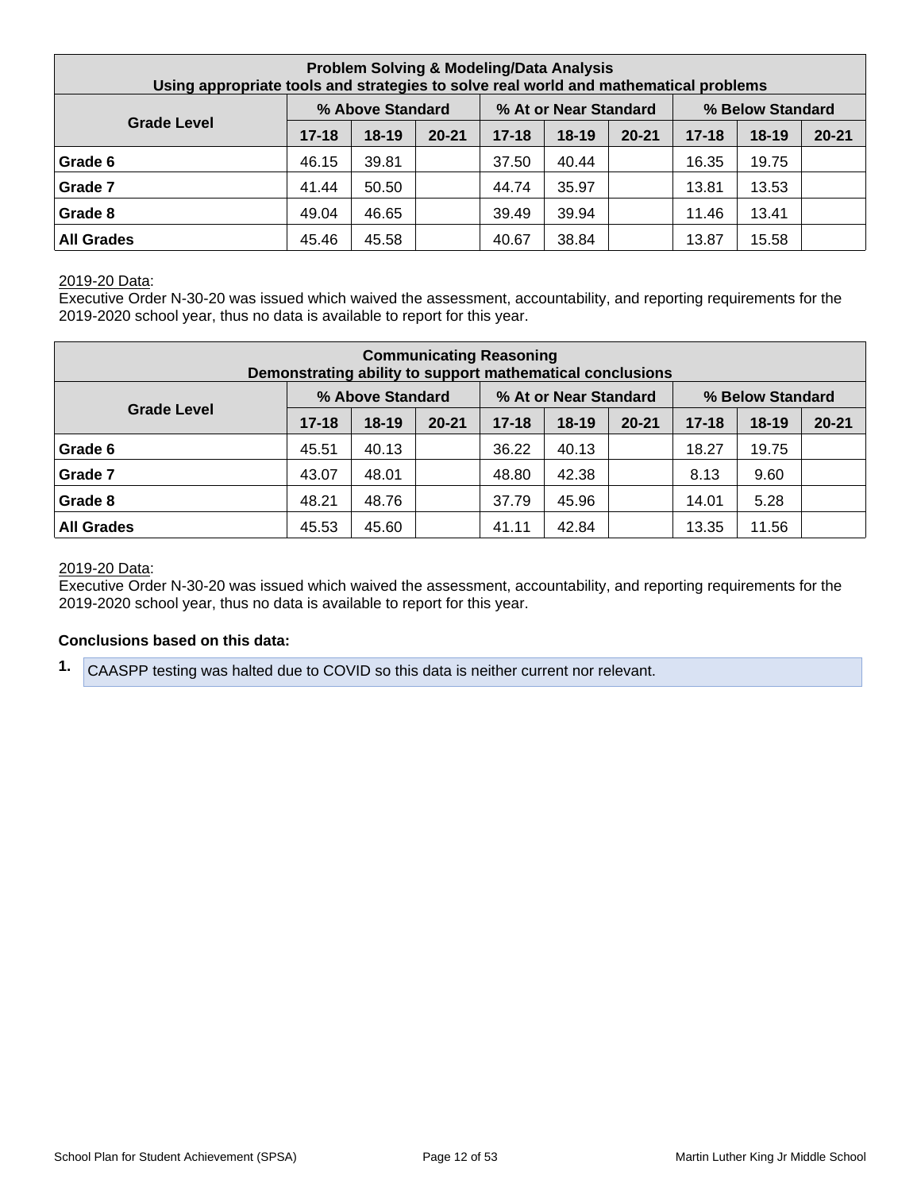| Problem Solving & Modeling/Data Analysis<br>Using appropriate tools and strategies to solve real world and mathematical problems | | | | | | | | | |
|---|---|---|---|---|---|---|---|---|---|
| Grade Level | % Above Standard | | | % At or Near Standard | | | % Below Standard | | |
| | 17-18 | 18-19 | 20-21 | 17-18 | 18-19 | 20-21 | 17-18 | 18-19 | 20-21 |
| **Grade 6** | 46.15 | 39.81 | | 37.50 | 40.44 | | 16.35 | 19.75 | |
| **Grade 7** | 41.44 | 50.50 | | 44.74 | 35.97 | | 13.81 | 13.53 | |
| **Grade 8** | 49.04 | 46.65 | | 39.49 | 39.94 | | 11.46 | 13.41 | |
| **All Grades** | 45.46 | 45.58 | | 40.67 | 38.84 | | 13.87 | 15.58 | |

2019-20 Data:
Executive Order N-30-20 was issued which waived the assessment, accountability, and reporting requirements for the 2019-2020 school year, thus no data is available to report for this year.

| Communicating Reasoning<br>Demonstrating ability to support mathematical conclusions | | | | | | | | | |
|---|---|---|---|---|---|---|---|---|---|
| Grade Level | % Above Standard | | | % At or Near Standard | | | % Below Standard | | |
| | 17-18 | 18-19 | 20-21 | 17-18 | 18-19 | 20-21 | 17-18 | 18-19 | 20-21 |
| **Grade 6** | 45.51 | 40.13 | | 36.22 | 40.13 | | 18.27 | 19.75 | |
| **Grade 7** | 43.07 | 48.01 | | 48.80 | 42.38 | | 8.13 | 9.60 | |
| **Grade 8** | 48.21 | 48.76 | | 37.79 | 45.96 | | 14.01 | 5.28 | |
| **All Grades** | 45.53 | 45.60 | | 41.11 | 42.84 | | 13.35 | 11.56 | |

2019-20 Data:
Executive Order N-30-20 was issued which waived the assessment, accountability, and reporting requirements for the 2019-2020 school year, thus no data is available to report for this year.

**Conclusions based on this data:**

1. CAASPP testing was halted due to COVID so this data is neither current nor relevant.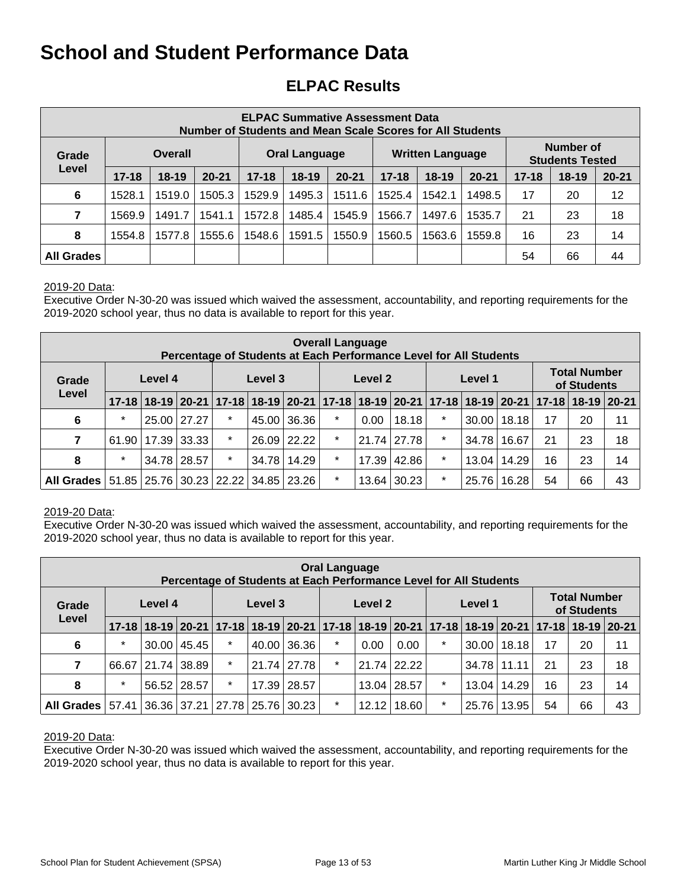# School and Student Performance Data

## ELPAC Results

| ELPAC Summative Assessment Data<br>Number of Students and Mean Scale Scores for All Students | | | | | | | | | | | | |
|---|---|---|---|---|---|---|---|---|---|---|---|---|
| Grade Level | Overall | | | Oral Language | | | Written Language | | | Number of Students Tested | | |
| | 17-18 | 18-19 | 20-21 | 17-18 | 18-19 | 20-21 | 17-18 | 18-19 | 20-21 | 17-18 | 18-19 | 20-21 |
| 6 | 1528.1 | 1519.0 | 1505.3 | 1529.9 | 1495.3 | 1511.6 | 1525.4 | 1542.1 | 1498.5 | 17 | 20 | 12 |
| 7 | 1569.9 | 1491.7 | 1541.1 | 1572.8 | 1485.4 | 1545.9 | 1566.7 | 1497.6 | 1535.7 | 21 | 23 | 18 |
| 8 | 1554.8 | 1577.8 | 1555.6 | 1548.6 | 1591.5 | 1550.9 | 1560.5 | 1563.6 | 1559.8 | 16 | 23 | 14 |
| All Grades | | | | | | | | | | 54 | 66 | 44 |

2019-20 Data:
Executive Order N-30-20 was issued which waived the assessment, accountability, and reporting requirements for the 2019-2020 school year, thus no data is available to report for this year.

| Overall Language<br>Percentage of Students at Each Performance Level for All Students | | | | | | | | | | | | | | | |
|---|---|---|---|---|---|---|---|---|---|---|---|---|---|---|---|
| Grade Level | Level 4 | | | Level 3 | | | Level 2 | | | Level 1 | | | Total Number of Students | | |
| | 17-18 | 18-19 | 20-21 | 17-18 | 18-19 | 20-21 | 17-18 | 18-19 | 20-21 | 17-18 | 18-19 | 20-21 | 17-18 | 18-19 | 20-21 |
| 6 | * | 25.00 | 27.27 | * | 45.00 | 36.36 | * | 0.00 | 18.18 | * | 30.00 | 18.18 | 17 | 20 | 11 |
| 7 | 61.90 | 17.39 | 33.33 | * | 26.09 | 22.22 | * | 21.74 | 27.78 | * | 34.78 | 16.67 | 21 | 23 | 18 |
| 8 | * | 34.78 | 28.57 | * | 34.78 | 14.29 | * | 17.39 | 42.86 | * | 13.04 | 14.29 | 16 | 23 | 14 |
| All Grades | 51.85 | 25.76 | 30.23 | 22.22 | 34.85 | 23.26 | * | 13.64 | 30.23 | * | 25.76 | 16.28 | 54 | 66 | 43 |

2019-20 Data:
Executive Order N-30-20 was issued which waived the assessment, accountability, and reporting requirements for the 2019-2020 school year, thus no data is available to report for this year.

| Oral Language<br>Percentage of Students at Each Performance Level for All Students | | | | | | | | | | | | | | | |
|---|---|---|---|---|---|---|---|---|---|---|---|---|---|---|---|
| Grade Level | Level 4 | | | Level 3 | | | Level 2 | | | Level 1 | | | Total Number of Students | | |
| | 17-18 | 18-19 | 20-21 | 17-18 | 18-19 | 20-21 | 17-18 | 18-19 | 20-21 | 17-18 | 18-19 | 20-21 | 17-18 | 18-19 | 20-21 |
| 6 | * | 30.00 | 45.45 | * | 40.00 | 36.36 | * | 0.00 | 0.00 | * | 30.00 | 18.18 | 17 | 20 | 11 |
| 7 | 66.67 | 21.74 | 38.89 | * | 21.74 | 27.78 | * | 21.74 | 22.22 | | 34.78 | 11.11 | 21 | 23 | 18 |
| 8 | * | 56.52 | 28.57 | * | 17.39 | 28.57 | | 13.04 | 28.57 | * | 13.04 | 14.29 | 16 | 23 | 14 |
| All Grades | 57.41 | 36.36 | 37.21 | 27.78 | 25.76 | 30.23 | * | 12.12 | 18.60 | * | 25.76 | 13.95 | 54 | 66 | 43 |

2019-20 Data:
Executive Order N-30-20 was issued which waived the assessment, accountability, and reporting requirements for the 2019-2020 school year, thus no data is available to report for this year.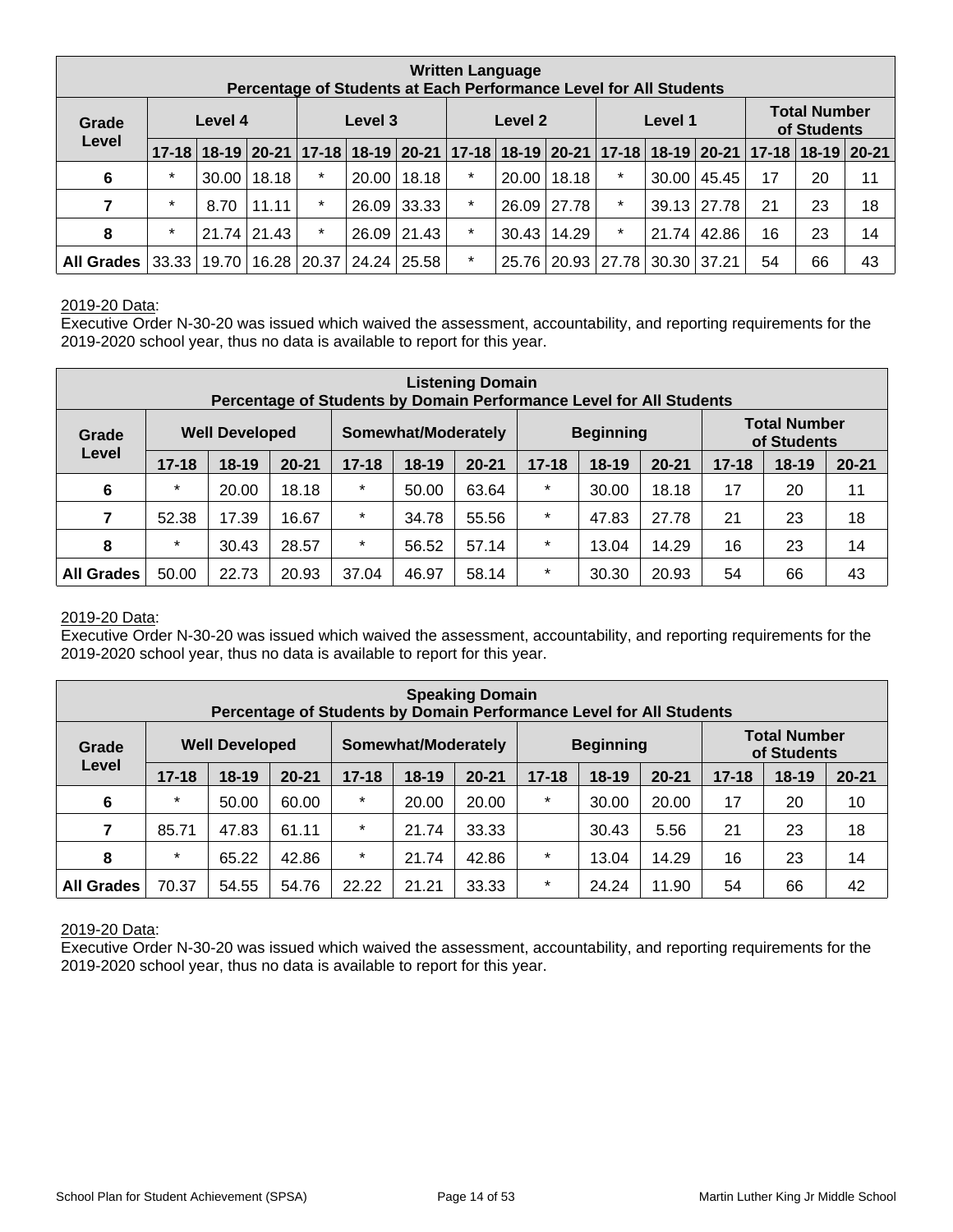| Written Language<br>Percentage of Students at Each Performance Level for All Students | | | | | | | | | | | | | | | |
|---|---|---|---|---|---|---|---|---|---|---|---|---|---|---|---|
| Grade Level | Level 4 | | | Level 3 | | | Level 2 | | | Level 1 | | | Total Number of Students | | |
| | 17-18 | 18-19 | 20-21 | 17-18 | 18-19 | 20-21 | 17-18 | 18-19 | 20-21 | 17-18 | 18-19 | 20-21 | 17-18 | 18-19 | 20-21 |
| 6 | * | 30.00 | 18.18 | * | 20.00 | 18.18 | * | 20.00 | 18.18 | * | 30.00 | 45.45 | 17 | 20 | 11 |
| 7 | * | 8.70 | 11.11 | * | 26.09 | 33.33 | * | 26.09 | 27.78 | * | 39.13 | 27.78 | 21 | 23 | 18 |
| 8 | * | 21.74 | 21.43 | * | 26.09 | 21.43 | * | 30.43 | 14.29 | * | 21.74 | 42.86 | 16 | 23 | 14 |
| All Grades | 33.33 | 19.70 | 16.28 | 20.37 | 24.24 | 25.58 | * | 25.76 | 20.93 | 27.78 | 30.30 | 37.21 | 54 | 66 | 43 |

2019-20 Data:
Executive Order N-30-20 was issued which waived the assessment, accountability, and reporting requirements for the 2019-2020 school year, thus no data is available to report for this year.

| Listening Domain<br>Percentage of Students by Domain Performance Level for All Students | | | | | | | | | | | | |
|---|---|---|---|---|---|---|---|---|---|---|---|---|
| Grade Level | Well Developed | | | Somewhat/Moderately | | | Beginning | | | Total Number of Students | | |
| | 17-18 | 18-19 | 20-21 | 17-18 | 18-19 | 20-21 | 17-18 | 18-19 | 20-21 | 17-18 | 18-19 | 20-21 |
| 6 | * | 20.00 | 18.18 | * | 50.00 | 63.64 | * | 30.00 | 18.18 | 17 | 20 | 11 |
| 7 | 52.38 | 17.39 | 16.67 | * | 34.78 | 55.56 | * | 47.83 | 27.78 | 21 | 23 | 18 |
| 8 | * | 30.43 | 28.57 | * | 56.52 | 57.14 | * | 13.04 | 14.29 | 16 | 23 | 14 |
| All Grades | 50.00 | 22.73 | 20.93 | 37.04 | 46.97 | 58.14 | * | 30.30 | 20.93 | 54 | 66 | 43 |

2019-20 Data:
Executive Order N-30-20 was issued which waived the assessment, accountability, and reporting requirements for the 2019-2020 school year, thus no data is available to report for this year.

| Speaking Domain<br>Percentage of Students by Domain Performance Level for All Students | | | | | | | | | | | | |
|---|---|---|---|---|---|---|---|---|---|---|---|---|
| Grade Level | Well Developed | | | Somewhat/Moderately | | | Beginning | | | Total Number of Students | | |
| | 17-18 | 18-19 | 20-21 | 17-18 | 18-19 | 20-21 | 17-18 | 18-19 | 20-21 | 17-18 | 18-19 | 20-21 |
| 6 | * | 50.00 | 60.00 | * | 20.00 | 20.00 | * | 30.00 | 20.00 | 17 | 20 | 10 |
| 7 | 85.71 | 47.83 | 61.11 | * | 21.74 | 33.33 | | 30.43 | 5.56 | 21 | 23 | 18 |
| 8 | * | 65.22 | 42.86 | * | 21.74 | 42.86 | * | 13.04 | 14.29 | 16 | 23 | 14 |
| All Grades | 70.37 | 54.55 | 54.76 | 22.22 | 21.21 | 33.33 | * | 24.24 | 11.90 | 54 | 66 | 42 |

2019-20 Data:
Executive Order N-30-20 was issued which waived the assessment, accountability, and reporting requirements for the 2019-2020 school year, thus no data is available to report for this year.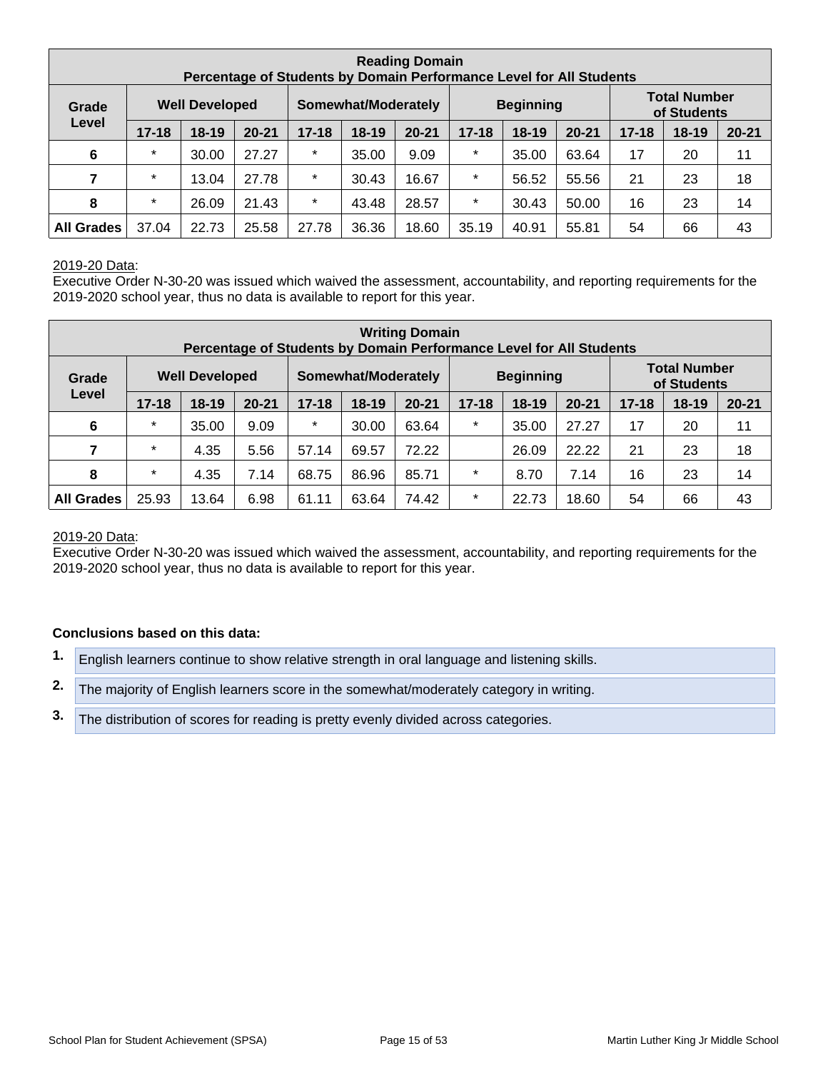| Reading Domain<br>Percentage of Students by Domain Performance Level for All Students | | | | | | | | | | | | |
|---|---|---|---|---|---|---|---|---|---|---|---|---|
| Grade Level | Well Developed | | | Somewhat/Moderately | | | Beginning | | | Total Number of Students | | |
| | 17-18 | 18-19 | 20-21 | 17-18 | 18-19 | 20-21 | 17-18 | 18-19 | 20-21 | 17-18 | 18-19 | 20-21 |
| 6 | * | 30.00 | 27.27 | * | 35.00 | 9.09 | * | 35.00 | 63.64 | 17 | 20 | 11 |
| 7 | * | 13.04 | 27.78 | * | 30.43 | 16.67 | * | 56.52 | 55.56 | 21 | 23 | 18 |
| 8 | * | 26.09 | 21.43 | * | 43.48 | 28.57 | * | 30.43 | 50.00 | 16 | 23 | 14 |
| All Grades | 37.04 | 22.73 | 25.58 | 27.78 | 36.36 | 18.60 | 35.19 | 40.91 | 55.81 | 54 | 66 | 43 |

2019-20 Data:
Executive Order N-30-20 was issued which waived the assessment, accountability, and reporting requirements for the 2019-2020 school year, thus no data is available to report for this year.

| Writing Domain<br>Percentage of Students by Domain Performance Level for All Students | | | | | | | | | | | | |
|---|---|---|---|---|---|---|---|---|---|---|---|---|
| Grade Level | Well Developed | | | Somewhat/Moderately | | | Beginning | | | Total Number of Students | | |
| | 17-18 | 18-19 | 20-21 | 17-18 | 18-19 | 20-21 | 17-18 | 18-19 | 20-21 | 17-18 | 18-19 | 20-21 |
| 6 | * | 35.00 | 9.09 | * | 30.00 | 63.64 | * | 35.00 | 27.27 | 17 | 20 | 11 |
| 7 | * | 4.35 | 5.56 | 57.14 | 69.57 | 72.22 | | 26.09 | 22.22 | 21 | 23 | 18 |
| 8 | * | 4.35 | 7.14 | 68.75 | 86.96 | 85.71 | * | 8.70 | 7.14 | 16 | 23 | 14 |
| All Grades | 25.93 | 13.64 | 6.98 | 61.11 | 63.64 | 74.42 | * | 22.73 | 18.60 | 54 | 66 | 43 |

2019-20 Data:
Executive Order N-30-20 was issued which waived the assessment, accountability, and reporting requirements for the 2019-2020 school year, thus no data is available to report for this year.

**Conclusions based on this data:**

1. English learners continue to show relative strength in oral language and listening skills.
2. The majority of English learners score in the somewhat/moderately category in writing.
3. The distribution of scores for reading is pretty evenly divided across categories.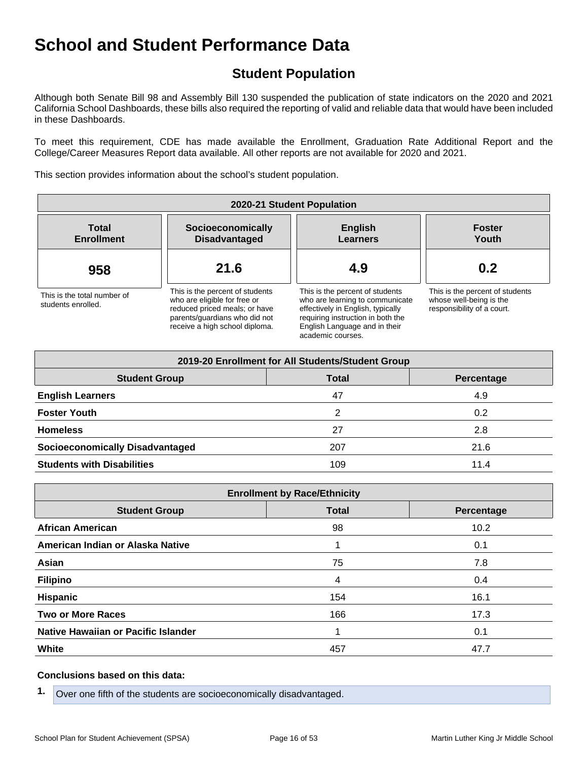# School and Student Performance Data

## Student Population

Although both Senate Bill 98 and Assembly Bill 130 suspended the publication of state indicators on the 2020 and 2021 California School Dashboards, these bills also required the reporting of valid and reliable data that would have been included in these Dashboards.

To meet this requirement, CDE has made available the Enrollment, Graduation Rate Additional Report and the College/Career Measures Report data available. All other reports are not available for 2020 and 2021.

This section provides information about the school's student population.

| 2020-21 Student Population | | | |
|---|---|---|---|
| **Total Enrollment** | **Socioeconomically Disadvantaged** | **English Learners** | **Foster Youth** |
| **958** | **21.6** | **4.9** | **0.2** |
| This is the total number of students enrolled. | This is the percent of students who are eligible for free or reduced priced meals; or have parents/guardians who did not receive a high school diploma. | This is the percent of students who are learning to communicate effectively in English, typically requiring instruction in both the English Language and in their academic courses. | This is the percent of students whose well-being is the responsibility of a court. |

| 2019-20 Enrollment for All Students/Student Group | | |
|---|---|---|
| **Student Group** | **Total** | **Percentage** |
| **English Learners** | 47 | 4.9 |
| **Foster Youth** | 2 | 0.2 |
| **Homeless** | 27 | 2.8 |
| **Socioeconomically Disadvantaged** | 207 | 21.6 |
| **Students with Disabilities** | 109 | 11.4 |

| Enrollment by Race/Ethnicity | | |
|---|---|---|
| **Student Group** | **Total** | **Percentage** |
| **African American** | 98 | 10.2 |
| **American Indian or Alaska Native** | 1 | 0.1 |
| **Asian** | 75 | 7.8 |
| **Filipino** | 4 | 0.4 |
| **Hispanic** | 154 | 16.1 |
| **Two or More Races** | 166 | 17.3 |
| **Native Hawaiian or Pacific Islander** | 1 | 0.1 |
| **White** | 457 | 47.7 |

**Conclusions based on this data:**

1. Over one fifth of the students are socioeconomically disadvantaged.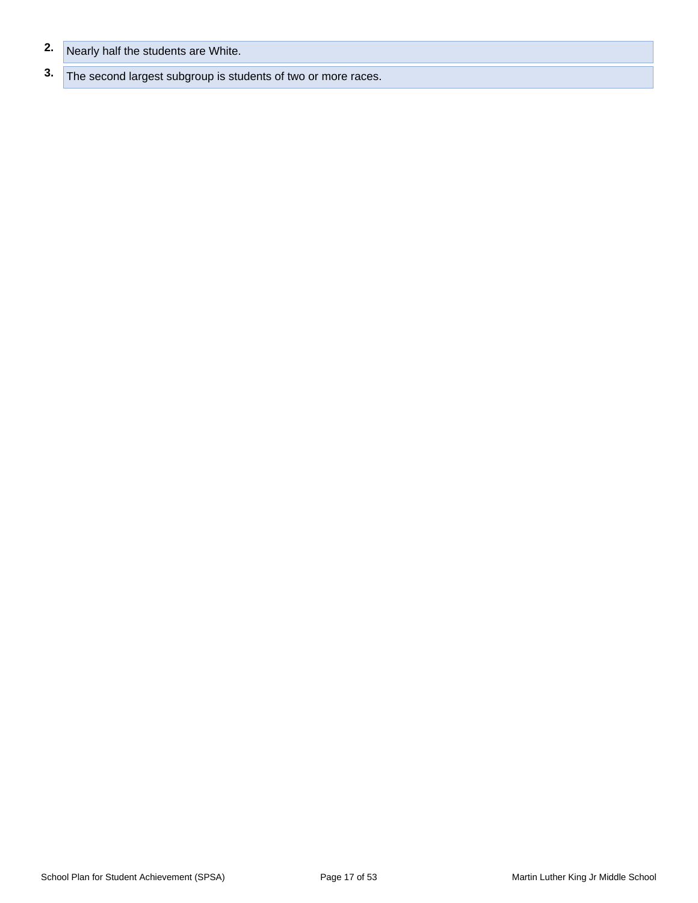2. Nearly half the students are White.
3. The second largest subgroup is students of two or more races.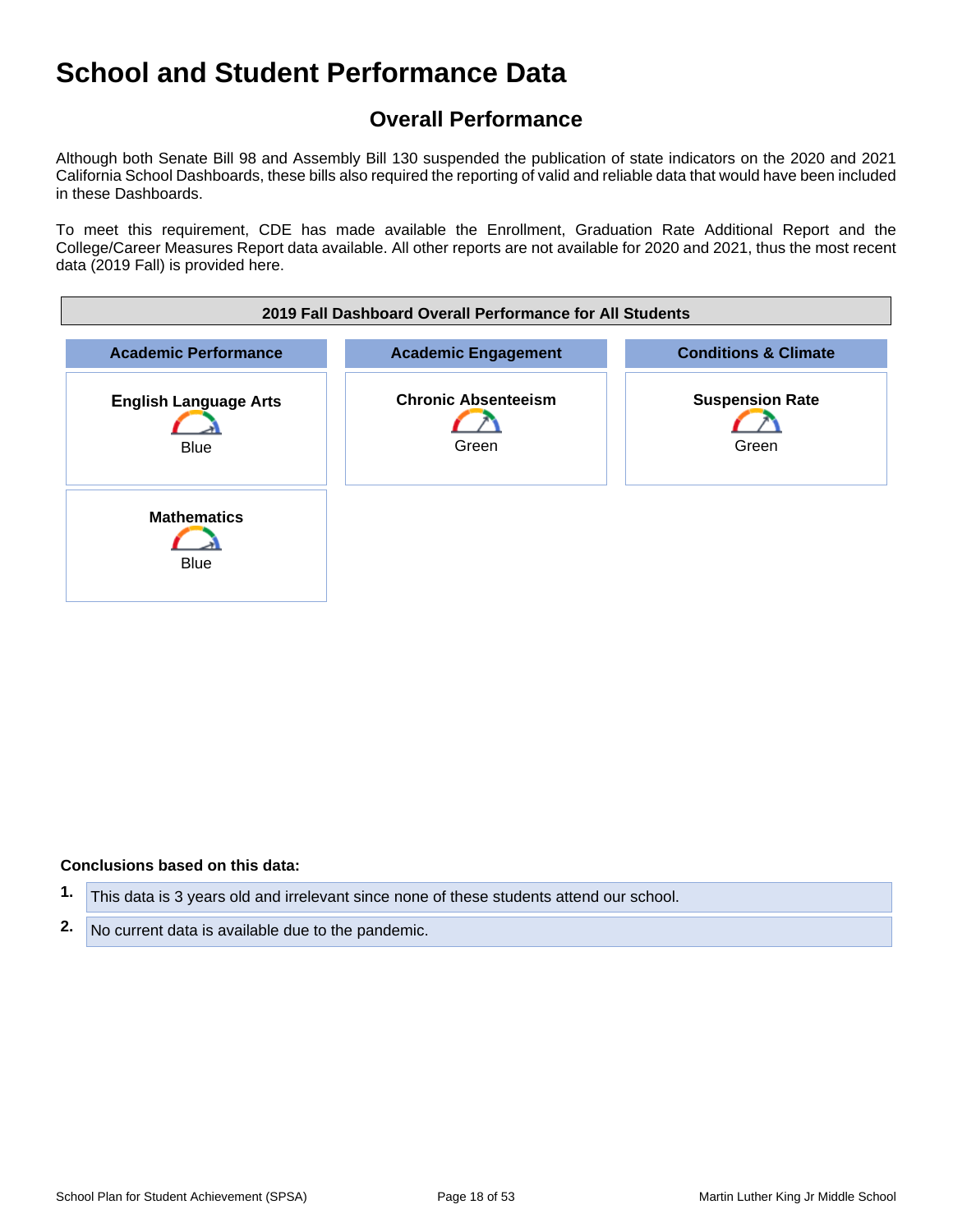# School and Student Performance Data

## Overall Performance

Although both Senate Bill 98 and Assembly Bill 130 suspended the publication of state indicators on the 2020 and 2021 California School Dashboards, these bills also required the reporting of valid and reliable data that would have been included in these Dashboards.

To meet this requirement, CDE has made available the Enrollment, Graduation Rate Additional Report and the College/Career Measures Report data available. All other reports are not available for 2020 and 2021, thus the most recent data (2019 Fall) is provided here.

| 2019 Fall Dashboard Overall Performance for All Students | | |
|---|---|---|
| **Academic Performance** | **Academic Engagement** | **Conditions & Climate** |
| **English Language Arts** Blue | **Chronic Absenteeism** Green | **Suspension Rate** Green |
| **Mathematics** Blue | | |

**Conclusions based on this data:**

1. This data is 3 years old and irrelevant since none of these students attend our school.
2. No current data is available due to the pandemic.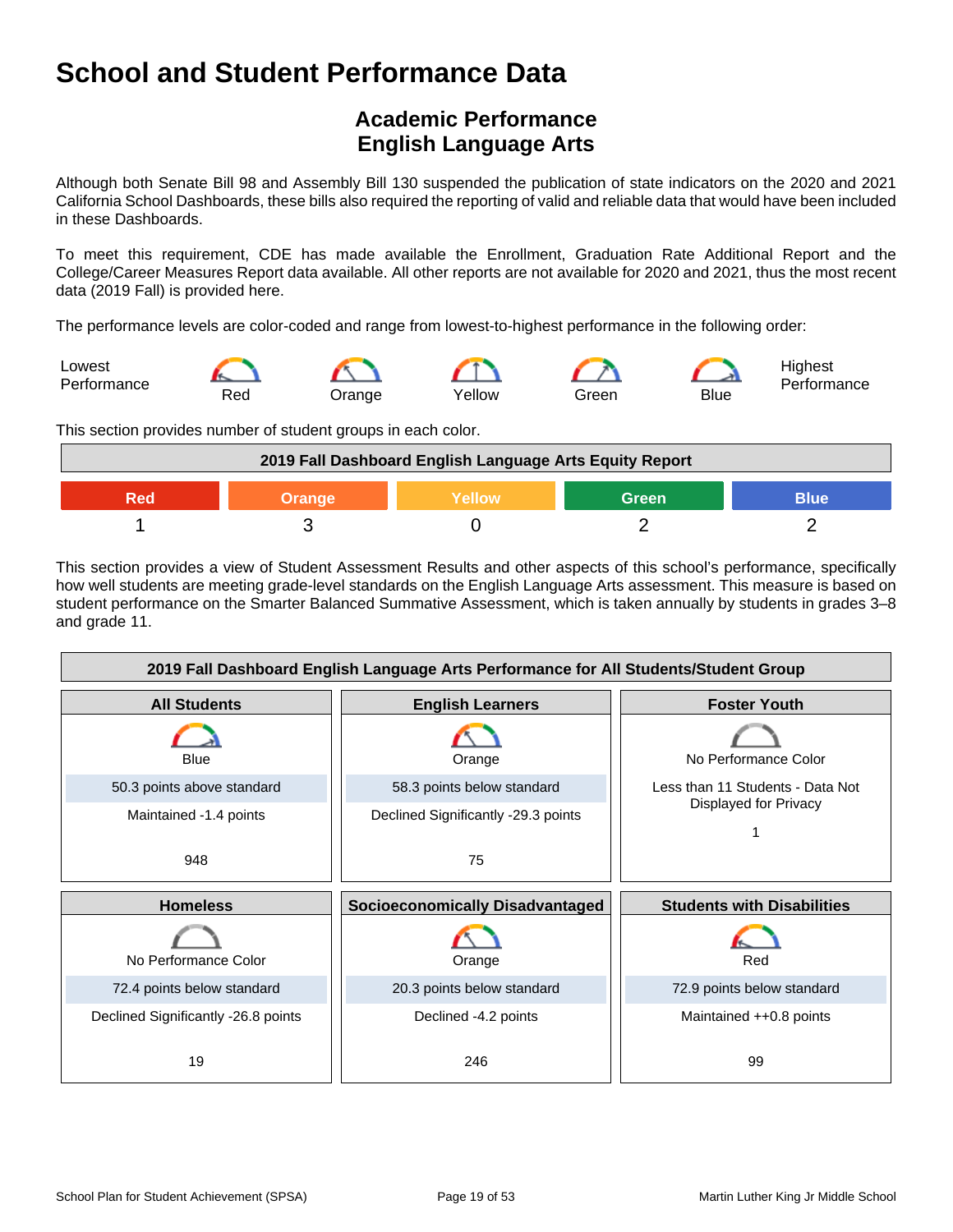# School and Student Performance Data

## Academic Performance
## English Language Arts

Although both Senate Bill 98 and Assembly Bill 130 suspended the publication of state indicators on the 2020 and 2021 California School Dashboards, these bills also required the reporting of valid and reliable data that would have been included in these Dashboards.

To meet this requirement, CDE has made available the Enrollment, Graduation Rate Additional Report and the College/Career Measures Report data available. All other reports are not available for 2020 and 2021, thus the most recent data (2019 Fall) is provided here.

The performance levels are color-coded and range from lowest-to-highest performance in the following order:

Lowest Performance — Red — Orange — Yellow — Green — Blue — Highest Performance

This section provides number of student groups in each color.

| 2019 Fall Dashboard English Language Arts Equity Report | | | | |
|---|---|---|---|---|
| Red | Orange | Yellow | Green | Blue |
| 1 | 3 | 0 | 2 | 2 |

This section provides a view of Student Assessment Results and other aspects of this school's performance, specifically how well students are meeting grade-level standards on the English Language Arts assessment. This measure is based on student performance on the Smarter Balanced Summative Assessment, which is taken annually by students in grades 3–8 and grade 11.

| 2019 Fall Dashboard English Language Arts Performance for All Students/Student Group | | |
|---|---|---|
| **All Students** | **English Learners** | **Foster Youth** |
| Blue | Orange | No Performance Color |
| 50.3 points above standard | 58.3 points below standard | Less than 11 Students - Data Not Displayed for Privacy |
| Maintained -1.4 points | Declined Significantly -29.3 points | 1 |
| 948 | 75 | |
| **Homeless** | **Socioeconomically Disadvantaged** | **Students with Disabilities** |
| No Performance Color | Orange | Red |
| 72.4 points below standard | 20.3 points below standard | 72.9 points below standard |
| Declined Significantly -26.8 points | Declined -4.2 points | Maintained ++0.8 points |
| 19 | 246 | 99 |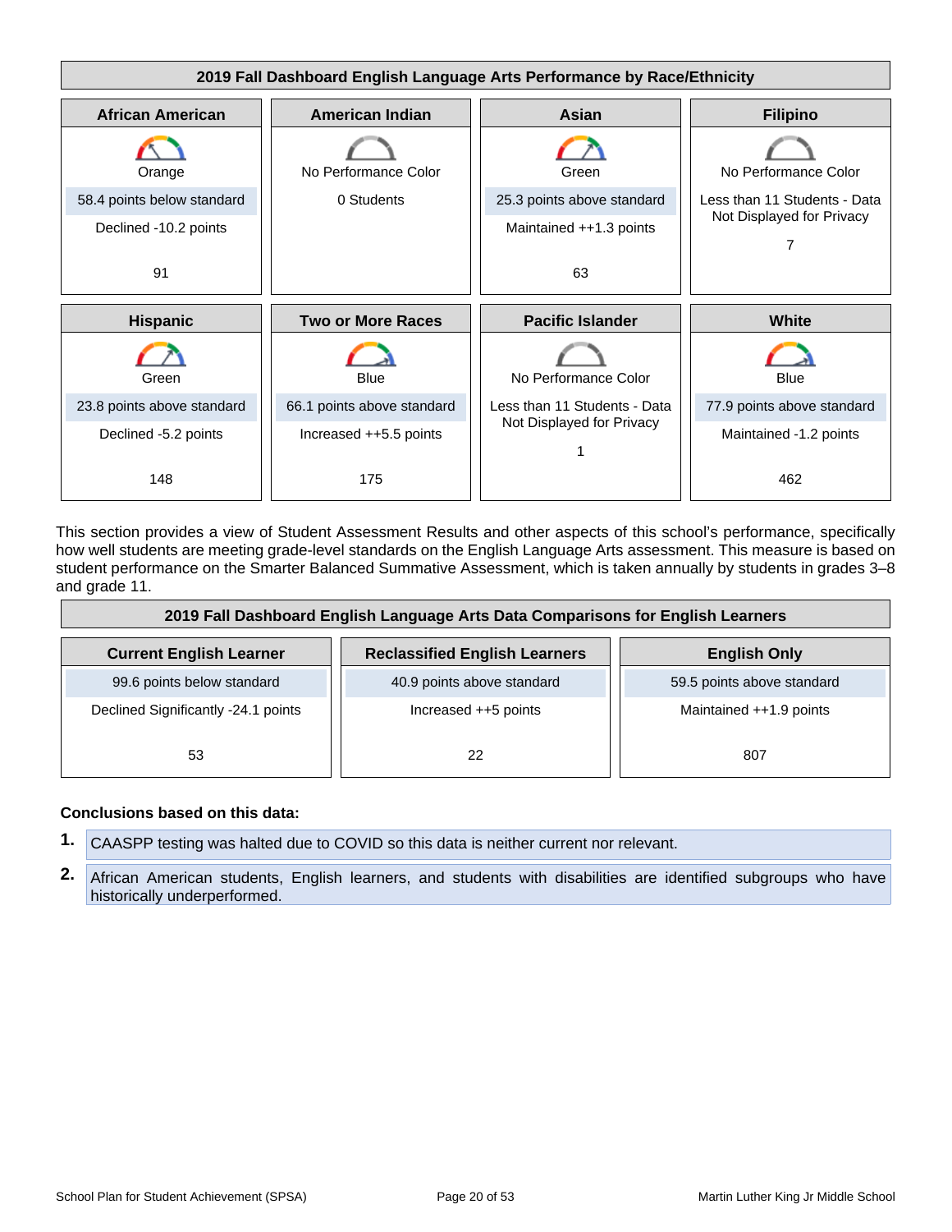**2019 Fall Dashboard English Language Arts Performance by Race/Ethnicity**

| African American | American Indian | Asian | Filipino |
|---|---|---|---|
| Orange | No Performance Color | Green | No Performance Color |
| 58.4 points below standard | 0 Students | 25.3 points above standard | Less than 11 Students - Data Not Displayed for Privacy |
| Declined -10.2 points | | Maintained ++1.3 points | 7 |
| 91 | | 63 | |

| Hispanic | Two or More Races | Pacific Islander | White |
|---|---|---|---|
| Green | Blue | No Performance Color | Blue |
| 23.8 points above standard | 66.1 points above standard | Less than 11 Students - Data Not Displayed for Privacy | 77.9 points above standard |
| Declined -5.2 points | Increased ++5.5 points | 1 | Maintained -1.2 points |
| 148 | 175 | | 462 |

This section provides a view of Student Assessment Results and other aspects of this school's performance, specifically how well students are meeting grade-level standards on the English Language Arts assessment. This measure is based on student performance on the Smarter Balanced Summative Assessment, which is taken annually by students in grades 3–8 and grade 11.

**2019 Fall Dashboard English Language Arts Data Comparisons for English Learners**

| Current English Learner | Reclassified English Learners | English Only |
|---|---|---|
| 99.6 points below standard | 40.9 points above standard | 59.5 points above standard |
| Declined Significantly -24.1 points | Increased ++5 points | Maintained ++1.9 points |
| 53 | 22 | 807 |

**Conclusions based on this data:**

1. CAASPP testing was halted due to COVID so this data is neither current nor relevant.
2. African American students, English learners, and students with disabilities are identified subgroups who have historically underperformed.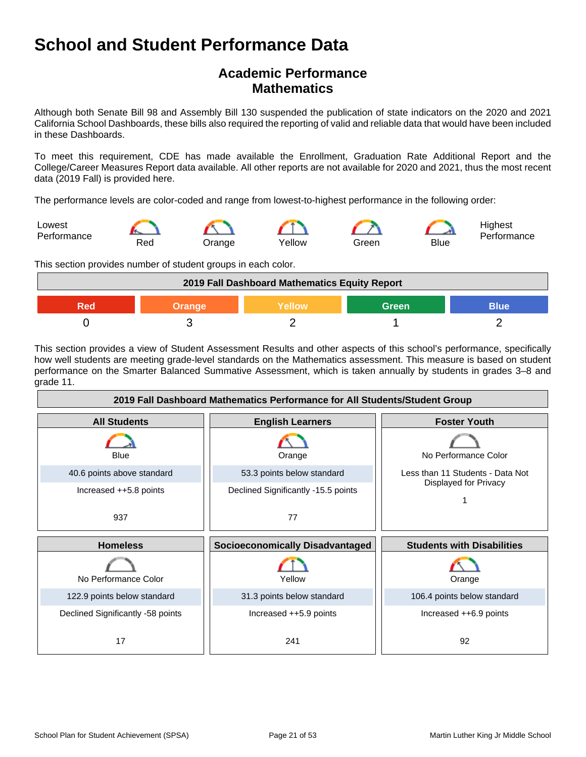# School and Student Performance Data

## Academic Performance
## Mathematics

Although both Senate Bill 98 and Assembly Bill 130 suspended the publication of state indicators on the 2020 and 2021 California School Dashboards, these bills also required the reporting of valid and reliable data that would have been included in these Dashboards.

To meet this requirement, CDE has made available the Enrollment, Graduation Rate Additional Report and the College/Career Measures Report data available. All other reports are not available for 2020 and 2021, thus the most recent data (2019 Fall) is provided here.

The performance levels are color-coded and range from lowest-to-highest performance in the following order:

Lowest Performance — Red — Orange — Yellow — Green — Blue — Highest Performance

This section provides number of student groups in each color.

| 2019 Fall Dashboard Mathematics Equity Report | | | | |
|---|---|---|---|---|
| Red | Orange | Yellow | Green | Blue |
| 0 | 3 | 2 | 1 | 2 |

This section provides a view of Student Assessment Results and other aspects of this school's performance, specifically how well students are meeting grade-level standards on the Mathematics assessment. This measure is based on student performance on the Smarter Balanced Summative Assessment, which is taken annually by students in grades 3–8 and grade 11.

| 2019 Fall Dashboard Mathematics Performance for All Students/Student Group | | |
|---|---|---|
| **All Students** | **English Learners** | **Foster Youth** |
| Blue | Orange | No Performance Color |
| 40.6 points above standard | 53.3 points below standard | Less than 11 Students - Data Not Displayed for Privacy |
| Increased ++5.8 points | Declined Significantly -15.5 points | |
| 937 | 77 | 1 |
| **Homeless** | **Socioeconomically Disadvantaged** | **Students with Disabilities** |
| No Performance Color | Yellow | Orange |
| 122.9 points below standard | 31.3 points below standard | 106.4 points below standard |
| Declined Significantly -58 points | Increased ++5.9 points | Increased ++6.9 points |
| 17 | 241 | 92 |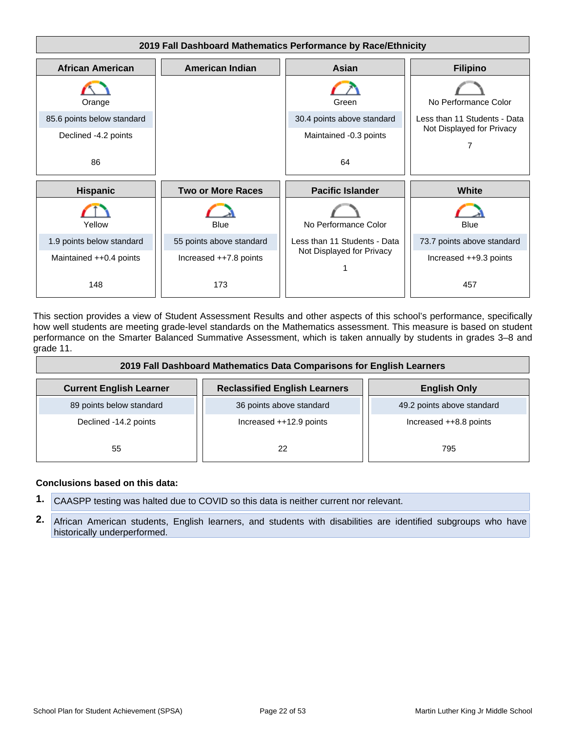**2019 Fall Dashboard Mathematics Performance by Race/Ethnicity**

| African American | American Indian | Asian | Filipino |
|---|---|---|---|
| Orange | | Green | No Performance Color |
| 85.6 points below standard | | 30.4 points above standard | Less than 11 Students - Data Not Displayed for Privacy |
| Declined -4.2 points | | Maintained -0.3 points | 7 |
| 86 | | 64 | |

| Hispanic | Two or More Races | Pacific Islander | White |
|---|---|---|---|
| Yellow | Blue | No Performance Color | Blue |
| 1.9 points below standard | 55 points above standard | Less than 11 Students - Data Not Displayed for Privacy | 73.7 points above standard |
| Maintained ++0.4 points | Increased ++7.8 points | 1 | Increased ++9.3 points |
| 148 | 173 | | 457 |

This section provides a view of Student Assessment Results and other aspects of this school's performance, specifically how well students are meeting grade-level standards on the Mathematics assessment. This measure is based on student performance on the Smarter Balanced Summative Assessment, which is taken annually by students in grades 3–8 and grade 11.

**2019 Fall Dashboard Mathematics Data Comparisons for English Learners**

| Current English Learner | Reclassified English Learners | English Only |
|---|---|---|
| 89 points below standard | 36 points above standard | 49.2 points above standard |
| Declined -14.2 points | Increased ++12.9 points | Increased ++8.8 points |
| 55 | 22 | 795 |

**Conclusions based on this data:**

1. CAASPP testing was halted due to COVID so this data is neither current nor relevant.
2. African American students, English learners, and students with disabilities are identified subgroups who have historically underperformed.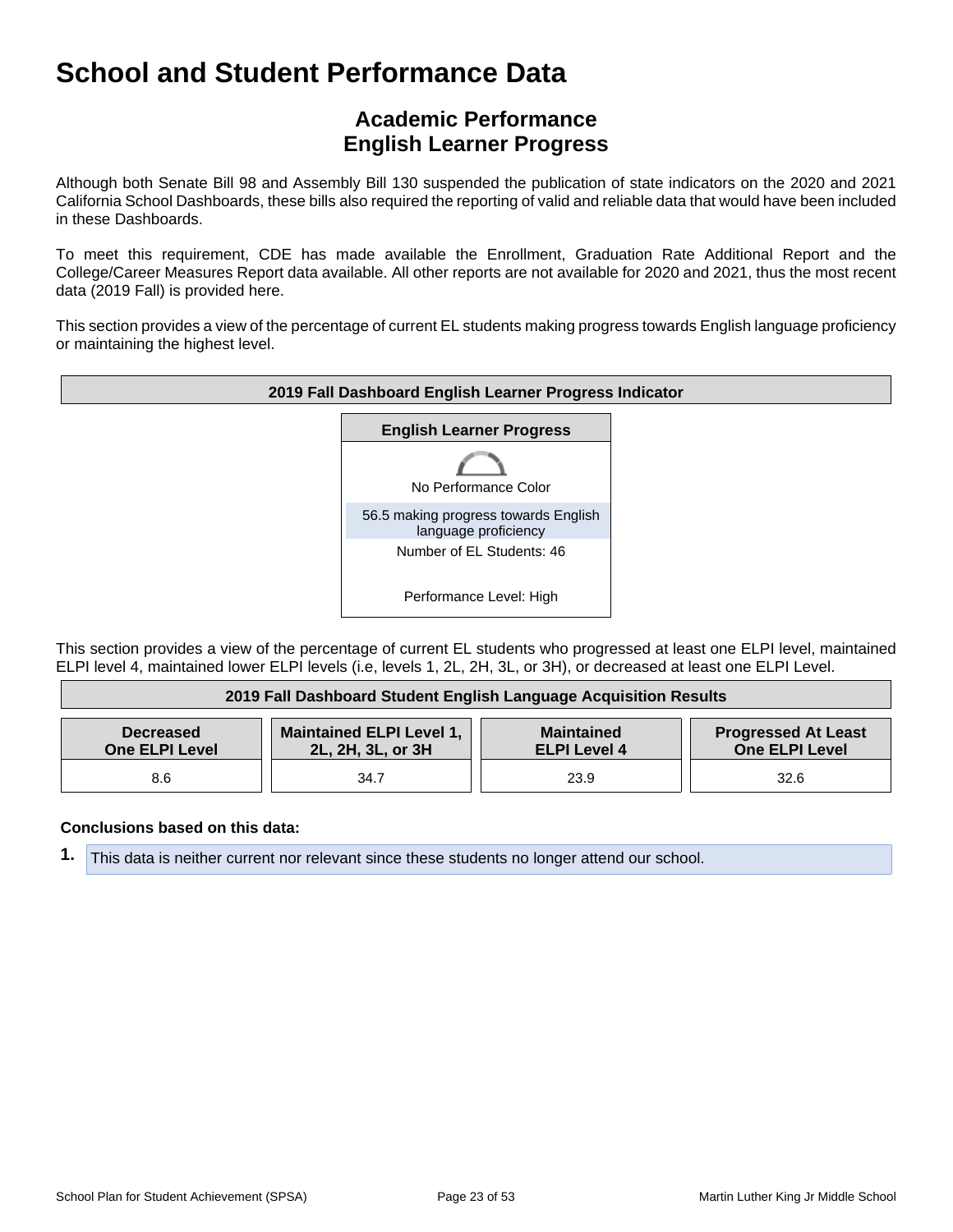# School and Student Performance Data

## Academic Performance
## English Learner Progress

Although both Senate Bill 98 and Assembly Bill 130 suspended the publication of state indicators on the 2020 and 2021 California School Dashboards, these bills also required the reporting of valid and reliable data that would have been included in these Dashboards.

To meet this requirement, CDE has made available the Enrollment, Graduation Rate Additional Report and the College/Career Measures Report data available. All other reports are not available for 2020 and 2021, thus the most recent data (2019 Fall) is provided here.

This section provides a view of the percentage of current EL students making progress towards English language proficiency or maintaining the highest level.

| 2019 Fall Dashboard English Learner Progress Indicator |
|---|
| **English Learner Progress** |
| No Performance Color |
| 56.5 making progress towards English language proficiency |
| Number of EL Students: 46 |
| Performance Level: High |

This section provides a view of the percentage of current EL students who progressed at least one ELPI level, maintained ELPI level 4, maintained lower ELPI levels (i.e, levels 1, 2L, 2H, 3L, or 3H), or decreased at least one ELPI Level.

**2019 Fall Dashboard Student English Language Acquisition Results**

| Decreased One ELPI Level | Maintained ELPI Level 1, 2L, 2H, 3L, or 3H | Maintained ELPI Level 4 | Progressed At Least One ELPI Level |
|---|---|---|---|
| 8.6 | 34.7 | 23.9 | 32.6 |

**Conclusions based on this data:**

1. This data is neither current nor relevant since these students no longer attend our school.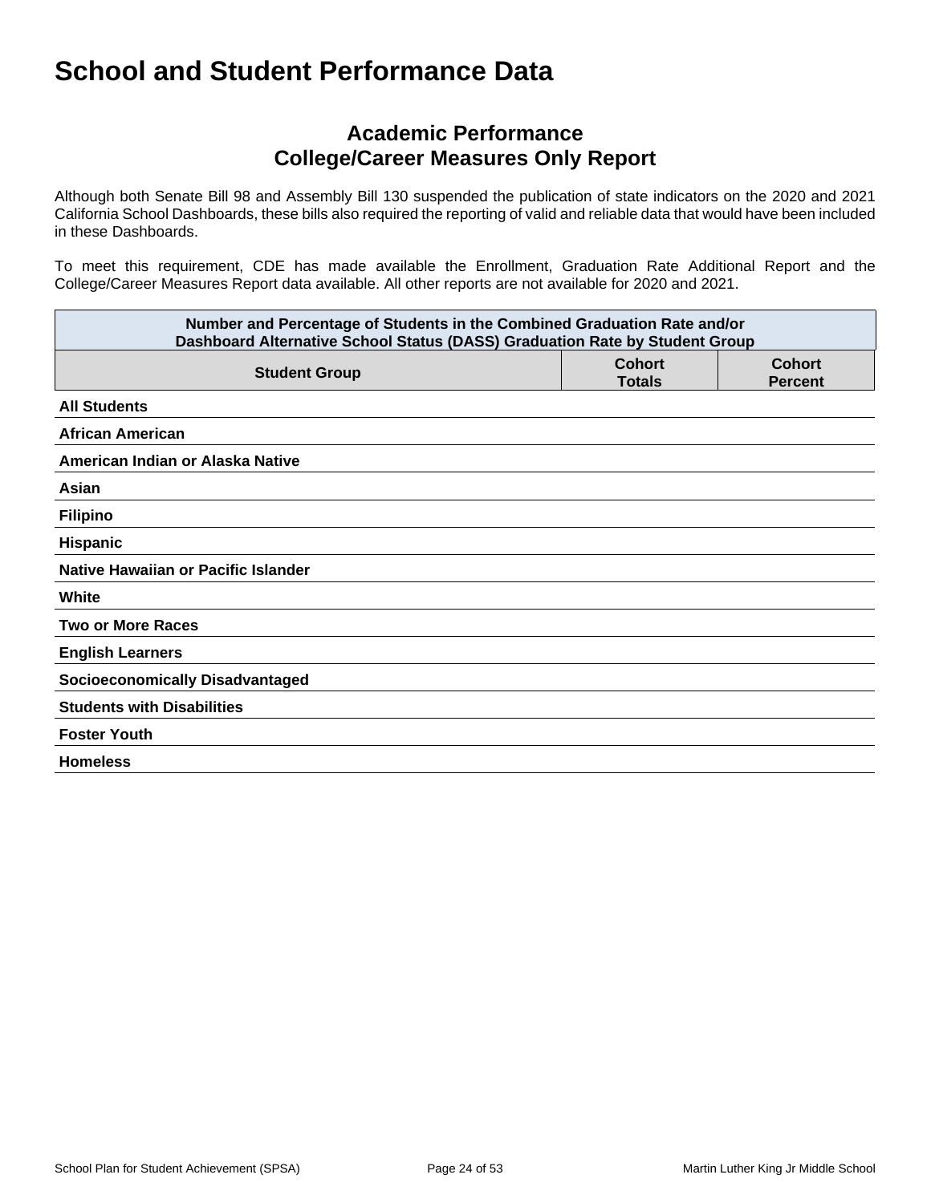# School and Student Performance Data

## Academic Performance
## College/Career Measures Only Report

Although both Senate Bill 98 and Assembly Bill 130 suspended the publication of state indicators on the 2020 and 2021 California School Dashboards, these bills also required the reporting of valid and reliable data that would have been included in these Dashboards.

To meet this requirement, CDE has made available the Enrollment, Graduation Rate Additional Report and the College/Career Measures Report data available. All other reports are not available for 2020 and 2021.

| Number and Percentage of Students in the Combined Graduation Rate and/or Dashboard Alternative School Status (DASS) Graduation Rate by Student Group | | |
|---|---|---|
| **Student Group** | **Cohort Totals** | **Cohort Percent** |
| **All Students** | | |
| **African American** | | |
| **American Indian or Alaska Native** | | |
| **Asian** | | |
| **Filipino** | | |
| **Hispanic** | | |
| **Native Hawaiian or Pacific Islander** | | |
| **White** | | |
| **Two or More Races** | | |
| **English Learners** | | |
| **Socioeconomically Disadvantaged** | | |
| **Students with Disabilities** | | |
| **Foster Youth** | | |
| **Homeless** | | |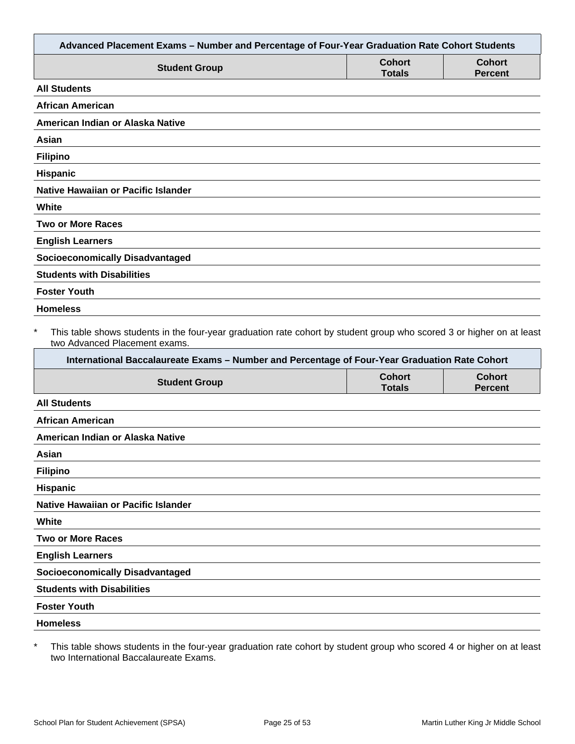| Advanced Placement Exams – Number and Percentage of Four-Year Graduation Rate Cohort Students | | |
|---|---|---|
| **Student Group** | **Cohort Totals** | **Cohort Percent** |
| **All Students** | | |
| **African American** | | |
| **American Indian or Alaska Native** | | |
| **Asian** | | |
| **Filipino** | | |
| **Hispanic** | | |
| **Native Hawaiian or Pacific Islander** | | |
| **White** | | |
| **Two or More Races** | | |
| **English Learners** | | |
| **Socioeconomically Disadvantaged** | | |
| **Students with Disabilities** | | |
| **Foster Youth** | | |
| **Homeless** | | |

* This table shows students in the four-year graduation rate cohort by student group who scored 3 or higher on at least two Advanced Placement exams.

| International Baccalaureate Exams – Number and Percentage of Four-Year Graduation Rate Cohort | | |
|---|---|---|
| **Student Group** | **Cohort Totals** | **Cohort Percent** |
| **All Students** | | |
| **African American** | | |
| **American Indian or Alaska Native** | | |
| **Asian** | | |
| **Filipino** | | |
| **Hispanic** | | |
| **Native Hawaiian or Pacific Islander** | | |
| **White** | | |
| **Two or More Races** | | |
| **English Learners** | | |
| **Socioeconomically Disadvantaged** | | |
| **Students with Disabilities** | | |
| **Foster Youth** | | |
| **Homeless** | | |

* This table shows students in the four-year graduation rate cohort by student group who scored 4 or higher on at least two International Baccalaureate Exams.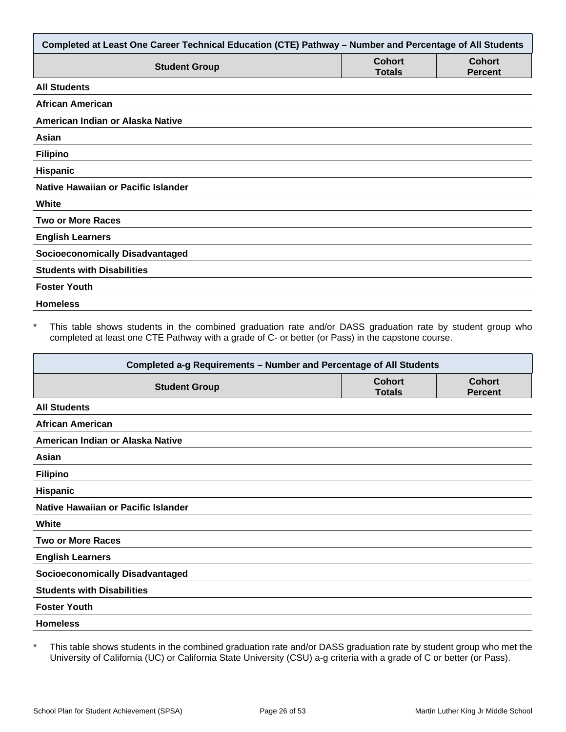| Completed at Least One Career Technical Education (CTE) Pathway – Number and Percentage of All Students | | |
|---|---|---|
| **Student Group** | **Cohort Totals** | **Cohort Percent** |
| **All Students** | | |
| **African American** | | |
| **American Indian or Alaska Native** | | |
| **Asian** | | |
| **Filipino** | | |
| **Hispanic** | | |
| **Native Hawaiian or Pacific Islander** | | |
| **White** | | |
| **Two or More Races** | | |
| **English Learners** | | |
| **Socioeconomically Disadvantaged** | | |
| **Students with Disabilities** | | |
| **Foster Youth** | | |
| **Homeless** | | |

\* This table shows students in the combined graduation rate and/or DASS graduation rate by student group who completed at least one CTE Pathway with a grade of C- or better (or Pass) in the capstone course.

| Completed a-g Requirements – Number and Percentage of All Students | | |
|---|---|---|
| **Student Group** | **Cohort Totals** | **Cohort Percent** |
| **All Students** | | |
| **African American** | | |
| **American Indian or Alaska Native** | | |
| **Asian** | | |
| **Filipino** | | |
| **Hispanic** | | |
| **Native Hawaiian or Pacific Islander** | | |
| **White** | | |
| **Two or More Races** | | |
| **English Learners** | | |
| **Socioeconomically Disadvantaged** | | |
| **Students with Disabilities** | | |
| **Foster Youth** | | |
| **Homeless** | | |

\* This table shows students in the combined graduation rate and/or DASS graduation rate by student group who met the University of California (UC) or California State University (CSU) a-g criteria with a grade of C or better (or Pass).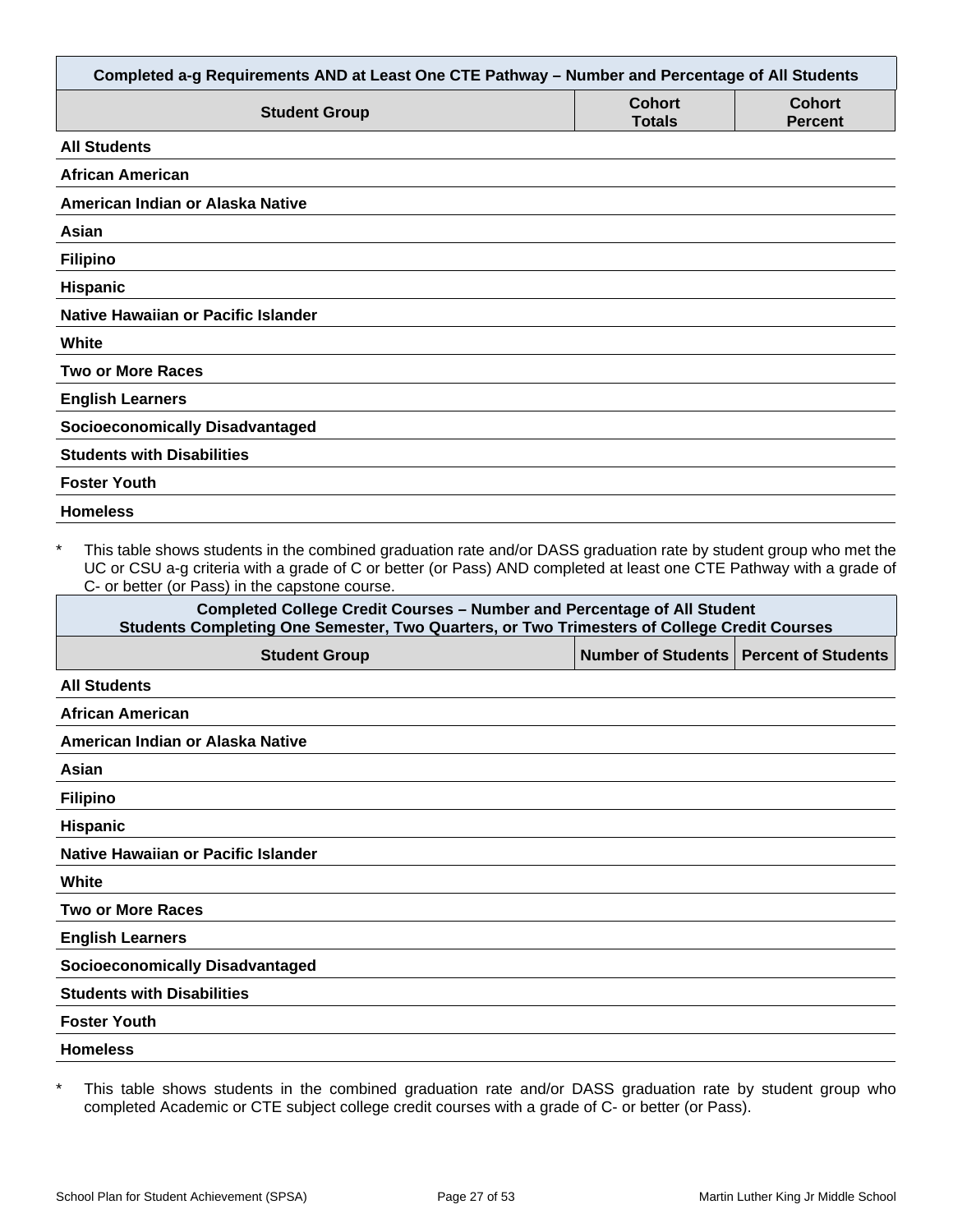| Completed a-g Requirements AND at Least One CTE Pathway – Number and Percentage of All Students | | |
|---|---|---|
| **Student Group** | **Cohort Totals** | **Cohort Percent** |
| All Students | | |
| African American | | |
| American Indian or Alaska Native | | |
| Asian | | |
| Filipino | | |
| Hispanic | | |
| Native Hawaiian or Pacific Islander | | |
| White | | |
| Two or More Races | | |
| English Learners | | |
| Socioeconomically Disadvantaged | | |
| Students with Disabilities | | |
| Foster Youth | | |
| Homeless | | |

* This table shows students in the combined graduation rate and/or DASS graduation rate by student group who met the UC or CSU a-g criteria with a grade of C or better (or Pass) AND completed at least one CTE Pathway with a grade of C- or better (or Pass) in the capstone course.

| Completed College Credit Courses – Number and Percentage of All Student Students Completing One Semester, Two Quarters, or Two Trimesters of College Credit Courses | | |
|---|---|---|
| **Student Group** | **Number of Students** | **Percent of Students** |
| All Students | | |
| African American | | |
| American Indian or Alaska Native | | |
| Asian | | |
| Filipino | | |
| Hispanic | | |
| Native Hawaiian or Pacific Islander | | |
| White | | |
| Two or More Races | | |
| English Learners | | |
| Socioeconomically Disadvantaged | | |
| Students with Disabilities | | |
| Foster Youth | | |
| Homeless | | |

* This table shows students in the combined graduation rate and/or DASS graduation rate by student group who completed Academic or CTE subject college credit courses with a grade of C- or better (or Pass).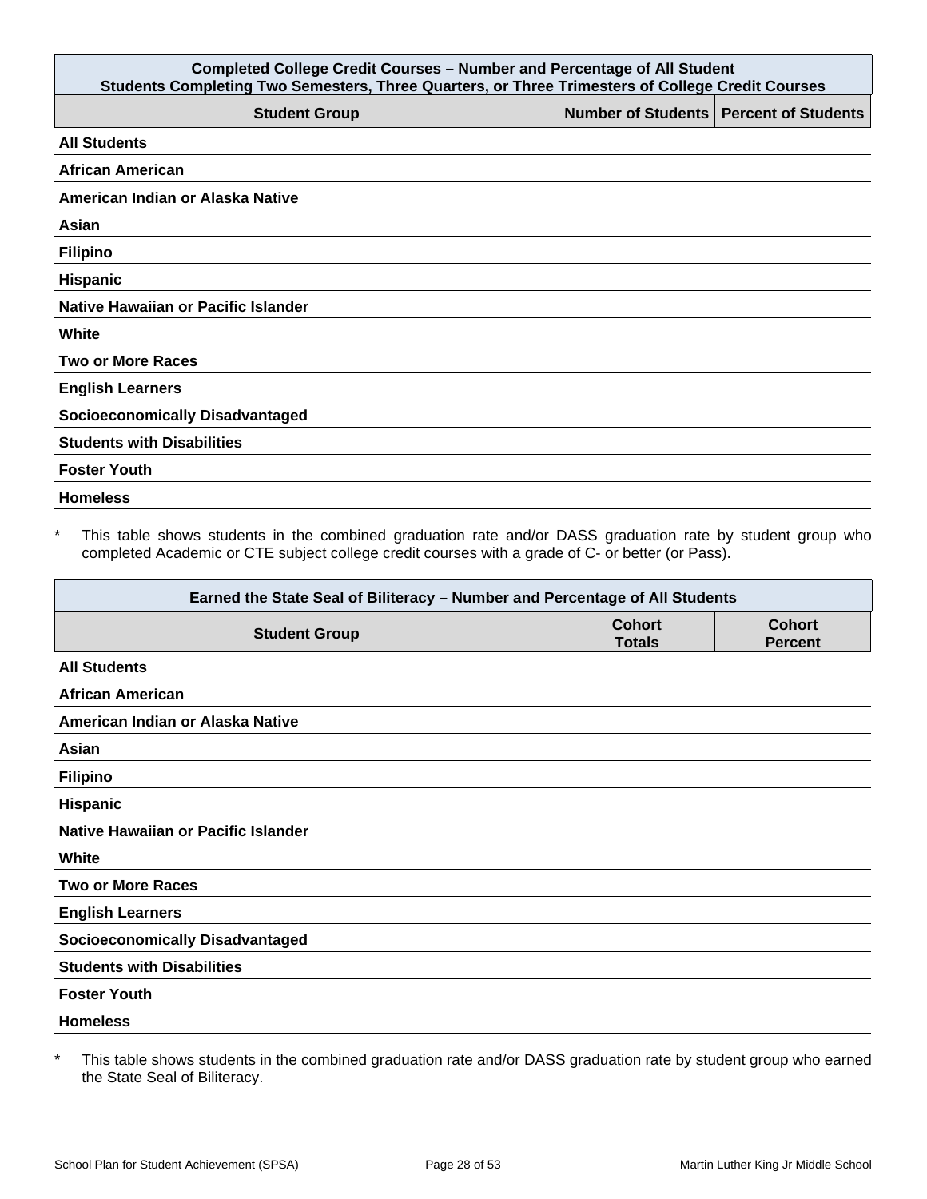| Completed College Credit Courses – Number and Percentage of All Student Students Completing Two Semesters, Three Quarters, or Three Trimesters of College Credit Courses | | |
|---|---|---|
| **Student Group** | **Number of Students** | **Percent of Students** |
| **All Students** | | |
| **African American** | | |
| **American Indian or Alaska Native** | | |
| **Asian** | | |
| **Filipino** | | |
| **Hispanic** | | |
| **Native Hawaiian or Pacific Islander** | | |
| **White** | | |
| **Two or More Races** | | |
| **English Learners** | | |
| **Socioeconomically Disadvantaged** | | |
| **Students with Disabilities** | | |
| **Foster Youth** | | |
| **Homeless** | | |

* This table shows students in the combined graduation rate and/or DASS graduation rate by student group who completed Academic or CTE subject college credit courses with a grade of C- or better (or Pass).

| Earned the State Seal of Biliteracy – Number and Percentage of All Students | | |
|---|---|---|
| **Student Group** | **Cohort Totals** | **Cohort Percent** |
| **All Students** | | |
| **African American** | | |
| **American Indian or Alaska Native** | | |
| **Asian** | | |
| **Filipino** | | |
| **Hispanic** | | |
| **Native Hawaiian or Pacific Islander** | | |
| **White** | | |
| **Two or More Races** | | |
| **English Learners** | | |
| **Socioeconomically Disadvantaged** | | |
| **Students with Disabilities** | | |
| **Foster Youth** | | |
| **Homeless** | | |

* This table shows students in the combined graduation rate and/or DASS graduation rate by student group who earned the State Seal of Biliteracy.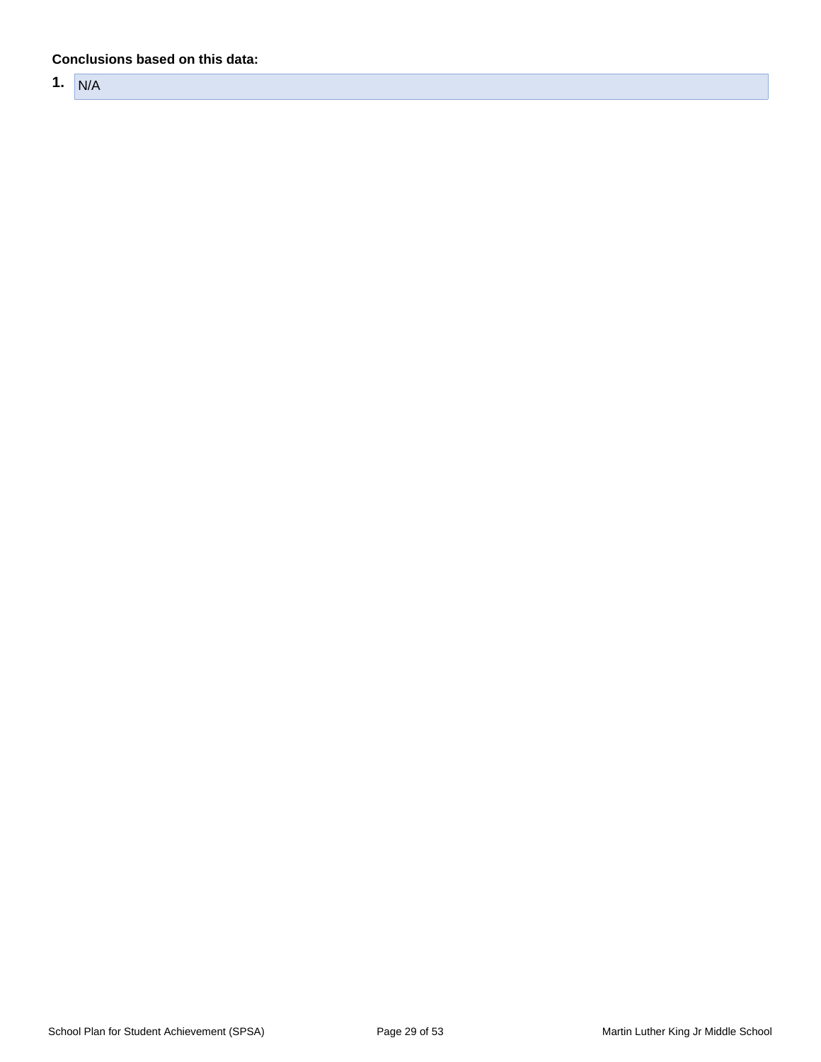**Conclusions based on this data:**

1. N/A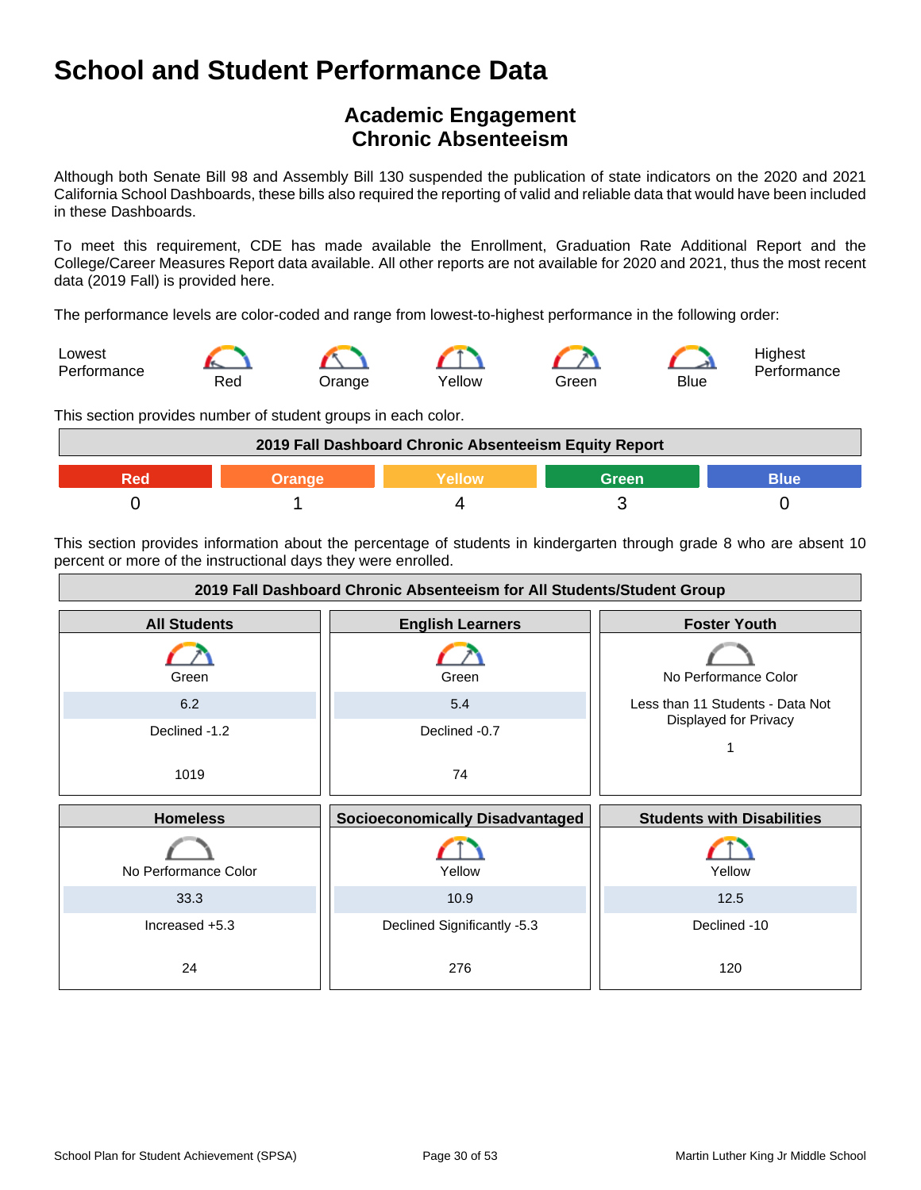# School and Student Performance Data

## Academic Engagement
## Chronic Absenteeism

Although both Senate Bill 98 and Assembly Bill 130 suspended the publication of state indicators on the 2020 and 2021 California School Dashboards, these bills also required the reporting of valid and reliable data that would have been included in these Dashboards.

To meet this requirement, CDE has made available the Enrollment, Graduation Rate Additional Report and the College/Career Measures Report data available. All other reports are not available for 2020 and 2021, thus the most recent data (2019 Fall) is provided here.

The performance levels are color-coded and range from lowest-to-highest performance in the following order:

Lowest Performance — Red — Orange — Yellow — Green — Blue — Highest Performance

This section provides number of student groups in each color.

| 2019 Fall Dashboard Chronic Absenteeism Equity Report | | | | |
|---|---|---|---|---|
| Red | Orange | Yellow | Green | Blue |
| 0 | 1 | 4 | 3 | 0 |

This section provides information about the percentage of students in kindergarten through grade 8 who are absent 10 percent or more of the instructional days they were enrolled.

**2019 Fall Dashboard Chronic Absenteeism for All Students/Student Group**

| All Students | English Learners | Foster Youth |
|---|---|---|
| Green | Green | No Performance Color |
| 6.2 | 5.4 | Less than 11 Students - Data Not Displayed for Privacy |
| Declined -1.2 | Declined -0.7 | |
| 1019 | 74 | 1 |

| Homeless | Socioeconomically Disadvantaged | Students with Disabilities |
|---|---|---|
| No Performance Color | Yellow | Yellow |
| 33.3 | 10.9 | 12.5 |
| Increased +5.3 | Declined Significantly -5.3 | Declined -10 |
| 24 | 276 | 120 |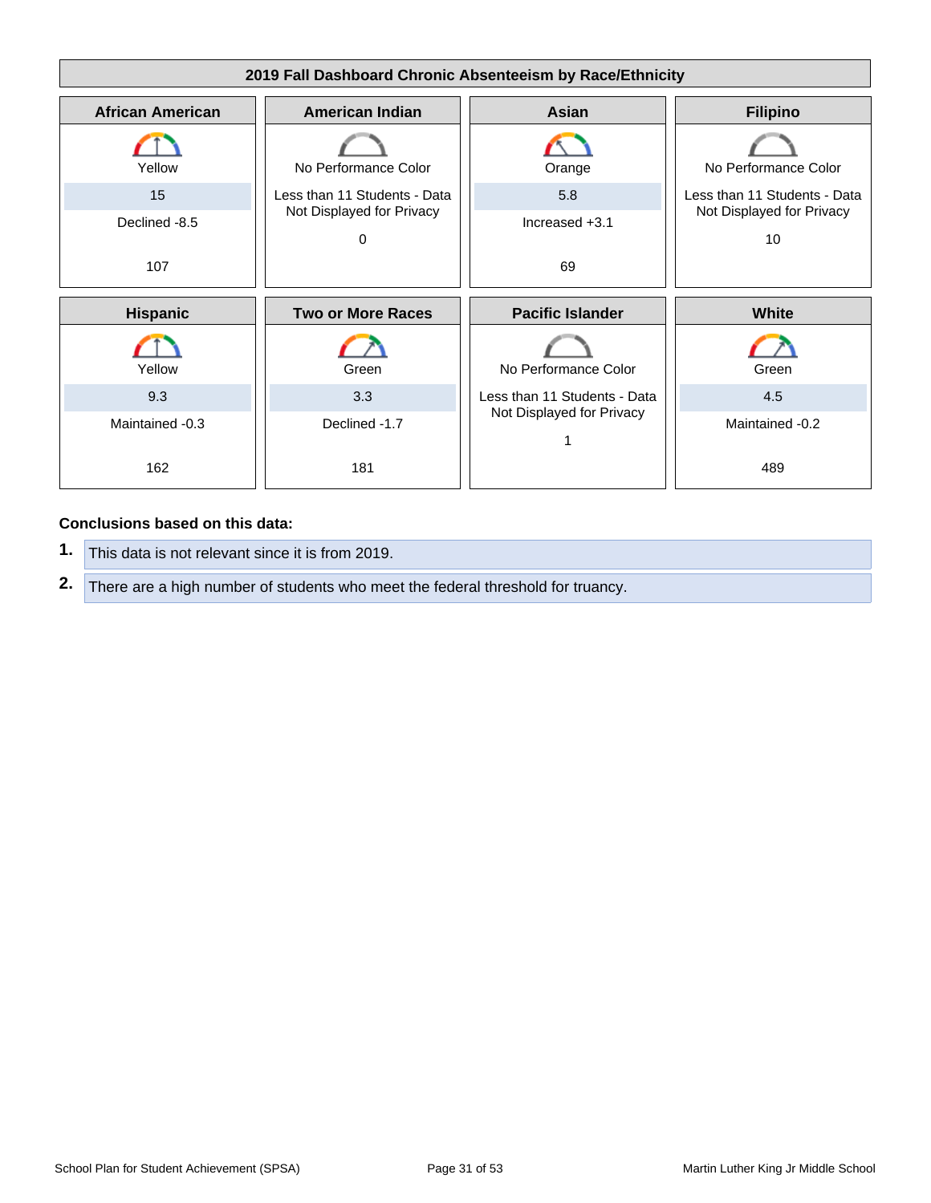## 2019 Fall Dashboard Chronic Absenteeism by Race/Ethnicity

| African American | American Indian | Asian | Filipino |
|---|---|---|---|
| Yellow | No Performance Color | Orange | No Performance Color |
| 15 | Less than 11 Students - Data Not Displayed for Privacy | 5.8 | Less than 11 Students - Data Not Displayed for Privacy |
| Declined -8.5 | 0 | Increased +3.1 | 10 |
| 107 | | 69 | |

| Hispanic | Two or More Races | Pacific Islander | White |
|---|---|---|---|
| Yellow | Green | No Performance Color | Green |
| 9.3 | 3.3 | Less than 11 Students - Data Not Displayed for Privacy | 4.5 |
| Maintained -0.3 | Declined -1.7 | 1 | Maintained -0.2 |
| 162 | 181 | | 489 |

**Conclusions based on this data:**

1. This data is not relevant since it is from 2019.
2. There are a high number of students who meet the federal threshold for truancy.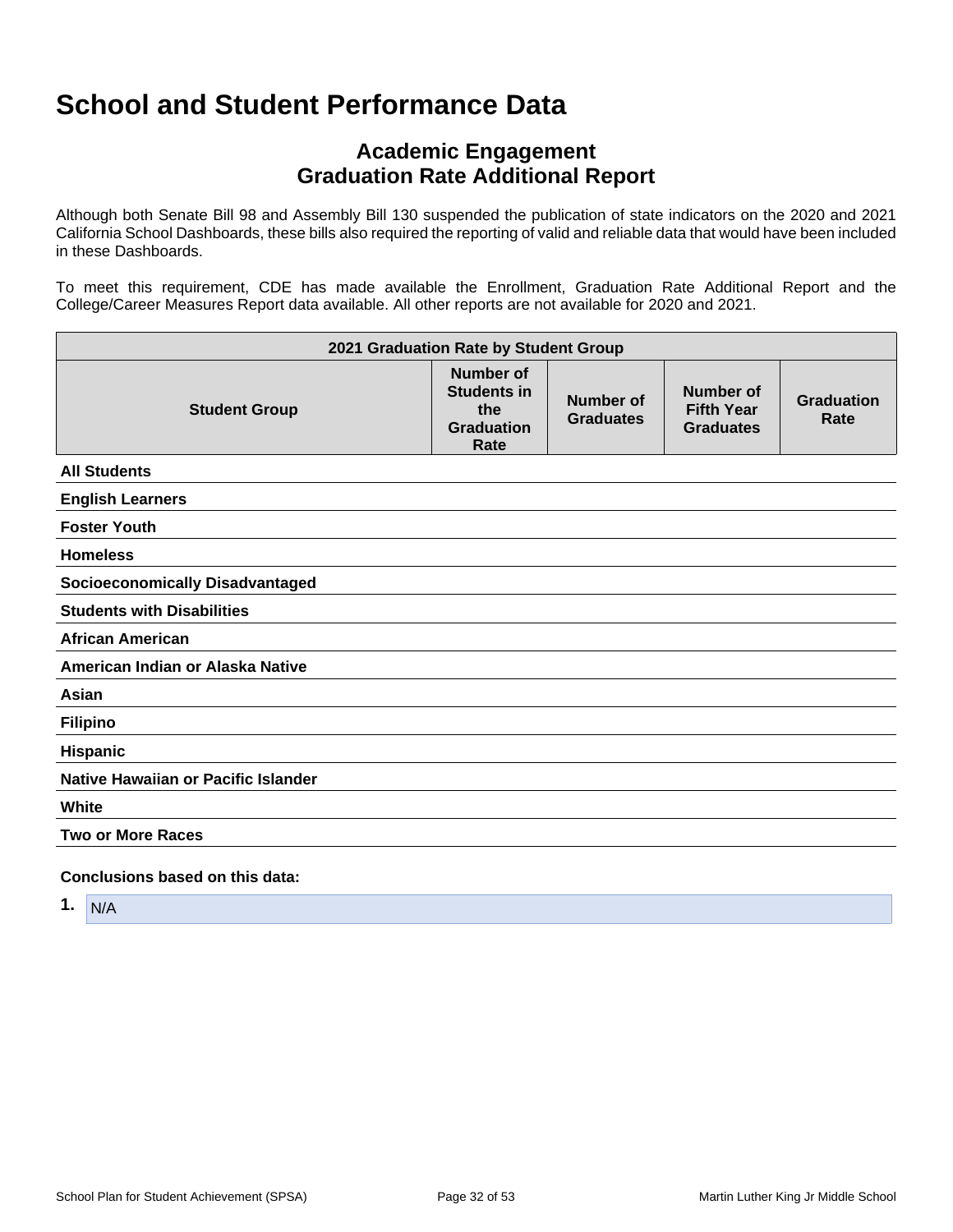# School and Student Performance Data

## Academic Engagement
## Graduation Rate Additional Report

Although both Senate Bill 98 and Assembly Bill 130 suspended the publication of state indicators on the 2020 and 2021 California School Dashboards, these bills also required the reporting of valid and reliable data that would have been included in these Dashboards.

To meet this requirement, CDE has made available the Enrollment, Graduation Rate Additional Report and the College/Career Measures Report data available. All other reports are not available for 2020 and 2021.

| 2021 Graduation Rate by Student Group | | | | |
|---|---|---|---|---|
| **Student Group** | **Number of Students in the Graduation Rate** | **Number of Graduates** | **Number of Fifth Year Graduates** | **Graduation Rate** |
| **All Students** | | | | |
| **English Learners** | | | | |
| **Foster Youth** | | | | |
| **Homeless** | | | | |
| **Socioeconomically Disadvantaged** | | | | |
| **Students with Disabilities** | | | | |
| **African American** | | | | |
| **American Indian or Alaska Native** | | | | |
| **Asian** | | | | |
| **Filipino** | | | | |
| **Hispanic** | | | | |
| **Native Hawaiian or Pacific Islander** | | | | |
| **White** | | | | |
| **Two or More Races** | | | | |

**Conclusions based on this data:**

1. N/A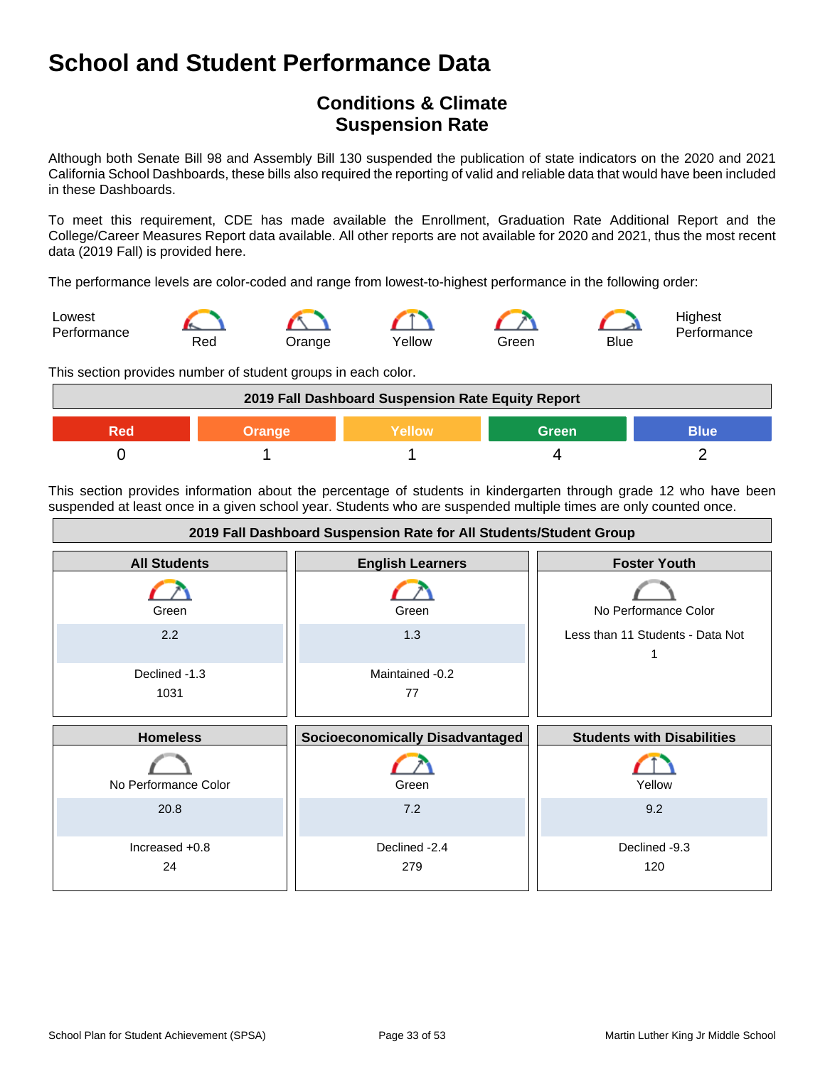# School and Student Performance Data

## Conditions & Climate
## Suspension Rate

Although both Senate Bill 98 and Assembly Bill 130 suspended the publication of state indicators on the 2020 and 2021 California School Dashboards, these bills also required the reporting of valid and reliable data that would have been included in these Dashboards.

To meet this requirement, CDE has made available the Enrollment, Graduation Rate Additional Report and the College/Career Measures Report data available. All other reports are not available for 2020 and 2021, thus the most recent data (2019 Fall) is provided here.

The performance levels are color-coded and range from lowest-to-highest performance in the following order:

| Lowest Performance | Red | Orange | Yellow | Green | Blue | Highest Performance |
|---|---|---|---|---|---|---|

This section provides number of student groups in each color.

| 2019 Fall Dashboard Suspension Rate Equity Report | | | | |
|---|---|---|---|---|
| Red | Orange | Yellow | Green | Blue |
| 0 | 1 | 1 | 4 | 2 |

This section provides information about the percentage of students in kindergarten through grade 12 who have been suspended at least once in a given school year. Students who are suspended multiple times are only counted once.

**2019 Fall Dashboard Suspension Rate for All Students/Student Group**

| All Students | English Learners | Foster Youth |
|---|---|---|
| Green | Green | No Performance Color |
| 2.2 | 1.3 | Less than 11 Students - Data Not |
| Declined -1.3 | Maintained -0.2 | 1 |
| 1031 | 77 | |

| Homeless | Socioeconomically Disadvantaged | Students with Disabilities |
|---|---|---|
| No Performance Color | Green | Yellow |
| 20.8 | 7.2 | 9.2 |
| Increased +0.8 | Declined -2.4 | Declined -9.3 |
| 24 | 279 | 120 |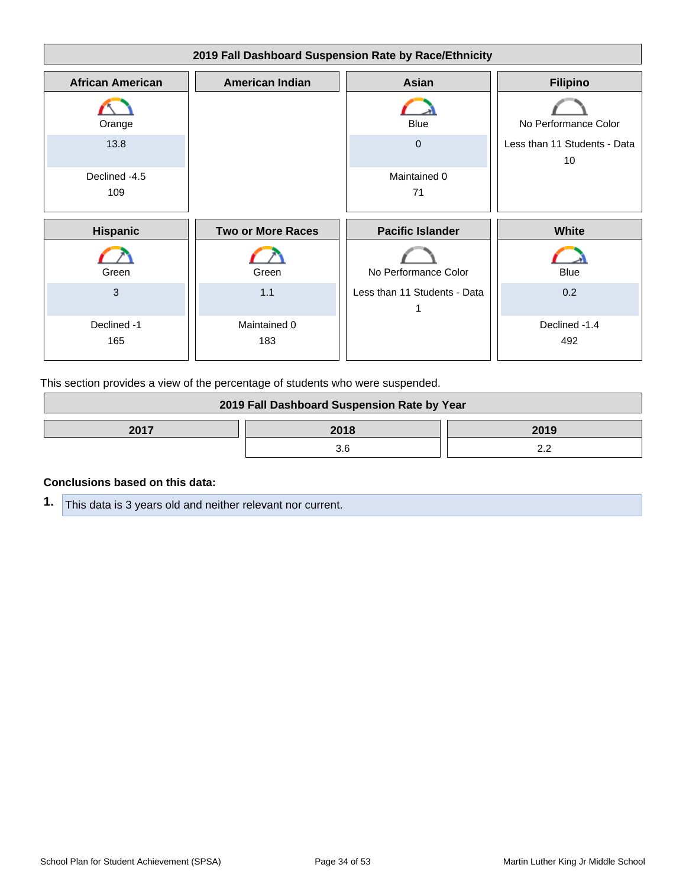| 2019 Fall Dashboard Suspension Rate by Race/Ethnicity | | | |
|---|---|---|---|
| **African American** | **American Indian** | **Asian** | **Filipino** |
| Orange<br>13.8<br>Declined -4.5<br>109 | | Blue<br>0<br>Maintained 0<br>71 | No Performance Color<br>Less than 11 Students - Data<br>10 |
| **Hispanic** | **Two or More Races** | **Pacific Islander** | **White** |
| Green<br>3<br>Declined -1<br>165 | Green<br>1.1<br>Maintained 0<br>183 | No Performance Color<br>Less than 11 Students - Data<br>1 | Blue<br>0.2<br>Declined -1.4<br>492 |

This section provides a view of the percentage of students who were suspended.

| 2019 Fall Dashboard Suspension Rate by Year | | |
|---|---|---|
| **2017** | **2018** | **2019** |
| | 3.6 | 2.2 |

**Conclusions based on this data:**

1. This data is 3 years old and neither relevant nor current.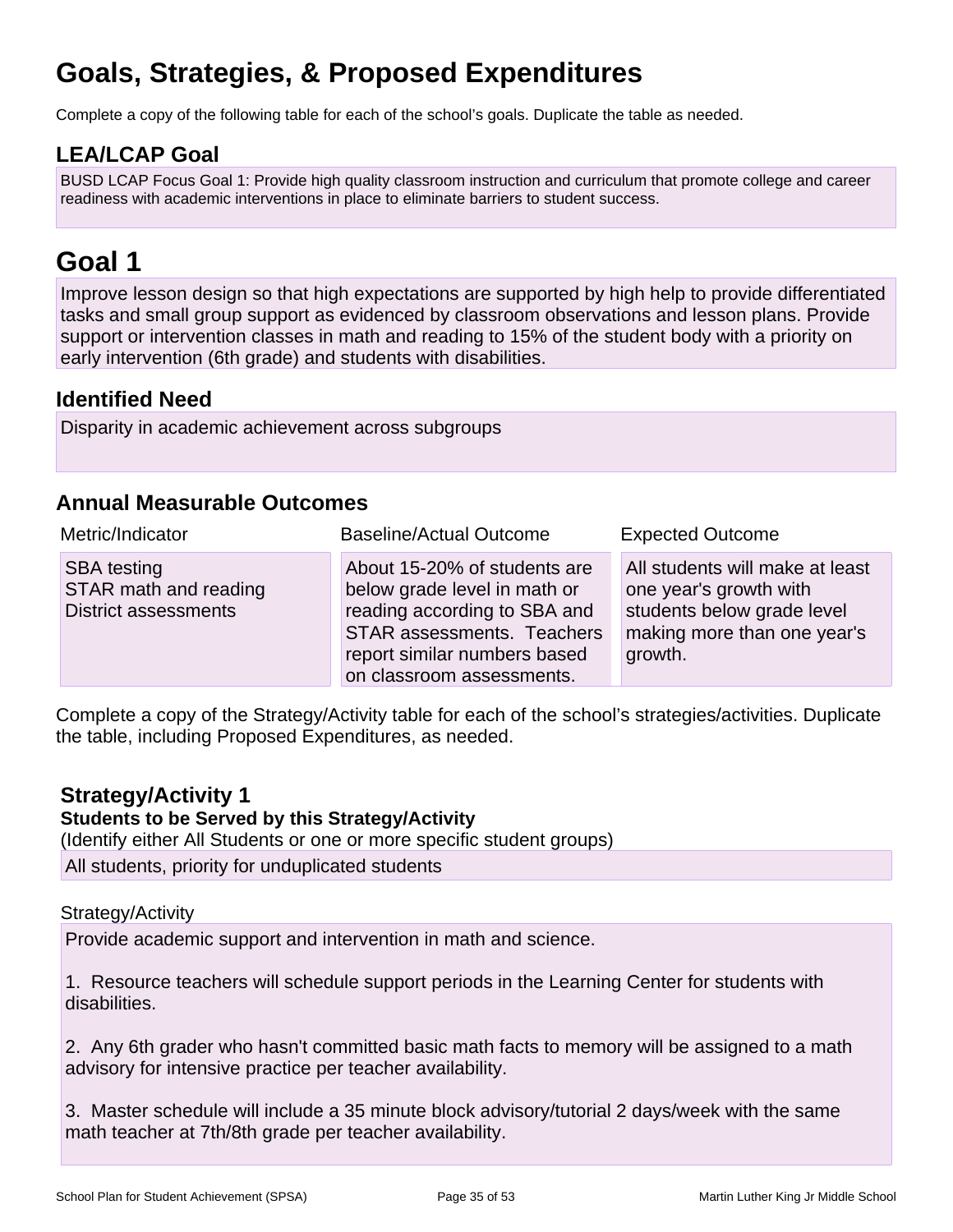# Goals, Strategies, & Proposed Expenditures

Complete a copy of the following table for each of the school's goals. Duplicate the table as needed.

## LEA/LCAP Goal

BUSD LCAP Focus Goal 1: Provide high quality classroom instruction and curriculum that promote college and career readiness with academic interventions in place to eliminate barriers to student success.

# Goal 1

Improve lesson design so that high expectations are supported by high help to provide differentiated tasks and small group support as evidenced by classroom observations and lesson plans. Provide support or intervention classes in math and reading to 15% of the student body with a priority on early intervention (6th grade) and students with disabilities.

## Identified Need

Disparity in academic achievement across subgroups

## Annual Measurable Outcomes

| Metric/Indicator | Baseline/Actual Outcome | Expected Outcome |
| --- | --- | --- |
| SBA testing<br>STAR math and reading<br>District assessments | About 15-20% of students are below grade level in math or reading according to SBA and STAR assessments. Teachers report similar numbers based on classroom assessments. | All students will make at least one year's growth with students below grade level making more than one year's growth. |

Complete a copy of the Strategy/Activity table for each of the school's strategies/activities. Duplicate the table, including Proposed Expenditures, as needed.

### Strategy/Activity 1

**Students to be Served by this Strategy/Activity**

(Identify either All Students or one or more specific student groups)

All students, priority for unduplicated students

Strategy/Activity

Provide academic support and intervention in math and science.

1. Resource teachers will schedule support periods in the Learning Center for students with disabilities.

2. Any 6th grader who hasn't committed basic math facts to memory will be assigned to a math advisory for intensive practice per teacher availability.

3. Master schedule will include a 35 minute block advisory/tutorial 2 days/week with the same math teacher at 7th/8th grade per teacher availability.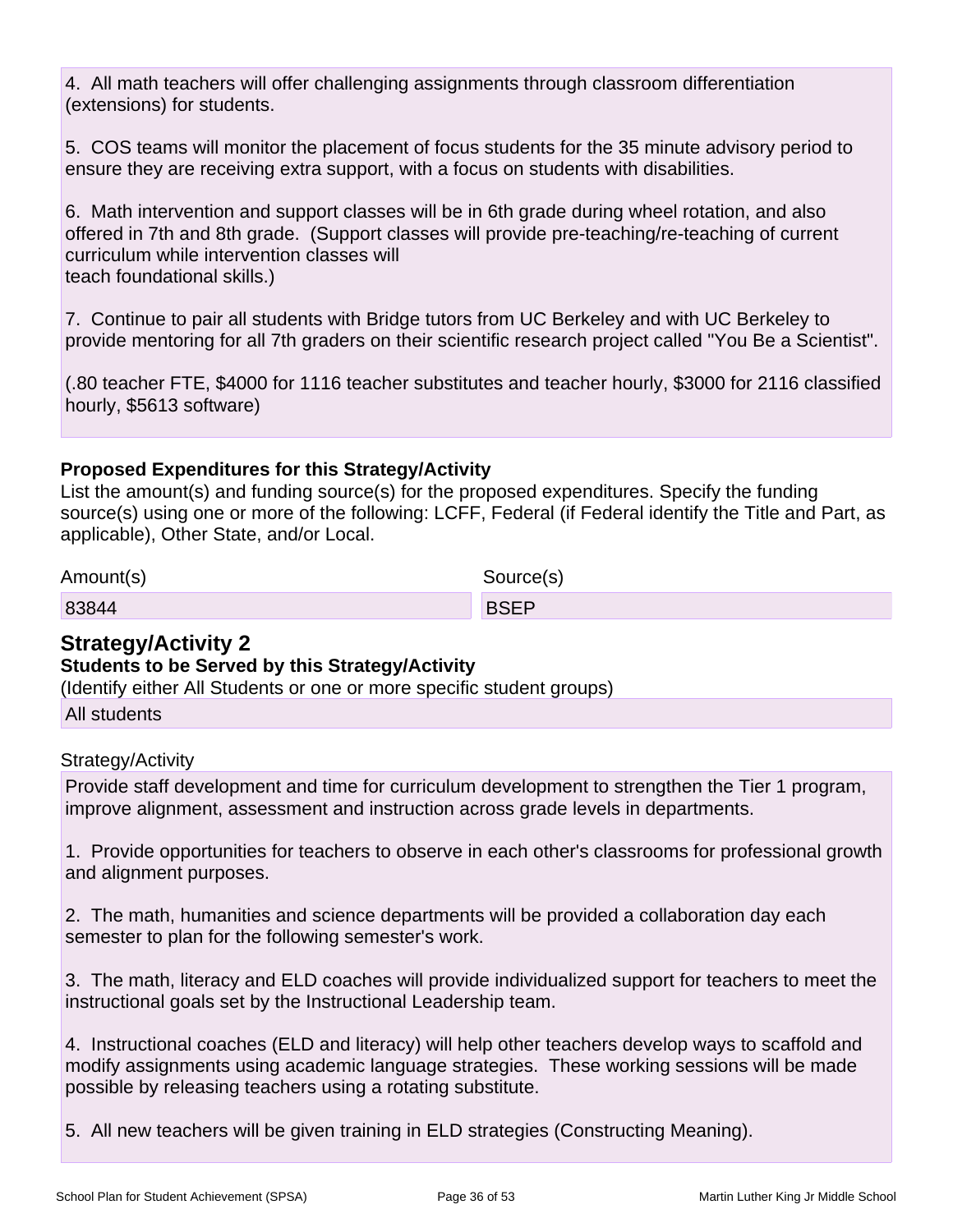4. All math teachers will offer challenging assignments through classroom differentiation (extensions) for students.

5. COS teams will monitor the placement of focus students for the 35 minute advisory period to ensure they are receiving extra support, with a focus on students with disabilities.

6. Math intervention and support classes will be in 6th grade during wheel rotation, and also offered in 7th and 8th grade. (Support classes will provide pre-teaching/re-teaching of current curriculum while intervention classes will
teach foundational skills.)

7. Continue to pair all students with Bridge tutors from UC Berkeley and with UC Berkeley to provide mentoring for all 7th graders on their scientific research project called "You Be a Scientist".

(.80 teacher FTE, $4000 for 1116 teacher substitutes and teacher hourly, $3000 for 2116 classified hourly, $5613 software)

**Proposed Expenditures for this Strategy/Activity**

List the amount(s) and funding source(s) for the proposed expenditures. Specify the funding source(s) using one or more of the following: LCFF, Federal (if Federal identify the Title and Part, as applicable), Other State, and/or Local.

| Amount(s) | Source(s) |
| --- | --- |
| 83844 | BSEP |

## Strategy/Activity 2

**Students to be Served by this Strategy/Activity**

(Identify either All Students or one or more specific student groups)

All students

Strategy/Activity

Provide staff development and time for curriculum development to strengthen the Tier 1 program, improve alignment, assessment and instruction across grade levels in departments.

1. Provide opportunities for teachers to observe in each other's classrooms for professional growth and alignment purposes.

2. The math, humanities and science departments will be provided a collaboration day each semester to plan for the following semester's work.

3. The math, literacy and ELD coaches will provide individualized support for teachers to meet the instructional goals set by the Instructional Leadership team.

4. Instructional coaches (ELD and literacy) will help other teachers develop ways to scaffold and modify assignments using academic language strategies. These working sessions will be made possible by releasing teachers using a rotating substitute.

5. All new teachers will be given training in ELD strategies (Constructing Meaning).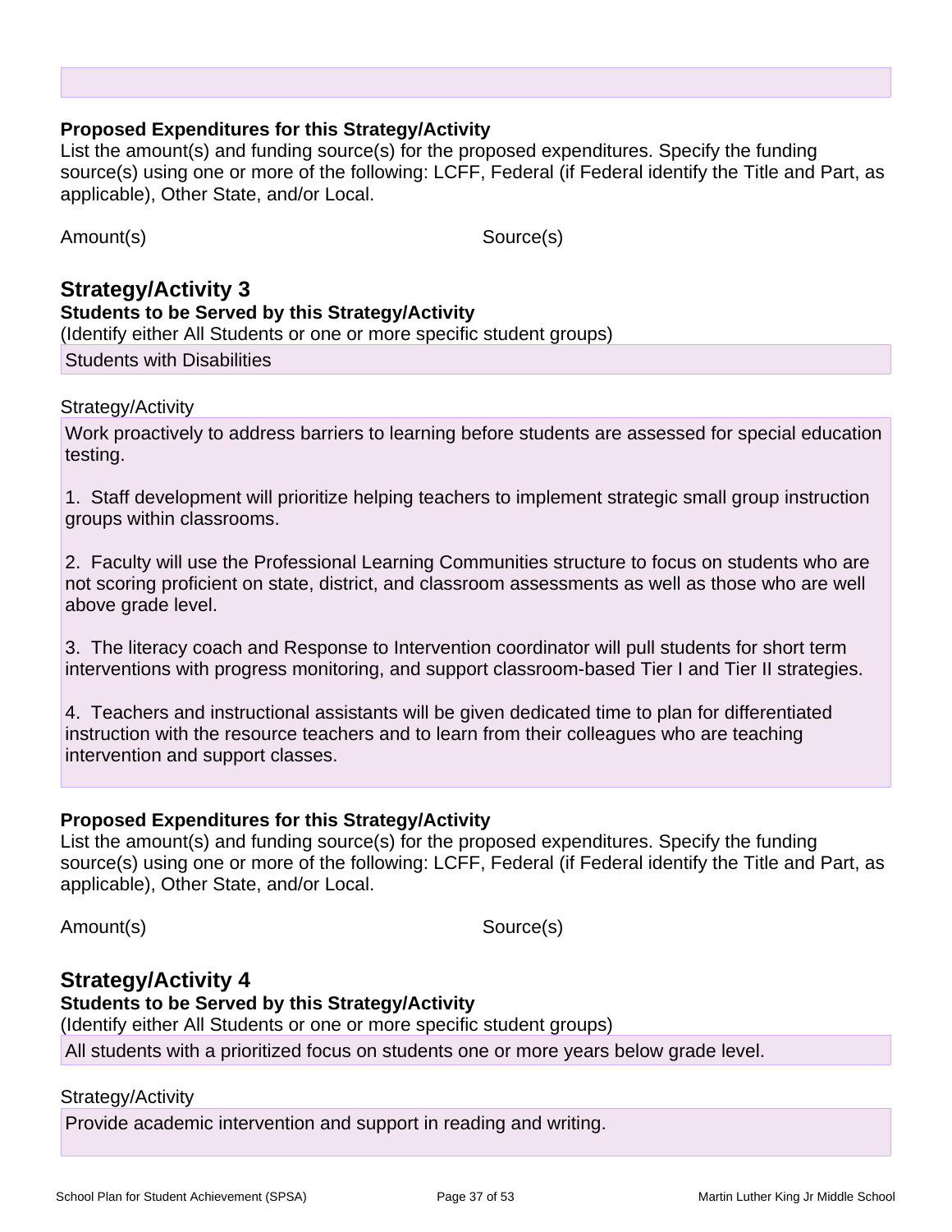**Proposed Expenditures for this Strategy/Activity**

List the amount(s) and funding source(s) for the proposed expenditures. Specify the funding source(s) using one or more of the following: LCFF, Federal (if Federal identify the Title and Part, as applicable), Other State, and/or Local.

| Amount(s) | Source(s) |
| --- | --- |

## Strategy/Activity 3

**Students to be Served by this Strategy/Activity**

(Identify either All Students or one or more specific student groups)

Students with Disabilities

Strategy/Activity

Work proactively to address barriers to learning before students are assessed for special education testing.

1. Staff development will prioritize helping teachers to implement strategic small group instruction groups within classrooms.

2. Faculty will use the Professional Learning Communities structure to focus on students who are not scoring proficient on state, district, and classroom assessments as well as those who are well above grade level.

3. The literacy coach and Response to Intervention coordinator will pull students for short term interventions with progress monitoring, and support classroom-based Tier I and Tier II strategies.

4. Teachers and instructional assistants will be given dedicated time to plan for differentiated instruction with the resource teachers and to learn from their colleagues who are teaching intervention and support classes.

**Proposed Expenditures for this Strategy/Activity**

List the amount(s) and funding source(s) for the proposed expenditures. Specify the funding source(s) using one or more of the following: LCFF, Federal (if Federal identify the Title and Part, as applicable), Other State, and/or Local.

| Amount(s) | Source(s) |
| --- | --- |

## Strategy/Activity 4

**Students to be Served by this Strategy/Activity**

(Identify either All Students or one or more specific student groups)

All students with a prioritized focus on students one or more years below grade level.

Strategy/Activity

Provide academic intervention and support in reading and writing.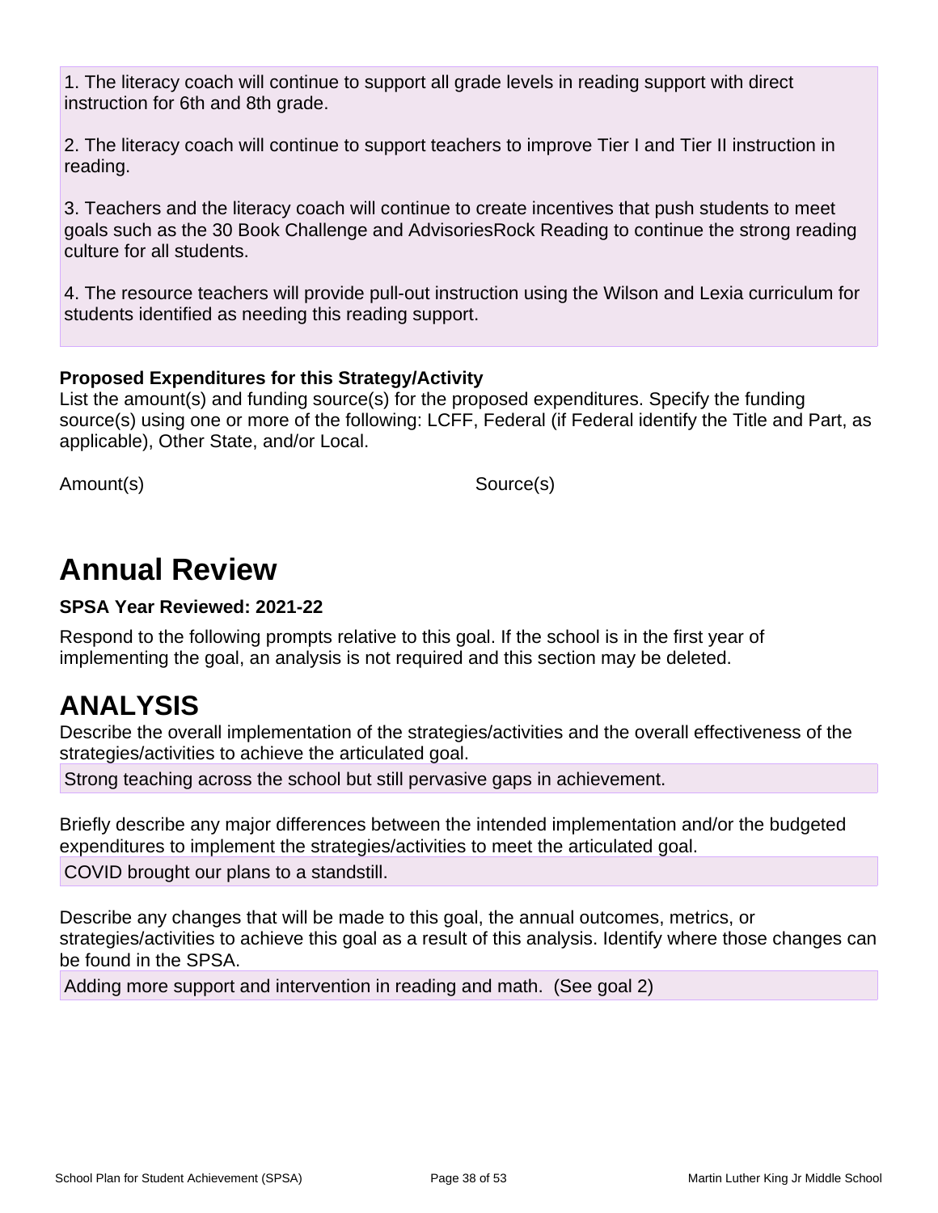1. The literacy coach will continue to support all grade levels in reading support with direct instruction for 6th and 8th grade.

2. The literacy coach will continue to support teachers to improve Tier I and Tier II instruction in reading.

3. Teachers and the literacy coach will continue to create incentives that push students to meet goals such as the 30 Book Challenge and AdvisoriesRock Reading to continue the strong reading culture for all students.

4. The resource teachers will provide pull-out instruction using the Wilson and Lexia curriculum for students identified as needing this reading support.

**Proposed Expenditures for this Strategy/Activity**

List the amount(s) and funding source(s) for the proposed expenditures. Specify the funding source(s) using one or more of the following: LCFF, Federal (if Federal identify the Title and Part, as applicable), Other State, and/or Local.

| Amount(s) | Source(s) |
|---|---|

# Annual Review

**SPSA Year Reviewed: 2021-22**

Respond to the following prompts relative to this goal. If the school is in the first year of implementing the goal, an analysis is not required and this section may be deleted.

# ANALYSIS

Describe the overall implementation of the strategies/activities and the overall effectiveness of the strategies/activities to achieve the articulated goal.

Strong teaching across the school but still pervasive gaps in achievement.

Briefly describe any major differences between the intended implementation and/or the budgeted expenditures to implement the strategies/activities to meet the articulated goal.

COVID brought our plans to a standstill.

Describe any changes that will be made to this goal, the annual outcomes, metrics, or strategies/activities to achieve this goal as a result of this analysis. Identify where those changes can be found in the SPSA.

Adding more support and intervention in reading and math. (See goal 2)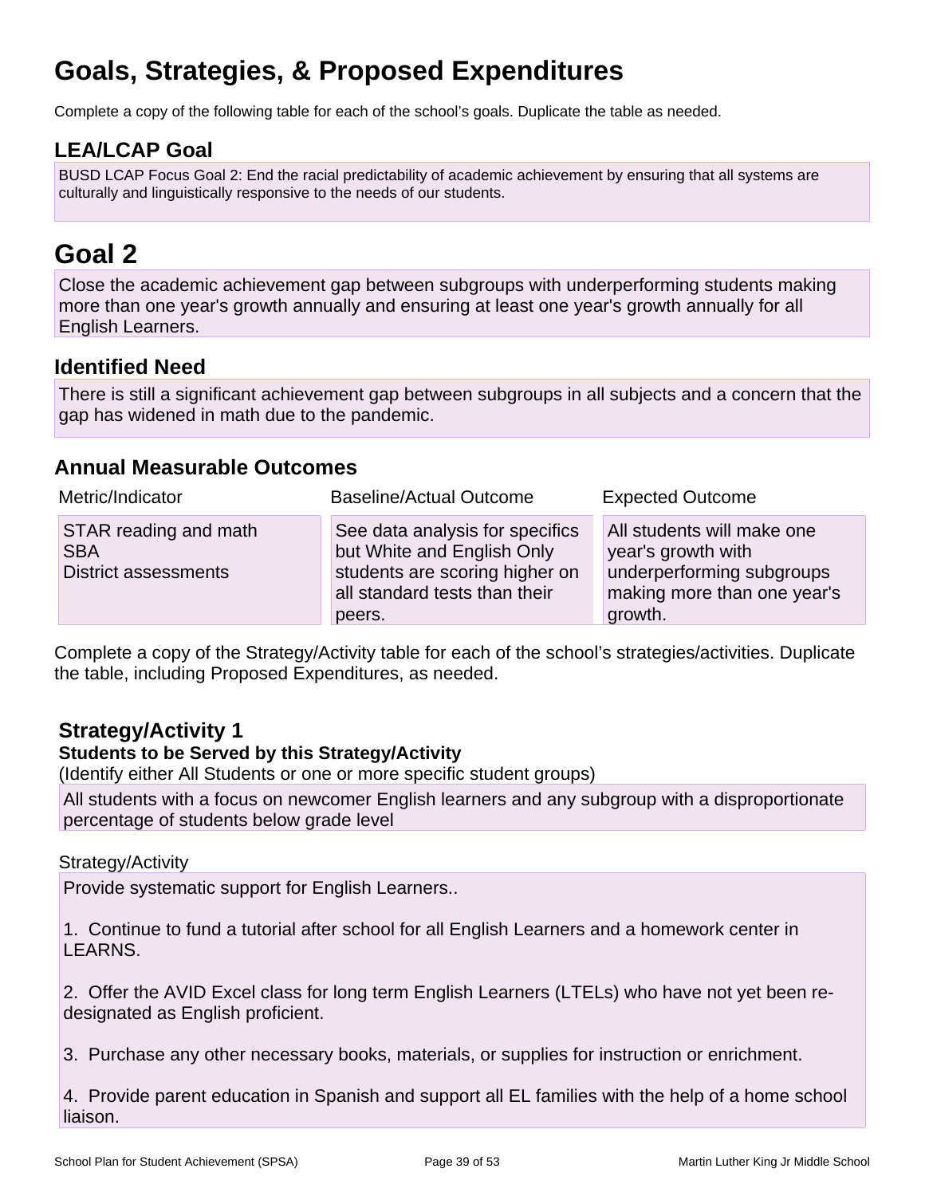# Goals, Strategies, & Proposed Expenditures

Complete a copy of the following table for each of the school's goals. Duplicate the table as needed.

## LEA/LCAP Goal

BUSD LCAP Focus Goal 2: End the racial predictability of academic achievement by ensuring that all systems are culturally and linguistically responsive to the needs of our students.

# Goal 2

Close the academic achievement gap between subgroups with underperforming students making more than one year's growth annually and ensuring at least one year's growth annually for all English Learners.

## Identified Need

There is still a significant achievement gap between subgroups in all subjects and a concern that the gap has widened in math due to the pandemic.

## Annual Measurable Outcomes

| Metric/Indicator | Baseline/Actual Outcome | Expected Outcome |
| --- | --- | --- |
| STAR reading and math<br>SBA<br>District assessments | See data analysis for specifics but White and English Only students are scoring higher on all standard tests than their peers. | All students will make one year's growth with underperforming subgroups making more than one year's growth. |

Complete a copy of the Strategy/Activity table for each of the school's strategies/activities. Duplicate the table, including Proposed Expenditures, as needed.

### Strategy/Activity 1

**Students to be Served by this Strategy/Activity**

(Identify either All Students or one or more specific student groups)

All students with a focus on newcomer English learners and any subgroup with a disproportionate percentage of students below grade level

Strategy/Activity

Provide systematic support for English Learners..

1. Continue to fund a tutorial after school for all English Learners and a homework center in LEARNS.

2. Offer the AVID Excel class for long term English Learners (LTELs) who have not yet been re-designated as English proficient.

3. Purchase any other necessary books, materials, or supplies for instruction or enrichment.

4. Provide parent education in Spanish and support all EL families with the help of a home school liaison.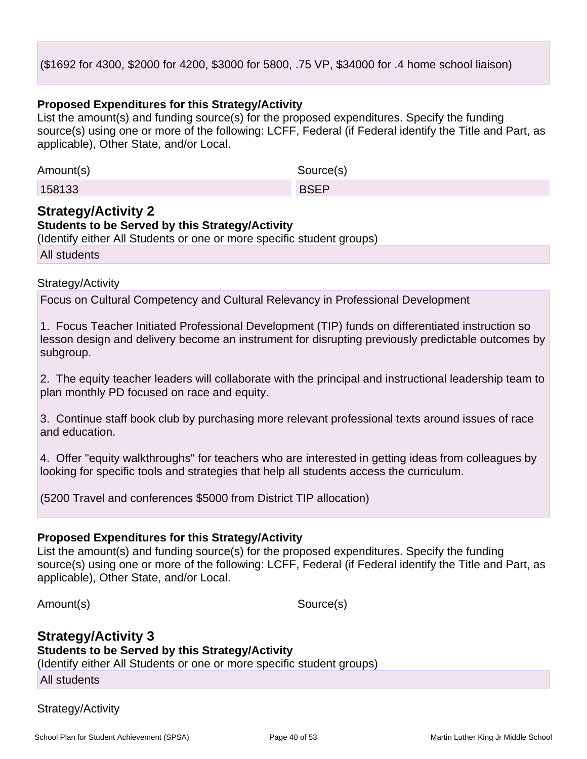($1692 for 4300, $2000 for 4200, $3000 for 5800, .75 VP, $34000 for .4 home school liaison)

**Proposed Expenditures for this Strategy/Activity**

List the amount(s) and funding source(s) for the proposed expenditures. Specify the funding source(s) using one or more of the following: LCFF, Federal (if Federal identify the Title and Part, as applicable), Other State, and/or Local.

| Amount(s) | Source(s) |
| --- | --- |
| 158133 | BSEP |

## Strategy/Activity 2

**Students to be Served by this Strategy/Activity**

(Identify either All Students or one or more specific student groups)

All students

Strategy/Activity

Focus on Cultural Competency and Cultural Relevancy in Professional Development

1. Focus Teacher Initiated Professional Development (TIP) funds on differentiated instruction so lesson design and delivery become an instrument for disrupting previously predictable outcomes by subgroup.

2. The equity teacher leaders will collaborate with the principal and instructional leadership team to plan monthly PD focused on race and equity.

3. Continue staff book club by purchasing more relevant professional texts around issues of race and education.

4. Offer "equity walkthroughs" for teachers who are interested in getting ideas from colleagues by looking for specific tools and strategies that help all students access the curriculum.

(5200 Travel and conferences $5000 from District TIP allocation)

**Proposed Expenditures for this Strategy/Activity**

List the amount(s) and funding source(s) for the proposed expenditures. Specify the funding source(s) using one or more of the following: LCFF, Federal (if Federal identify the Title and Part, as applicable), Other State, and/or Local.

| Amount(s) | Source(s) |
| --- | --- |

## Strategy/Activity 3

**Students to be Served by this Strategy/Activity**

(Identify either All Students or one or more specific student groups)

All students

Strategy/Activity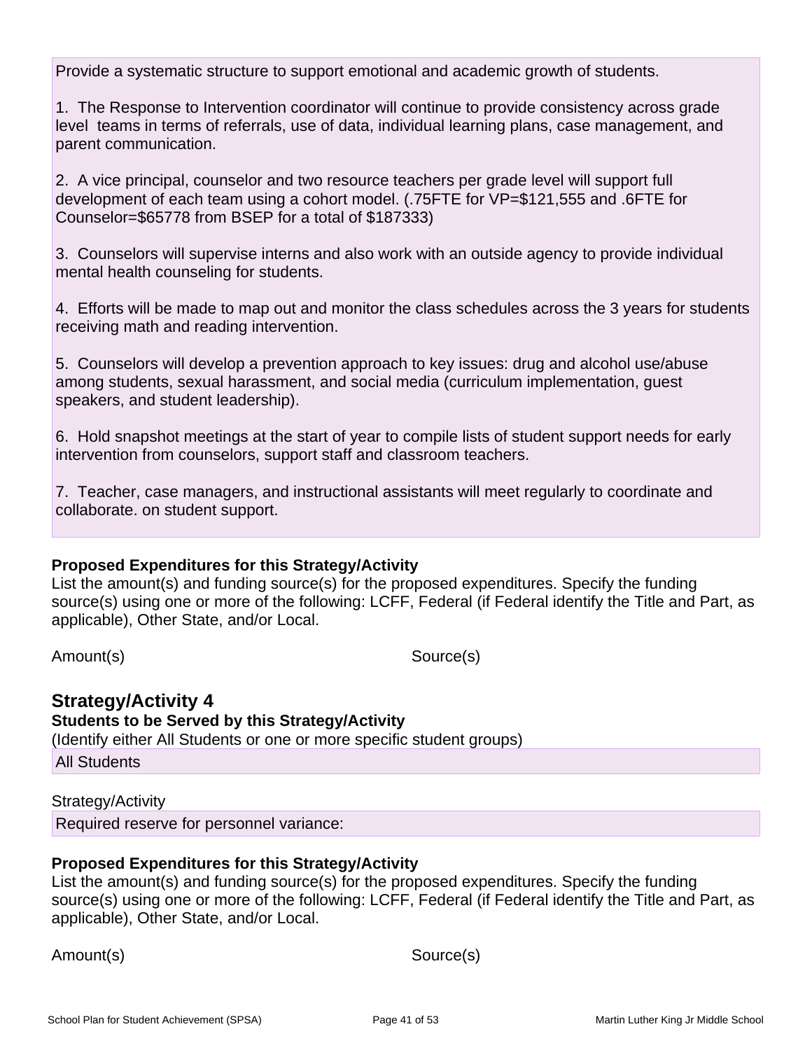Provide a systematic structure to support emotional and academic growth of students.

1. The Response to Intervention coordinator will continue to provide consistency across grade level teams in terms of referrals, use of data, individual learning plans, case management, and parent communication.

2. A vice principal, counselor and two resource teachers per grade level will support full development of each team using a cohort model. (.75FTE for VP=$121,555 and .6FTE for Counselor=$65778 from BSEP for a total of $187333)

3. Counselors will supervise interns and also work with an outside agency to provide individual mental health counseling for students.

4. Efforts will be made to map out and monitor the class schedules across the 3 years for students receiving math and reading intervention.

5. Counselors will develop a prevention approach to key issues: drug and alcohol use/abuse among students, sexual harassment, and social media (curriculum implementation, guest speakers, and student leadership).

6. Hold snapshot meetings at the start of year to compile lists of student support needs for early intervention from counselors, support staff and classroom teachers.

7. Teacher, case managers, and instructional assistants will meet regularly to coordinate and collaborate. on student support.

**Proposed Expenditures for this Strategy/Activity**

List the amount(s) and funding source(s) for the proposed expenditures. Specify the funding source(s) using one or more of the following: LCFF, Federal (if Federal identify the Title and Part, as applicable), Other State, and/or Local.

| Amount(s) | Source(s) |
| --- | --- |

## Strategy/Activity 4

**Students to be Served by this Strategy/Activity**

(Identify either All Students or one or more specific student groups)

All Students

Strategy/Activity

Required reserve for personnel variance:

**Proposed Expenditures for this Strategy/Activity**

List the amount(s) and funding source(s) for the proposed expenditures. Specify the funding source(s) using one or more of the following: LCFF, Federal (if Federal identify the Title and Part, as applicable), Other State, and/or Local.

| Amount(s) | Source(s) |
| --- | --- |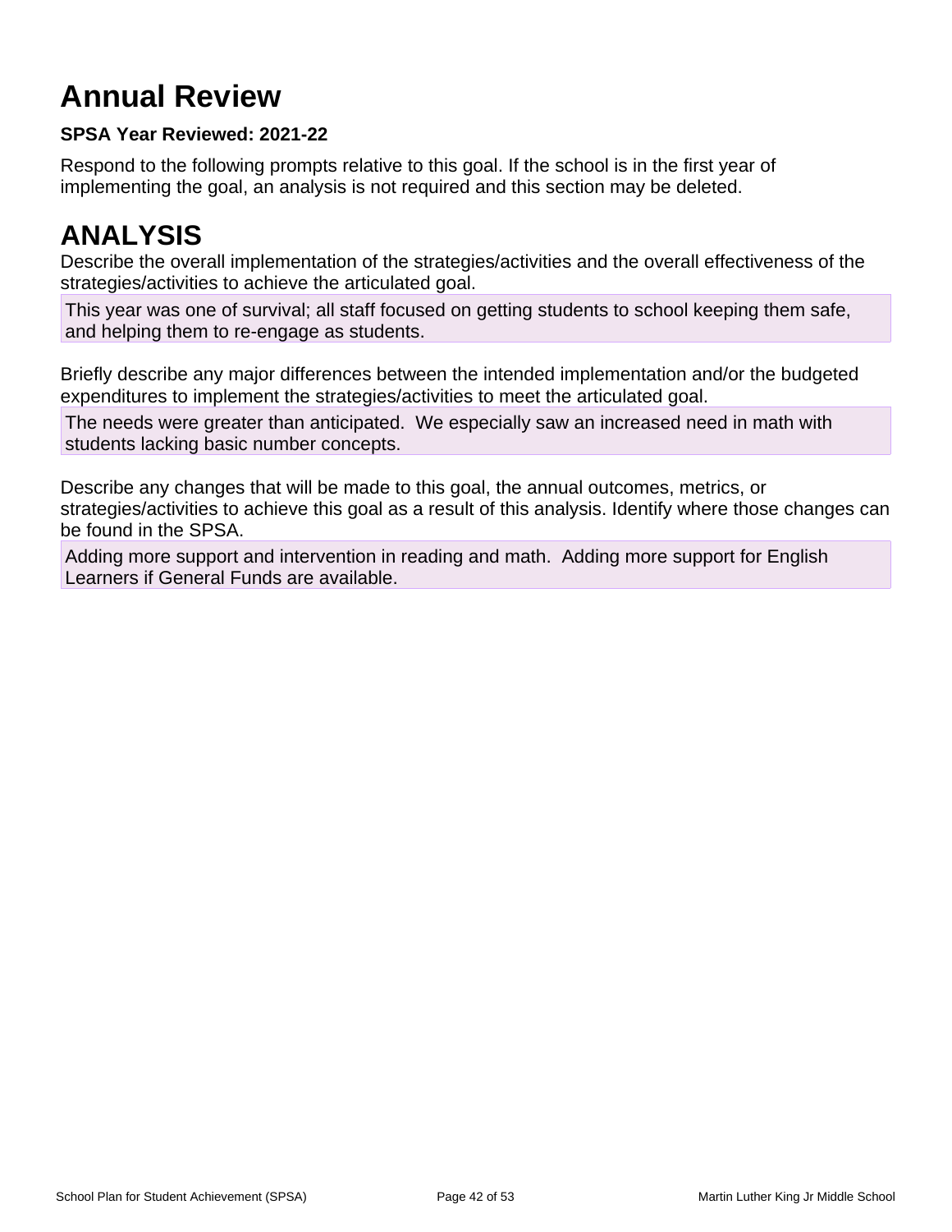# Annual Review

**SPSA Year Reviewed: 2021-22**

Respond to the following prompts relative to this goal. If the school is in the first year of implementing the goal, an analysis is not required and this section may be deleted.

# ANALYSIS

Describe the overall implementation of the strategies/activities and the overall effectiveness of the strategies/activities to achieve the articulated goal.

This year was one of survival; all staff focused on getting students to school keeping them safe, and helping them to re-engage as students.

Briefly describe any major differences between the intended implementation and/or the budgeted expenditures to implement the strategies/activities to meet the articulated goal.

The needs were greater than anticipated. We especially saw an increased need in math with students lacking basic number concepts.

Describe any changes that will be made to this goal, the annual outcomes, metrics, or strategies/activities to achieve this goal as a result of this analysis. Identify where those changes can be found in the SPSA.

Adding more support and intervention in reading and math. Adding more support for English Learners if General Funds are available.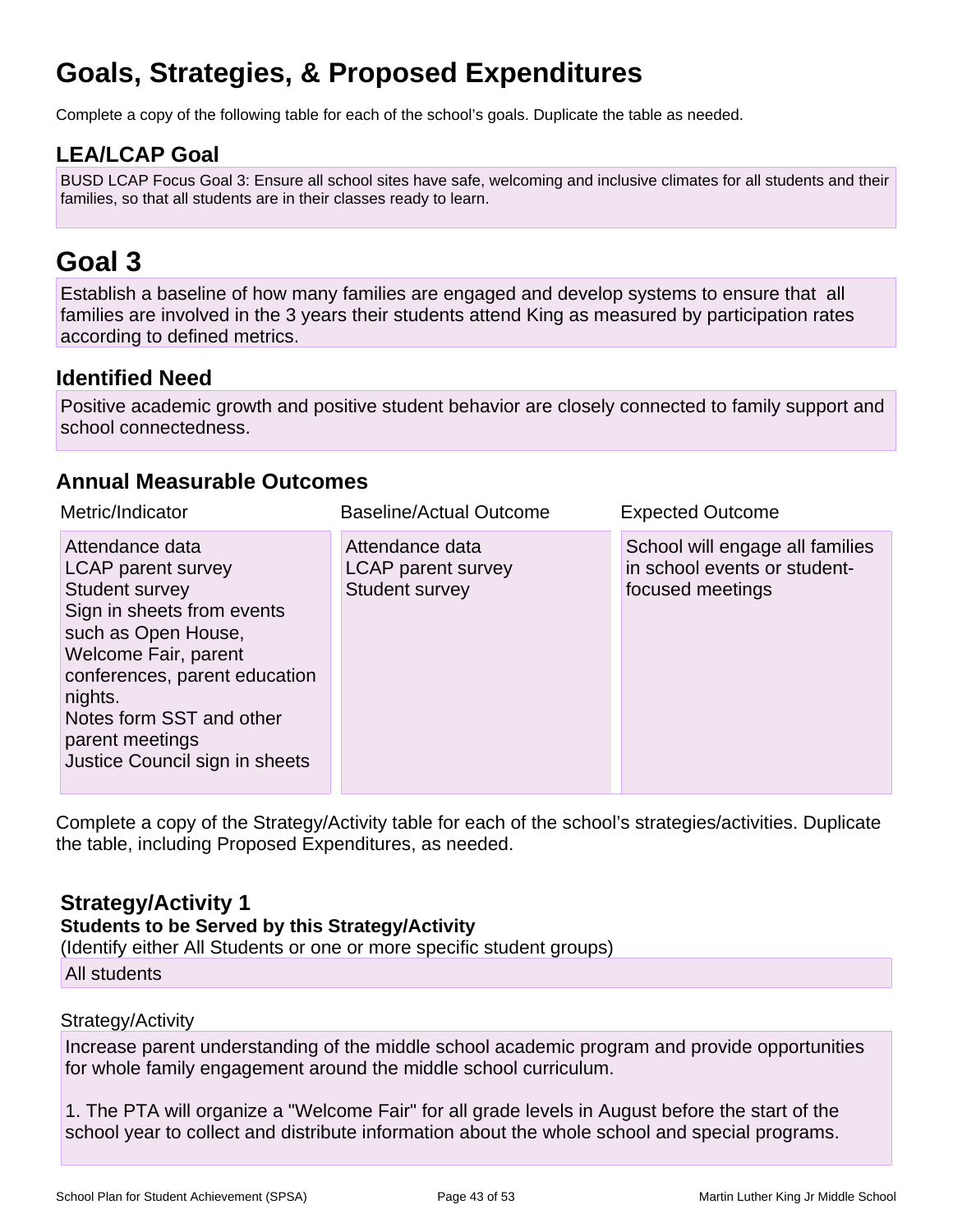# Goals, Strategies, & Proposed Expenditures

Complete a copy of the following table for each of the school's goals. Duplicate the table as needed.

## LEA/LCAP Goal

BUSD LCAP Focus Goal 3: Ensure all school sites have safe, welcoming and inclusive climates for all students and their families, so that all students are in their classes ready to learn.

# Goal 3

Establish a baseline of how many families are engaged and develop systems to ensure that all families are involved in the 3 years their students attend King as measured by participation rates according to defined metrics.

## Identified Need

Positive academic growth and positive student behavior are closely connected to family support and school connectedness.

## Annual Measurable Outcomes

| Metric/Indicator | Baseline/Actual Outcome | Expected Outcome |
| --- | --- | --- |
| Attendance data<br>LCAP parent survey<br>Student survey<br>Sign in sheets from events such as Open House, Welcome Fair, parent conferences, parent education nights.<br>Notes form SST and other parent meetings<br>Justice Council sign in sheets | Attendance data<br>LCAP parent survey<br>Student survey | School will engage all families in school events or student-focused meetings |

Complete a copy of the Strategy/Activity table for each of the school's strategies/activities. Duplicate the table, including Proposed Expenditures, as needed.

### Strategy/Activity 1

**Students to be Served by this Strategy/Activity**

(Identify either All Students or one or more specific student groups)

All students

Strategy/Activity

Increase parent understanding of the middle school academic program and provide opportunities for whole family engagement around the middle school curriculum.

1. The PTA will organize a "Welcome Fair" for all grade levels in August before the start of the school year to collect and distribute information about the whole school and special programs.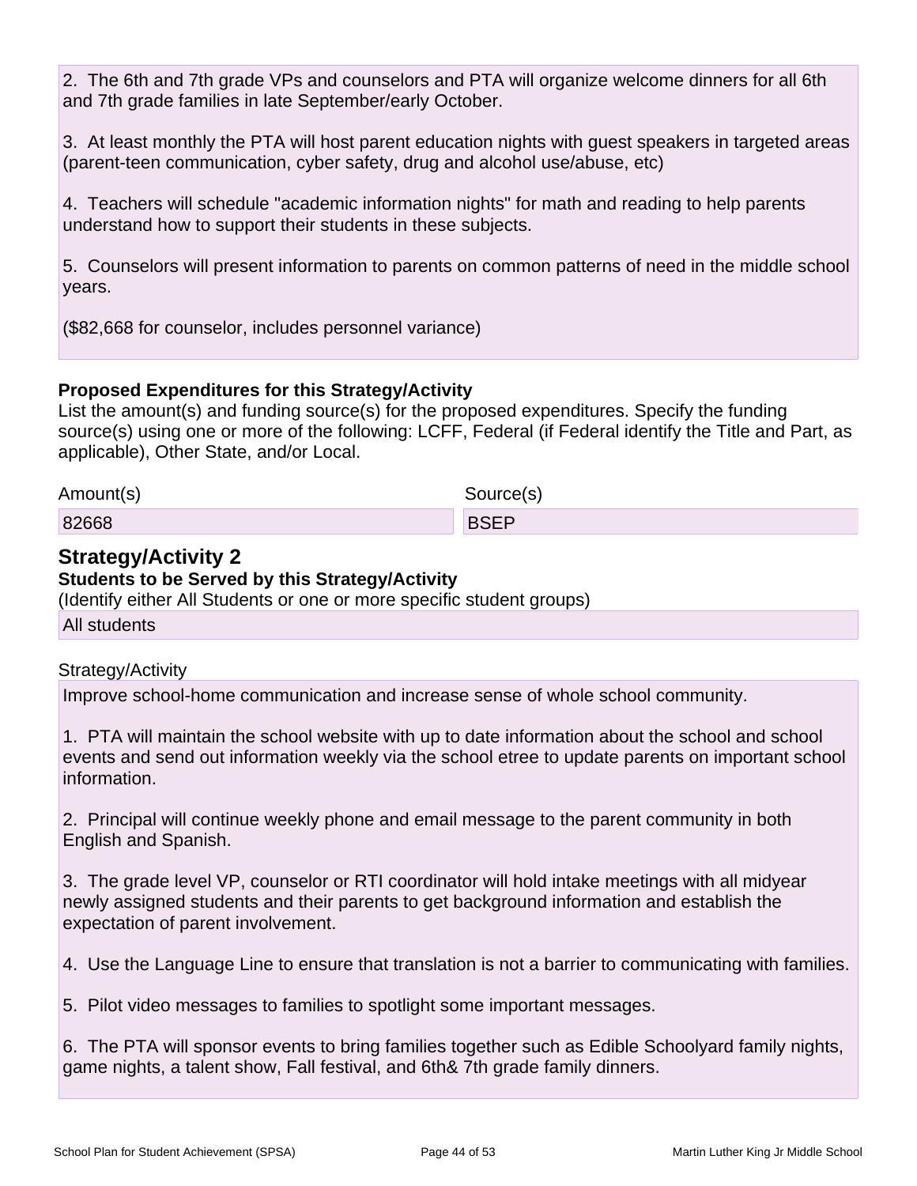2. The 6th and 7th grade VPs and counselors and PTA will organize welcome dinners for all 6th and 7th grade families in late September/early October.

3. At least monthly the PTA will host parent education nights with guest speakers in targeted areas (parent-teen communication, cyber safety, drug and alcohol use/abuse, etc)

4. Teachers will schedule "academic information nights" for math and reading to help parents understand how to support their students in these subjects.

5. Counselors will present information to parents on common patterns of need in the middle school years.

($82,668 for counselor, includes personnel variance)

**Proposed Expenditures for this Strategy/Activity**

List the amount(s) and funding source(s) for the proposed expenditures. Specify the funding source(s) using one or more of the following: LCFF, Federal (if Federal identify the Title and Part, as applicable), Other State, and/or Local.

| Amount(s) | Source(s) |
| --- | --- |
| 82668 | BSEP |

## Strategy/Activity 2

**Students to be Served by this Strategy/Activity**

(Identify either All Students or one or more specific student groups)

All students

Strategy/Activity

Improve school-home communication and increase sense of whole school community.

1. PTA will maintain the school website with up to date information about the school and school events and send out information weekly via the school etree to update parents on important school information.

2. Principal will continue weekly phone and email message to the parent community in both English and Spanish.

3. The grade level VP, counselor or RTI coordinator will hold intake meetings with all midyear newly assigned students and their parents to get background information and establish the expectation of parent involvement.

4. Use the Language Line to ensure that translation is not a barrier to communicating with families.

5. Pilot video messages to families to spotlight some important messages.

6. The PTA will sponsor events to bring families together such as Edible Schoolyard family nights, game nights, a talent show, Fall festival, and 6th& 7th grade family dinners.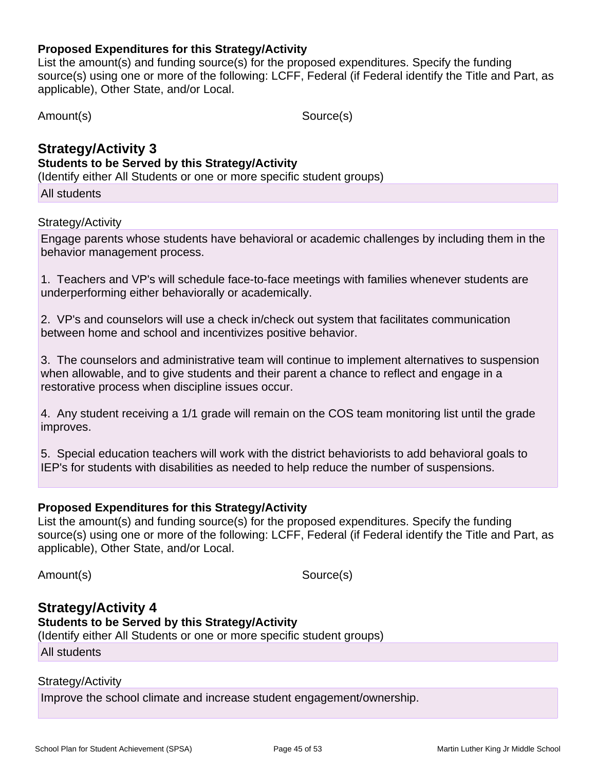**Proposed Expenditures for this Strategy/Activity**

List the amount(s) and funding source(s) for the proposed expenditures. Specify the funding source(s) using one or more of the following: LCFF, Federal (if Federal identify the Title and Part, as applicable), Other State, and/or Local.

| Amount(s) | Source(s) |
|---|---|

## Strategy/Activity 3

**Students to be Served by this Strategy/Activity**

(Identify either All Students or one or more specific student groups)

All students

Strategy/Activity

Engage parents whose students have behavioral or academic challenges by including them in the behavior management process.

1. Teachers and VP's will schedule face-to-face meetings with families whenever students are underperforming either behaviorally or academically.

2. VP's and counselors will use a check in/check out system that facilitates communication between home and school and incentivizes positive behavior.

3. The counselors and administrative team will continue to implement alternatives to suspension when allowable, and to give students and their parent a chance to reflect and engage in a restorative process when discipline issues occur.

4. Any student receiving a 1/1 grade will remain on the COS team monitoring list until the grade improves.

5. Special education teachers will work with the district behaviorists to add behavioral goals to IEP's for students with disabilities as needed to help reduce the number of suspensions.

**Proposed Expenditures for this Strategy/Activity**

List the amount(s) and funding source(s) for the proposed expenditures. Specify the funding source(s) using one or more of the following: LCFF, Federal (if Federal identify the Title and Part, as applicable), Other State, and/or Local.

| Amount(s) | Source(s) |
|---|---|

## Strategy/Activity 4

**Students to be Served by this Strategy/Activity**

(Identify either All Students or one or more specific student groups)

All students

Strategy/Activity

Improve the school climate and increase student engagement/ownership.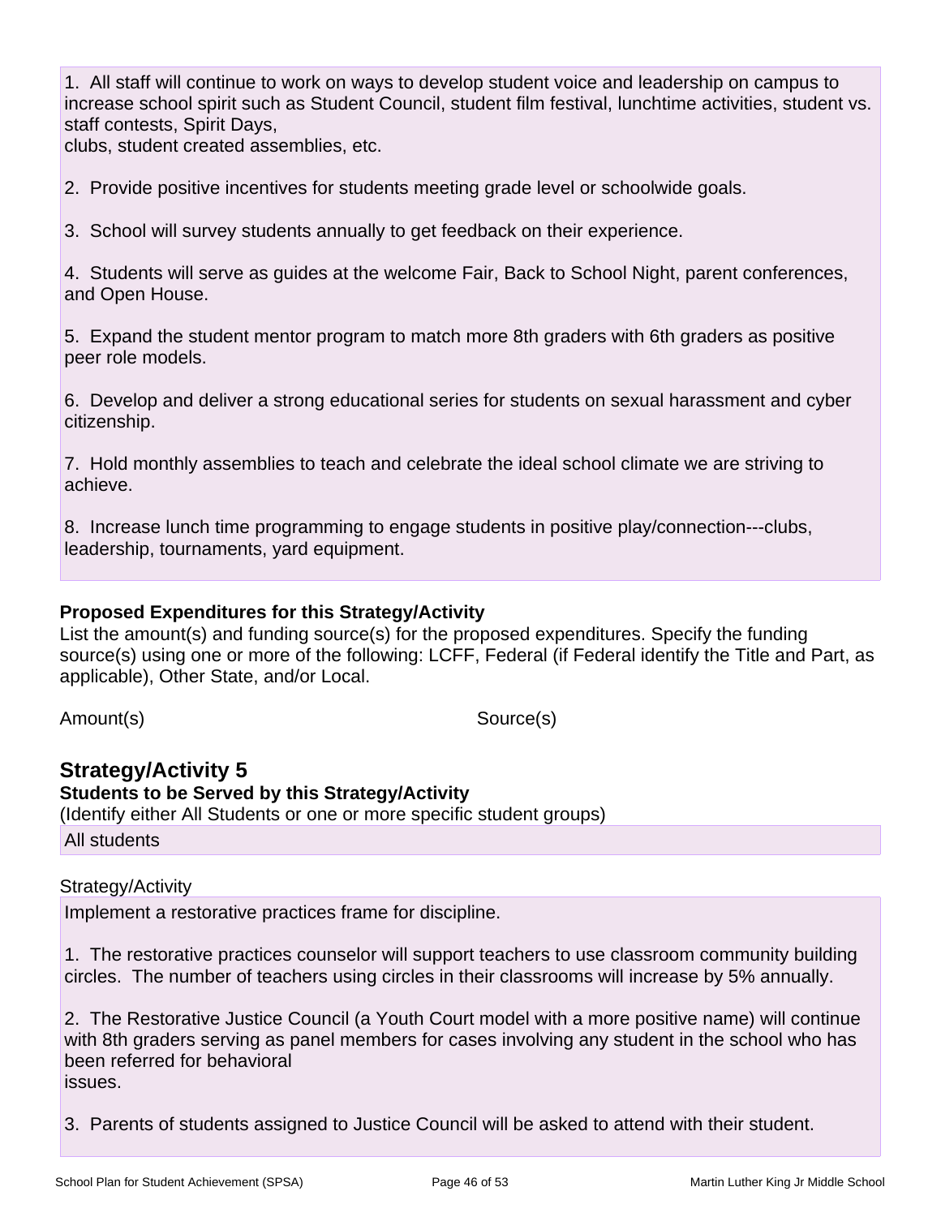1. All staff will continue to work on ways to develop student voice and leadership on campus to increase school spirit such as Student Council, student film festival, lunchtime activities, student vs. staff contests, Spirit Days,
clubs, student created assemblies, etc.

2. Provide positive incentives for students meeting grade level or schoolwide goals.

3. School will survey students annually to get feedback on their experience.

4. Students will serve as guides at the welcome Fair, Back to School Night, parent conferences, and Open House.

5. Expand the student mentor program to match more 8th graders with 6th graders as positive peer role models.

6. Develop and deliver a strong educational series for students on sexual harassment and cyber citizenship.

7. Hold monthly assemblies to teach and celebrate the ideal school climate we are striving to achieve.

8. Increase lunch time programming to engage students in positive play/connection---clubs, leadership, tournaments, yard equipment.

**Proposed Expenditures for this Strategy/Activity**

List the amount(s) and funding source(s) for the proposed expenditures. Specify the funding source(s) using one or more of the following: LCFF, Federal (if Federal identify the Title and Part, as applicable), Other State, and/or Local.

| Amount(s) | Source(s) |
|---|---|

## Strategy/Activity 5

**Students to be Served by this Strategy/Activity**

(Identify either All Students or one or more specific student groups)

All students

Strategy/Activity

Implement a restorative practices frame for discipline.

1. The restorative practices counselor will support teachers to use classroom community building circles. The number of teachers using circles in their classrooms will increase by 5% annually.

2. The Restorative Justice Council (a Youth Court model with a more positive name) will continue with 8th graders serving as panel members for cases involving any student in the school who has been referred for behavioral
issues.

3. Parents of students assigned to Justice Council will be asked to attend with their student.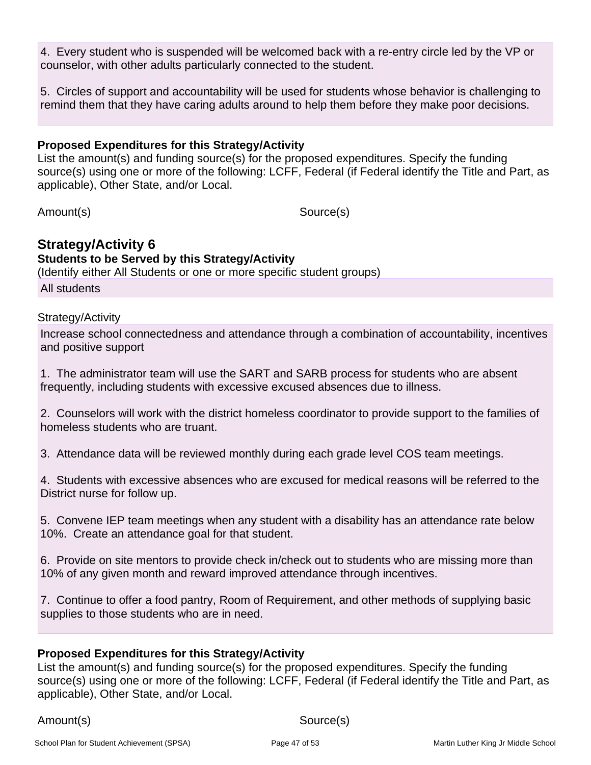4. Every student who is suspended will be welcomed back with a re-entry circle led by the VP or counselor, with other adults particularly connected to the student.

5. Circles of support and accountability will be used for students whose behavior is challenging to remind them that they have caring adults around to help them before they make poor decisions.

**Proposed Expenditures for this Strategy/Activity**

List the amount(s) and funding source(s) for the proposed expenditures. Specify the funding source(s) using one or more of the following: LCFF, Federal (if Federal identify the Title and Part, as applicable), Other State, and/or Local.

| Amount(s) | Source(s) |
|---|---|

## Strategy/Activity 6

**Students to be Served by this Strategy/Activity**

(Identify either All Students or one or more specific student groups)

All students

Strategy/Activity

Increase school connectedness and attendance through a combination of accountability, incentives and positive support

1. The administrator team will use the SART and SARB process for students who are absent frequently, including students with excessive excused absences due to illness.

2. Counselors will work with the district homeless coordinator to provide support to the families of homeless students who are truant.

3. Attendance data will be reviewed monthly during each grade level COS team meetings.

4. Students with excessive absences who are excused for medical reasons will be referred to the District nurse for follow up.

5. Convene IEP team meetings when any student with a disability has an attendance rate below 10%. Create an attendance goal for that student.

6. Provide on site mentors to provide check in/check out to students who are missing more than 10% of any given month and reward improved attendance through incentives.

7. Continue to offer a food pantry, Room of Requirement, and other methods of supplying basic supplies to those students who are in need.

**Proposed Expenditures for this Strategy/Activity**

List the amount(s) and funding source(s) for the proposed expenditures. Specify the funding source(s) using one or more of the following: LCFF, Federal (if Federal identify the Title and Part, as applicable), Other State, and/or Local.

| Amount(s) | Source(s) |
|---|---|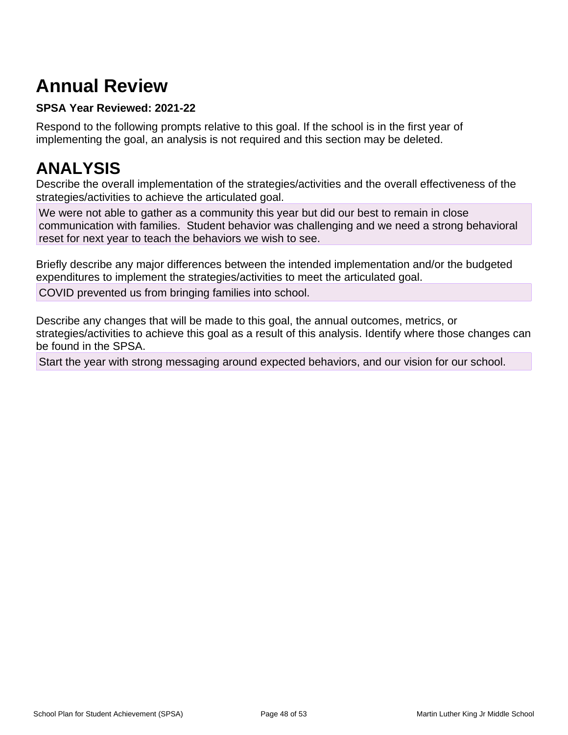# Annual Review

**SPSA Year Reviewed: 2021-22**

Respond to the following prompts relative to this goal. If the school is in the first year of implementing the goal, an analysis is not required and this section may be deleted.

# ANALYSIS

Describe the overall implementation of the strategies/activities and the overall effectiveness of the strategies/activities to achieve the articulated goal.

We were not able to gather as a community this year but did our best to remain in close communication with families. Student behavior was challenging and we need a strong behavioral reset for next year to teach the behaviors we wish to see.

Briefly describe any major differences between the intended implementation and/or the budgeted expenditures to implement the strategies/activities to meet the articulated goal.

COVID prevented us from bringing families into school.

Describe any changes that will be made to this goal, the annual outcomes, metrics, or strategies/activities to achieve this goal as a result of this analysis. Identify where those changes can be found in the SPSA.

Start the year with strong messaging around expected behaviors, and our vision for our school.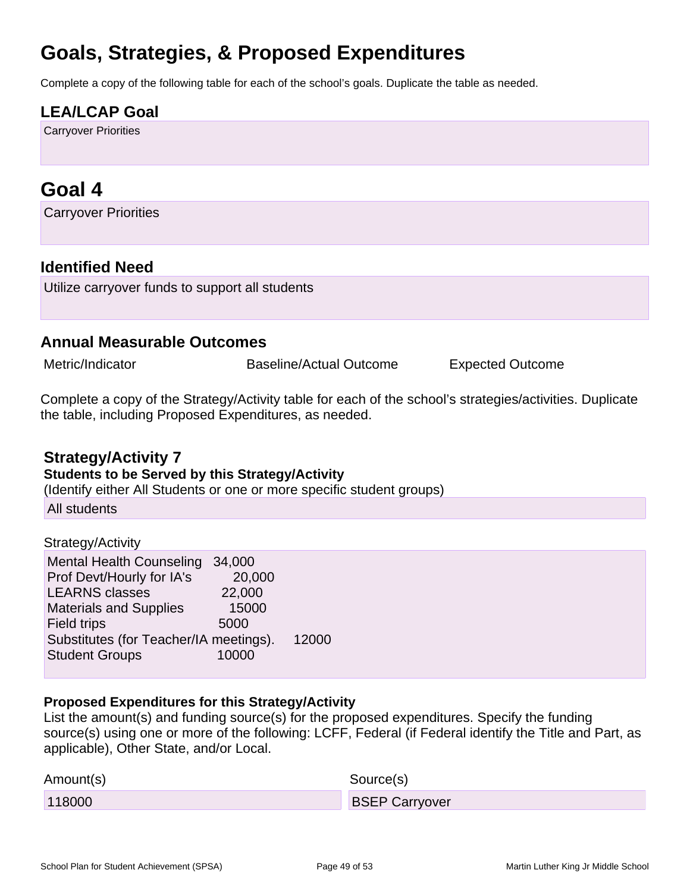# Goals, Strategies, & Proposed Expenditures

Complete a copy of the following table for each of the school's goals. Duplicate the table as needed.

## LEA/LCAP Goal

Carryover Priorities

# Goal 4

Carryover Priorities

## Identified Need

Utilize carryover funds to support all students

## Annual Measurable Outcomes

| Metric/Indicator | Baseline/Actual Outcome | Expected Outcome |
|---|---|---|

Complete a copy of the Strategy/Activity table for each of the school's strategies/activities. Duplicate the table, including Proposed Expenditures, as needed.

### Strategy/Activity 7

**Students to be Served by this Strategy/Activity**

(Identify either All Students or one or more specific student groups)

All students

Strategy/Activity

Mental Health Counseling 34,000
Prof Devt/Hourly for IA's 20,000
LEARNS classes 22,000
Materials and Supplies 15000
Field trips 5000
Substitutes (for Teacher/IA meetings). 12000
Student Groups 10000

**Proposed Expenditures for this Strategy/Activity**

List the amount(s) and funding source(s) for the proposed expenditures. Specify the funding source(s) using one or more of the following: LCFF, Federal (if Federal identify the Title and Part, as applicable), Other State, and/or Local.

| Amount(s) | Source(s) |
|---|---|
| 118000 | BSEP Carryover |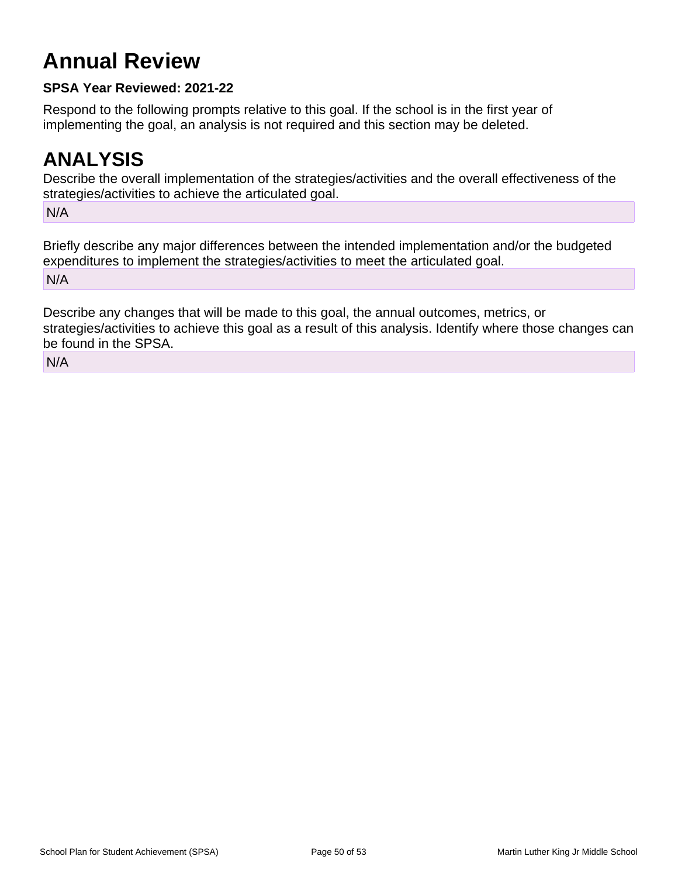# Annual Review

**SPSA Year Reviewed: 2021-22**

Respond to the following prompts relative to this goal. If the school is in the first year of implementing the goal, an analysis is not required and this section may be deleted.

# ANALYSIS

Describe the overall implementation of the strategies/activities and the overall effectiveness of the strategies/activities to achieve the articulated goal.

N/A

Briefly describe any major differences between the intended implementation and/or the budgeted expenditures to implement the strategies/activities to meet the articulated goal.

N/A

Describe any changes that will be made to this goal, the annual outcomes, metrics, or strategies/activities to achieve this goal as a result of this analysis. Identify where those changes can be found in the SPSA.

N/A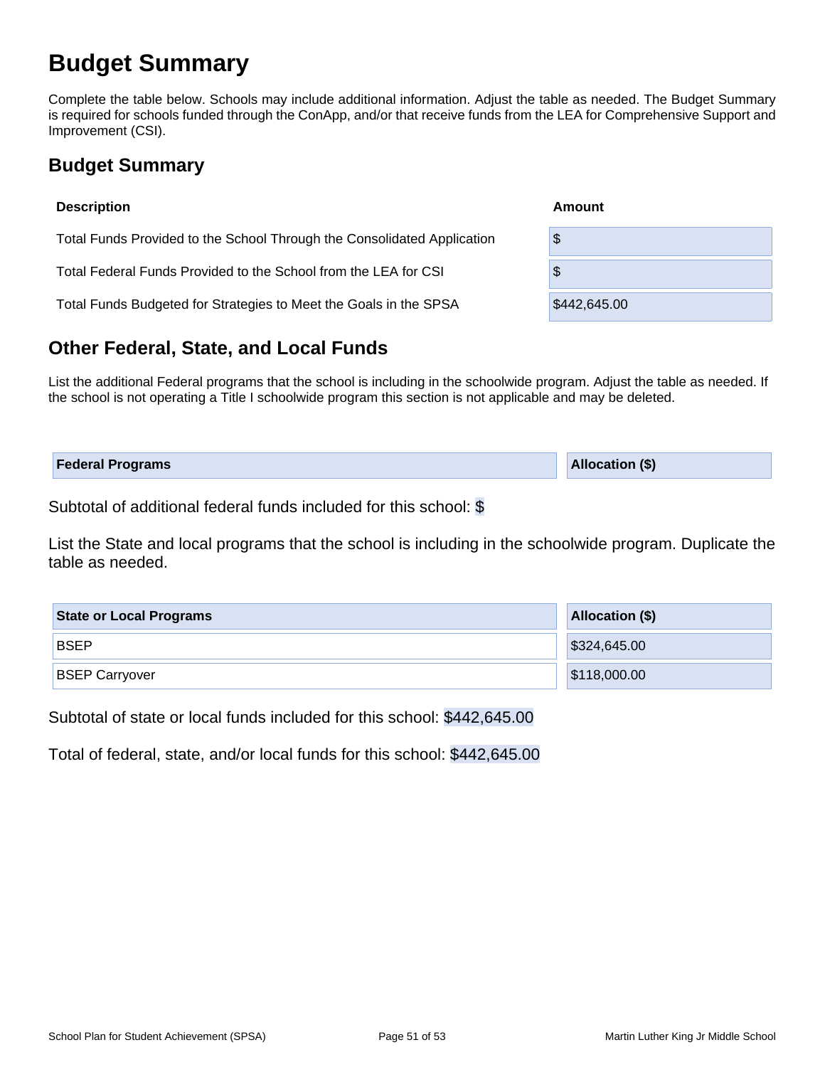# Budget Summary

Complete the table below. Schools may include additional information. Adjust the table as needed. The Budget Summary is required for schools funded through the ConApp, and/or that receive funds from the LEA for Comprehensive Support and Improvement (CSI).

## Budget Summary

| Description | Amount |
| --- | --- |
| Total Funds Provided to the School Through the Consolidated Application | $ |
| Total Federal Funds Provided to the School from the LEA for CSI | $ |
| Total Funds Budgeted for Strategies to Meet the Goals in the SPSA | $442,645.00 |

## Other Federal, State, and Local Funds

List the additional Federal programs that the school is including in the schoolwide program. Adjust the table as needed. If the school is not operating a Title I schoolwide program this section is not applicable and may be deleted.

| Federal Programs | Allocation ($) |
| --- | --- |

Subtotal of additional federal funds included for this school: $

List the State and local programs that the school is including in the schoolwide program. Duplicate the table as needed.

| State or Local Programs | Allocation ($) |
| --- | --- |
| BSEP | $324,645.00 |
| BSEP Carryover | $118,000.00 |

Subtotal of state or local funds included for this school: $442,645.00

Total of federal, state, and/or local funds for this school: $442,645.00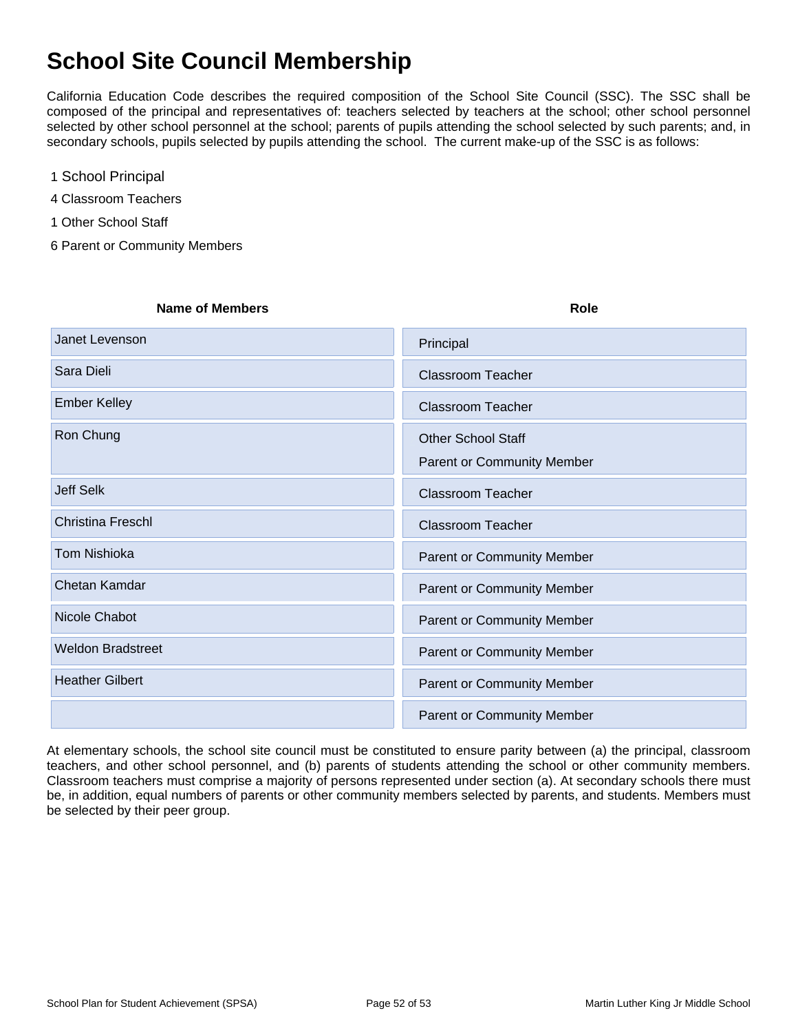# School Site Council Membership

California Education Code describes the required composition of the School Site Council (SSC). The SSC shall be composed of the principal and representatives of: teachers selected by teachers at the school; other school personnel selected by other school personnel at the school; parents of pupils attending the school selected by such parents; and, in secondary schools, pupils selected by pupils attending the school. The current make-up of the SSC is as follows:

1 School Principal

4 Classroom Teachers

1 Other School Staff

6 Parent or Community Members

| Name of Members | Role |
|---|---|
| Janet Levenson | Principal |
| Sara Dieli | Classroom Teacher |
| Ember Kelley | Classroom Teacher |
| Ron Chung | Other School Staff<br>Parent or Community Member |
| Jeff Selk | Classroom Teacher |
| Christina Freschl | Classroom Teacher |
| Tom Nishioka | Parent or Community Member |
| Chetan Kamdar | Parent or Community Member |
| Nicole Chabot | Parent or Community Member |
| Weldon Bradstreet | Parent or Community Member |
| Heather Gilbert | Parent or Community Member |
| | Parent or Community Member |

At elementary schools, the school site council must be constituted to ensure parity between (a) the principal, classroom teachers, and other school personnel, and (b) parents of students attending the school or other community members. Classroom teachers must comprise a majority of persons represented under section (a). At secondary schools there must be, in addition, equal numbers of parents or other community members selected by parents, and students. Members must be selected by their peer group.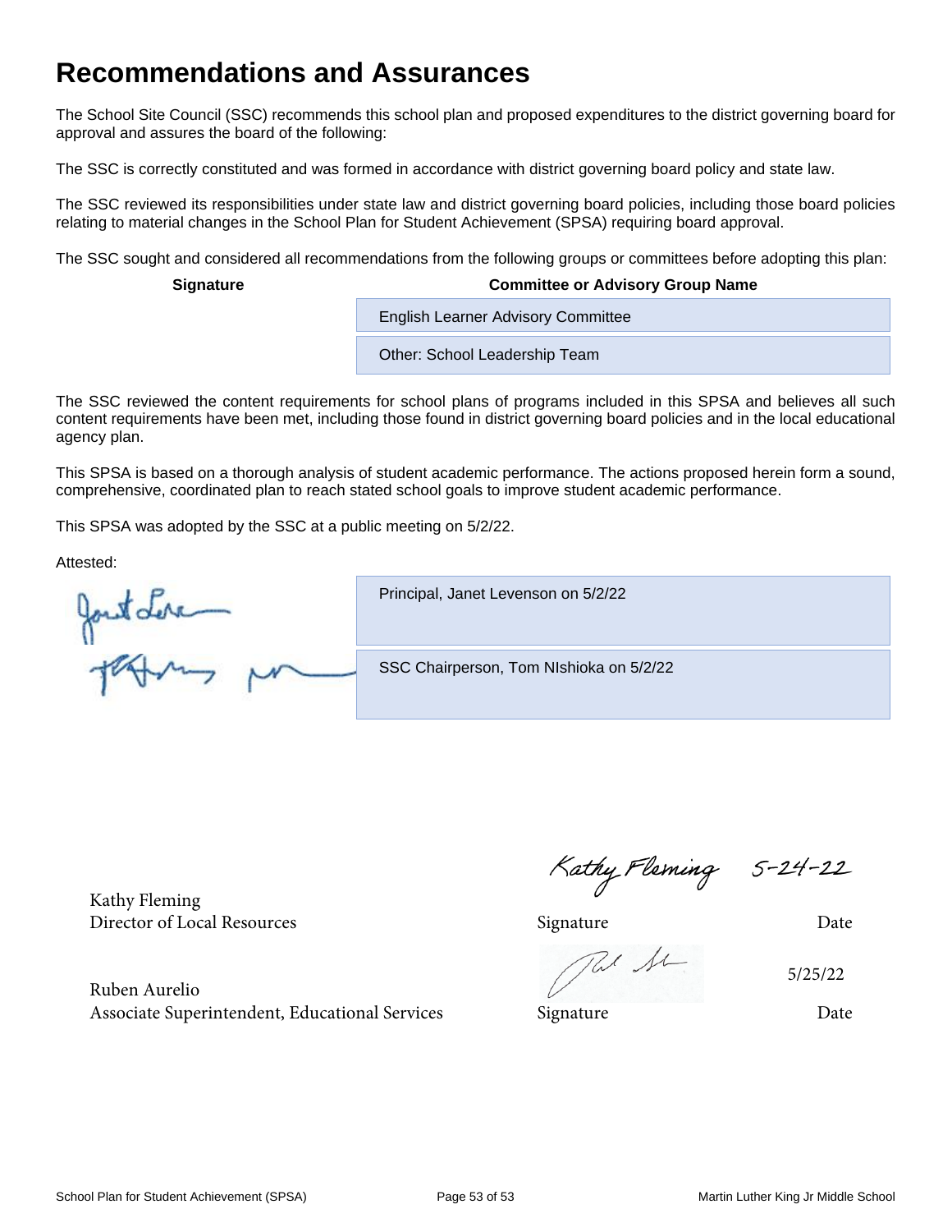# Recommendations and Assurances

The School Site Council (SSC) recommends this school plan and proposed expenditures to the district governing board for approval and assures the board of the following:

The SSC is correctly constituted and was formed in accordance with district governing board policy and state law.

The SSC reviewed its responsibilities under state law and district governing board policies, including those board policies relating to material changes in the School Plan for Student Achievement (SPSA) requiring board approval.

The SSC sought and considered all recommendations from the following groups or committees before adopting this plan:

| Signature | Committee or Advisory Group Name |
| --- | --- |
| | English Learner Advisory Committee |
| | Other: School Leadership Team |

The SSC reviewed the content requirements for school plans of programs included in this SPSA and believes all such content requirements have been met, including those found in district governing board policies and in the local educational agency plan.

This SPSA is based on a thorough analysis of student academic performance. The actions proposed herein form a sound, comprehensive, coordinated plan to reach stated school goals to improve student academic performance.

This SPSA was adopted by the SSC at a public meeting on 5/2/22.

Attested:

| Signature | |
| --- | --- |
| | Principal, Janet Levenson on 5/2/22 |
| | SSC Chairperson, Tom NIshioka on 5/2/22 |

| | | |
| --- | --- | --- |
| Kathy Fleming<br>Director of Local Resources | Kathy Fleming<br>Signature | 5-24-22<br>Date |
| Ruben Aurelio<br>Associate Superintendent, Educational Services | Signature | 5/25/22<br>Date |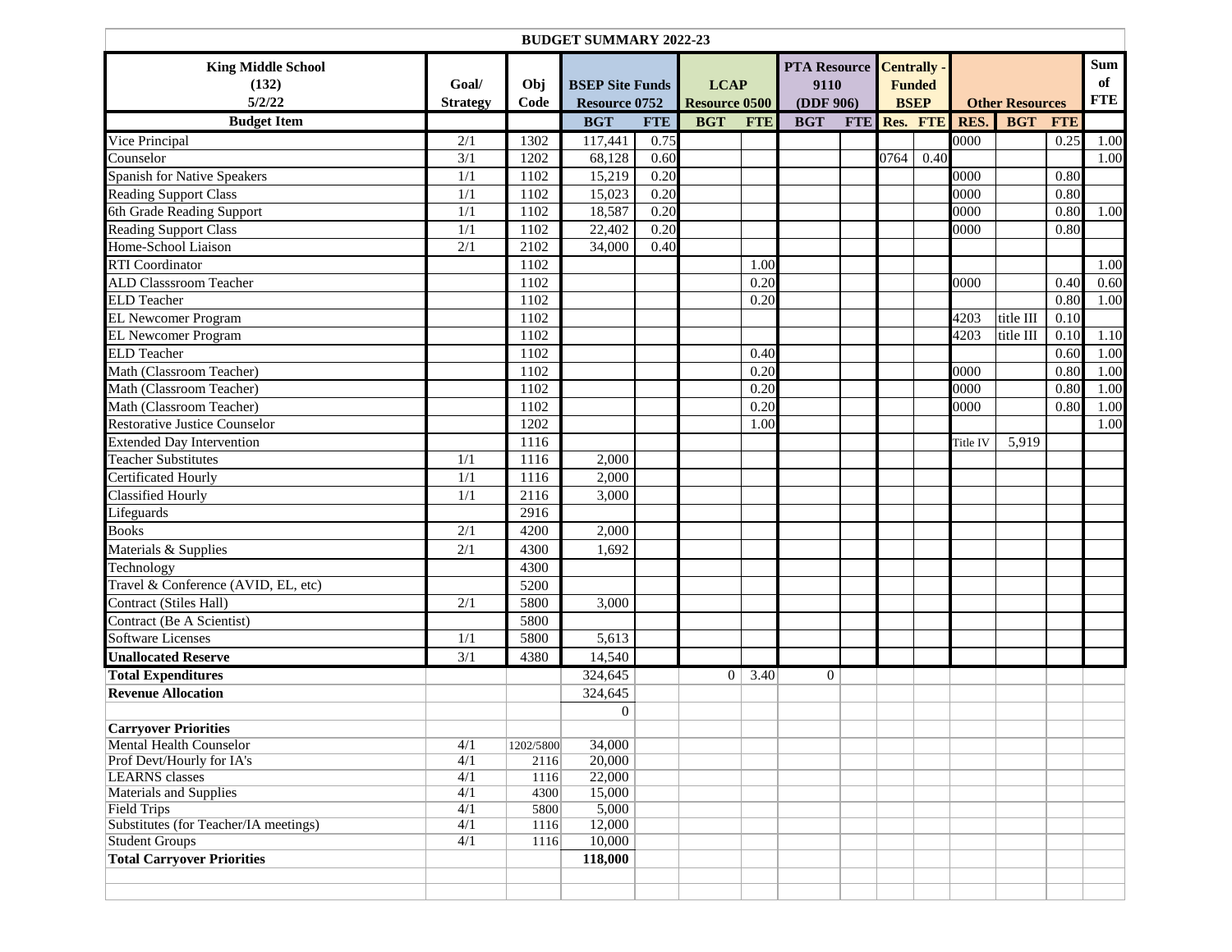| BUDGET SUMMARY 2022-23 | | | | | | | | | | | | | | |
|---|---|---|---|---|---|---|---|---|---|---|---|---|---|---|
| King Middle School (132) 5/2/22 | Goal/ Strategy | Obj Code | BSEP Site Funds Resource 0752 | | LCAP Resource 0500 | | PTA Resource 9110 (DDF 906) | | Centrally - Funded BSEP | | Other Resources | | | Sum of FTE |
| Budget Item | | | BGT | FTE | BGT | FTE | BGT | FTE | Res. | FTE | RES. | BGT | FTE | |
| Vice Principal | 2/1 | 1302 | 117,441 | 0.75 | | | | | | | 0000 | | 0.25 | 1.00 |
| Counselor | 3/1 | 1202 | 68,128 | 0.60 | | | | | 0764 | 0.40 | | | | 1.00 |
| Spanish for Native Speakers | 1/1 | 1102 | 15,219 | 0.20 | | | | | | | 0000 | | 0.80 | |
| Reading Support Class | 1/1 | 1102 | 15,023 | 0.20 | | | | | | | 0000 | | 0.80 | |
| 6th Grade Reading Support | 1/1 | 1102 | 18,587 | 0.20 | | | | | | | 0000 | | 0.80 | 1.00 |
| Reading Support Class | 1/1 | 1102 | 22,402 | 0.20 | | | | | | | 0000 | | 0.80 | |
| Home-School Liaison | 2/1 | 2102 | 34,000 | 0.40 | | | | | | | | | | |
| RTI Coordinator | | 1102 | | | | 1.00 | | | | | | | | 1.00 |
| ALD Classsroom Teacher | | 1102 | | | | 0.20 | | | | | 0000 | | 0.40 | 0.60 |
| ELD Teacher | | 1102 | | | | 0.20 | | | | | | | 0.80 | 1.00 |
| EL Newcomer Program | | 1102 | | | | | | | | | 4203 | title III | 0.10 | |
| EL Newcomer Program | | 1102 | | | | | | | | | 4203 | title III | 0.10 | 1.10 |
| ELD Teacher | | 1102 | | | | 0.40 | | | | | | | 0.60 | 1.00 |
| Math (Classroom Teacher) | | 1102 | | | | 0.20 | | | | | 0000 | | 0.80 | 1.00 |
| Math (Classroom Teacher) | | 1102 | | | | 0.20 | | | | | 0000 | | 0.80 | 1.00 |
| Math (Classroom Teacher) | | 1102 | | | | 0.20 | | | | | 0000 | | 0.80 | 1.00 |
| Restorative Justice Counselor | | 1202 | | | | 1.00 | | | | | | | | 1.00 |
| Extended Day Intervention | | 1116 | | | | | | | | | Title IV | 5,919 | | |
| Teacher Substitutes | 1/1 | 1116 | 2,000 | | | | | | | | | | | |
| Certificated Hourly | 1/1 | 1116 | 2,000 | | | | | | | | | | | |
| Classified Hourly | 1/1 | 2116 | 3,000 | | | | | | | | | | | |
| Lifeguards | | 2916 | | | | | | | | | | | | |
| Books | 2/1 | 4200 | 2,000 | | | | | | | | | | | |
| Materials & Supplies | 2/1 | 4300 | 1,692 | | | | | | | | | | | |
| Technology | | 4300 | | | | | | | | | | | | |
| Travel & Conference (AVID, EL, etc) | | 5200 | | | | | | | | | | | | |
| Contract (Stiles Hall) | 2/1 | 5800 | 3,000 | | | | | | | | | | | |
| Contract (Be A Scientist) | | 5800 | | | | | | | | | | | | |
| Software Licenses | 1/1 | 5800 | 5,613 | | | | | | | | | | | |
| **Unallocated Reserve** | 3/1 | 4380 | 14,540 | | | | | | | | | | | |
| **Total Expenditures** | | | 324,645 | | 0 | 3.40 | 0 | | | | | | | |
| **Revenue Allocation** | | | 324,645 | | | | | | | | | | | |
| | | | 0 | | | | | | | | | | | |
| **Carryover Priorities** | | | | | | | | | | | | | | |
| Mental Health Counselor | 4/1 | 1202/5800 | 34,000 | | | | | | | | | | | |
| Prof Devt/Hourly for IA's | 4/1 | 2116 | 20,000 | | | | | | | | | | | |
| LEARNS classes | 4/1 | 1116 | 22,000 | | | | | | | | | | | |
| Materials and Supplies | 4/1 | 4300 | 15,000 | | | | | | | | | | | |
| Field Trips | 4/1 | 5800 | 5,000 | | | | | | | | | | | |
| Substitutes (for Teacher/IA meetings) | 4/1 | 1116 | 12,000 | | | | | | | | | | | |
| Student Groups | 4/1 | 1116 | 10,000 | | | | | | | | | | | |
| **Total Carryover Priorities** | | | **118,000** | | | | | | | | | | | |